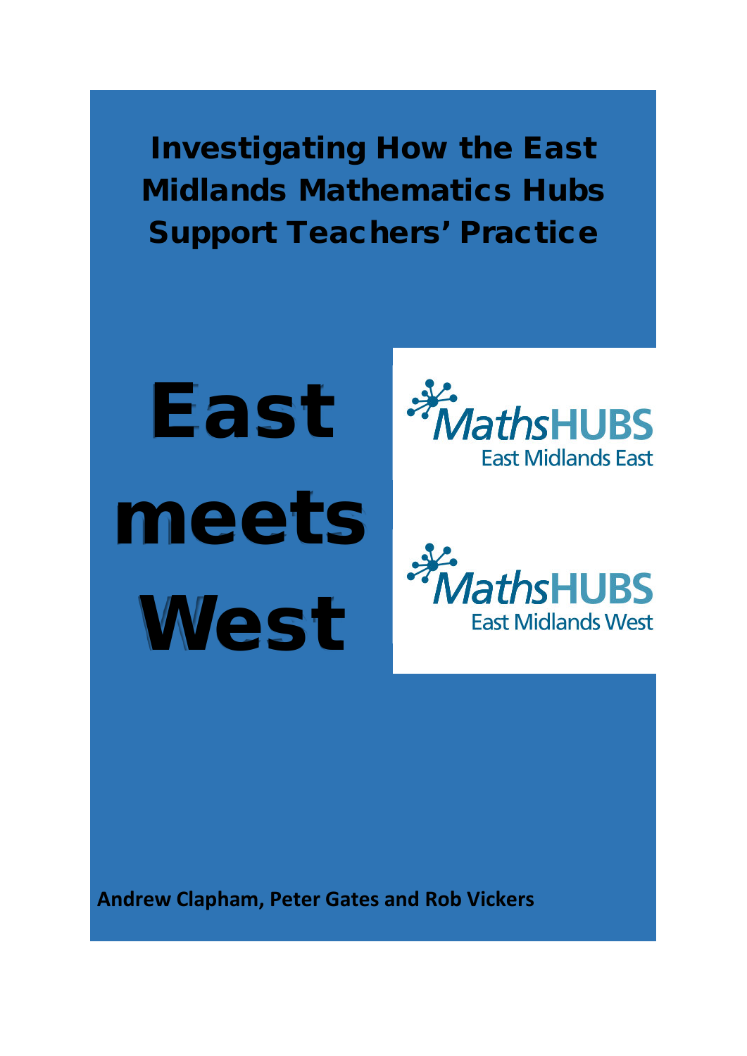# Investigating How the East Midlands Mathematics Hubs Support Teachers' Practice

# East meets West

MathsHUBS East Midlands East

MathsHUBS East Midlands West

**Andrew Clapham, Peter Gates and Rob Vickers**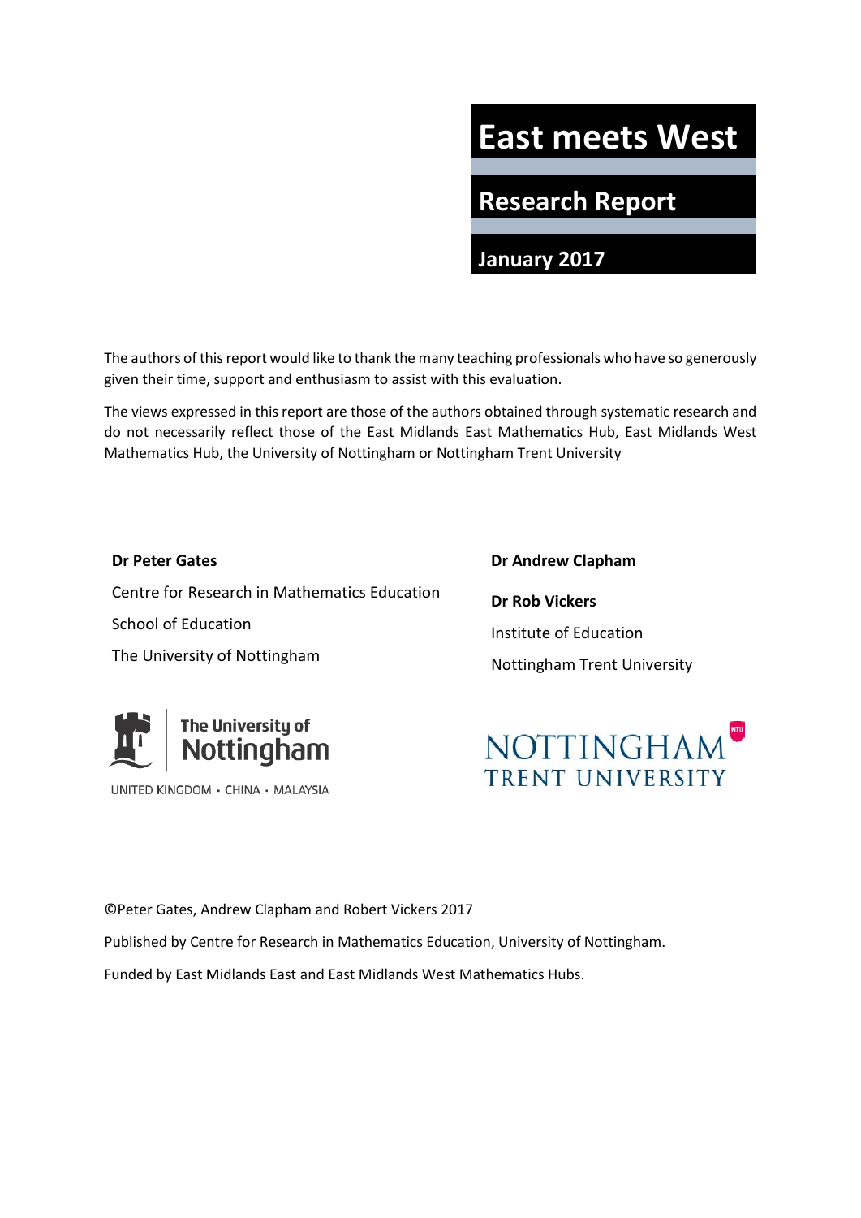# East meets West

## Research Report

### January 2017

The authors of this report would like to thank the many teaching professionals who have so generously given their time, support and enthusiasm to assist with this evaluation.

The views expressed in this report are those of the authors obtained through systematic research and do not necessarily reflect those of the East Midlands East Mathematics Hub, East Midlands West Mathematics Hub, the University of Nottingham or Nottingham Trent University

**Dr Peter Gates**

Centre for Research in Mathematics Education

School of Education

The University of Nottingham

**Dr Andrew Clapham**

**Dr Rob Vickers**

Institute of Education

Nottingham Trent University

The University of Nottingham

UNITED KINGDOM · CHINA · MALAYSIA

NOTTINGHAM TRENT UNIVERSITY

©Peter Gates, Andrew Clapham and Robert Vickers 2017

Published by Centre for Research in Mathematics Education, University of Nottingham.

Funded by East Midlands East and East Midlands West Mathematics Hubs.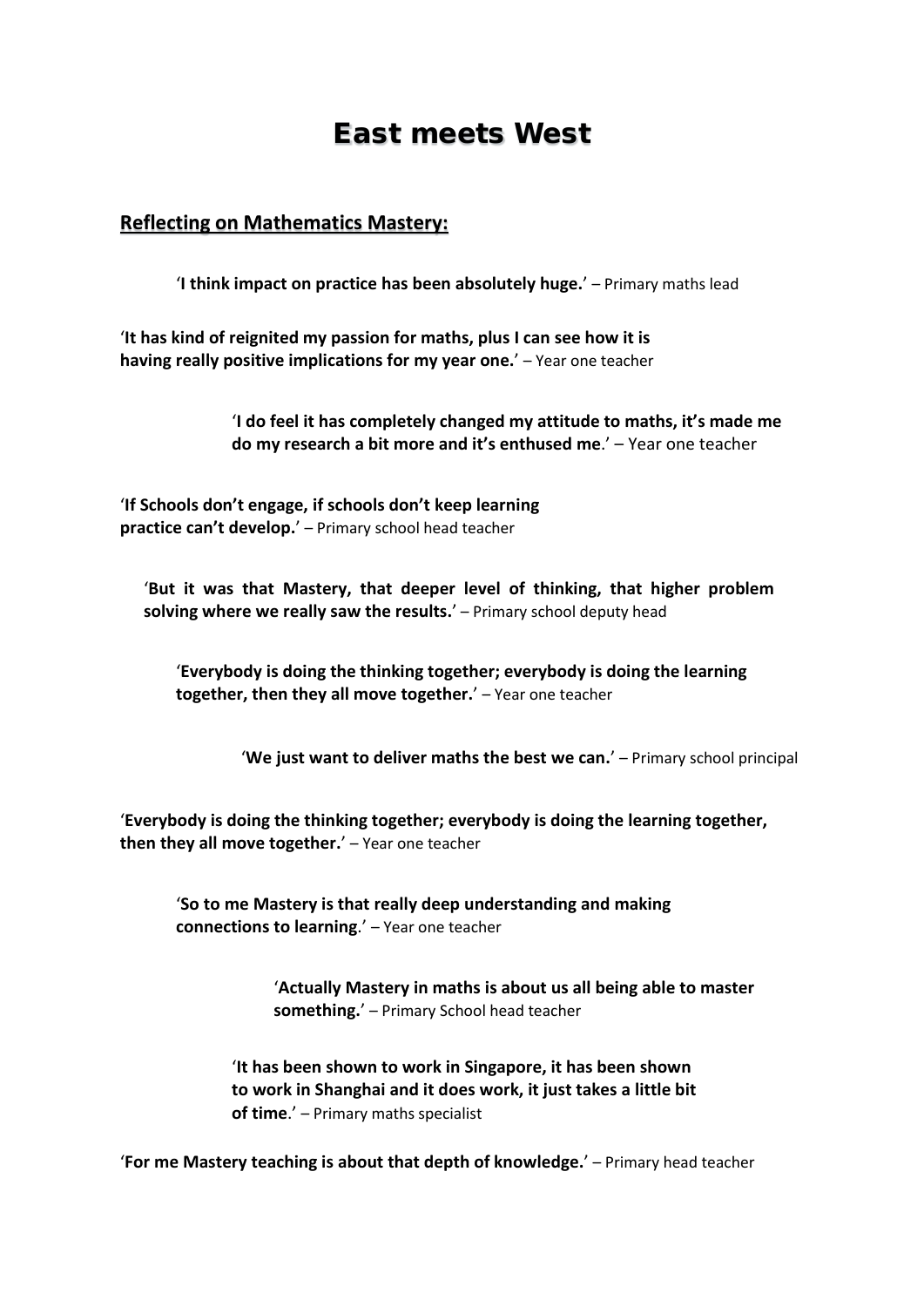# East meets West

## Reflecting on Mathematics Mastery:

'**I think impact on practice has been absolutely huge.**' – Primary maths lead

'**It has kind of reignited my passion for maths, plus I can see how it is having really positive implications for my year one.**' – Year one teacher

'**I do feel it has completely changed my attitude to maths, it's made me do my research a bit more and it's enthused me**.' – Year one teacher

'**If Schools don't engage, if schools don't keep learning practice can't develop.**' – Primary school head teacher

'**But it was that Mastery, that deeper level of thinking, that higher problem solving where we really saw the results.**' – Primary school deputy head

'**Everybody is doing the thinking together; everybody is doing the learning together, then they all move together.**' – Year one teacher

'**We just want to deliver maths the best we can.**' – Primary school principal

'**Everybody is doing the thinking together; everybody is doing the learning together, then they all move together.**' – Year one teacher

'**So to me Mastery is that really deep understanding and making connections to learning**.' – Year one teacher

'**Actually Mastery in maths is about us all being able to master something.**' – Primary School head teacher

'**It has been shown to work in Singapore, it has been shown to work in Shanghai and it does work, it just takes a little bit of time**.' – Primary maths specialist

'**For me Mastery teaching is about that depth of knowledge.**' – Primary head teacher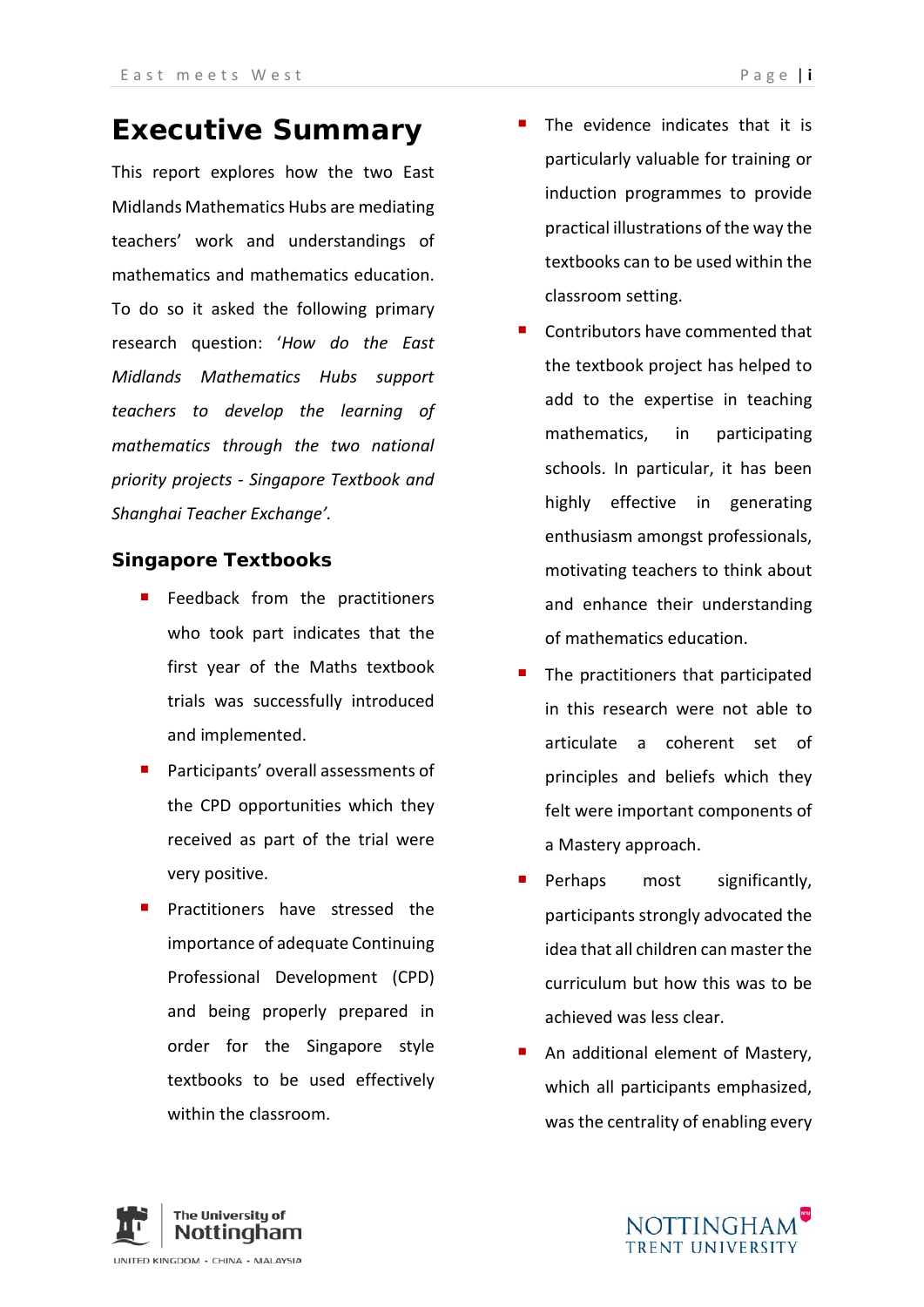# Executive Summary

This report explores how the two East Midlands Mathematics Hubs are mediating teachers' work and understandings of mathematics and mathematics education. To do so it asked the following primary research question: '*How do the East Midlands Mathematics Hubs support teachers to develop the learning of mathematics through the two national priority projects - Singapore Textbook and Shanghai Teacher Exchange'.*

## Singapore Textbooks

- Feedback from the practitioners who took part indicates that the first year of the Maths textbook trials was successfully introduced and implemented.
- Participants' overall assessments of the CPD opportunities which they received as part of the trial were very positive.
- Practitioners have stressed the importance of adequate Continuing Professional Development (CPD) and being properly prepared in order for the Singapore style textbooks to be used effectively within the classroom.
- The evidence indicates that it is particularly valuable for training or induction programmes to provide practical illustrations of the way the textbooks can to be used within the classroom setting.
- Contributors have commented that the textbook project has helped to add to the expertise in teaching mathematics, in participating schools. In particular, it has been highly effective in generating enthusiasm amongst professionals, motivating teachers to think about and enhance their understanding of mathematics education.
- The practitioners that participated in this research were not able to articulate a coherent set of principles and beliefs which they felt were important components of a Mastery approach.
- Perhaps most significantly, participants strongly advocated the idea that all children can master the curriculum but how this was to be achieved was less clear.
- An additional element of Mastery, which all participants emphasized, was the centrality of enabling every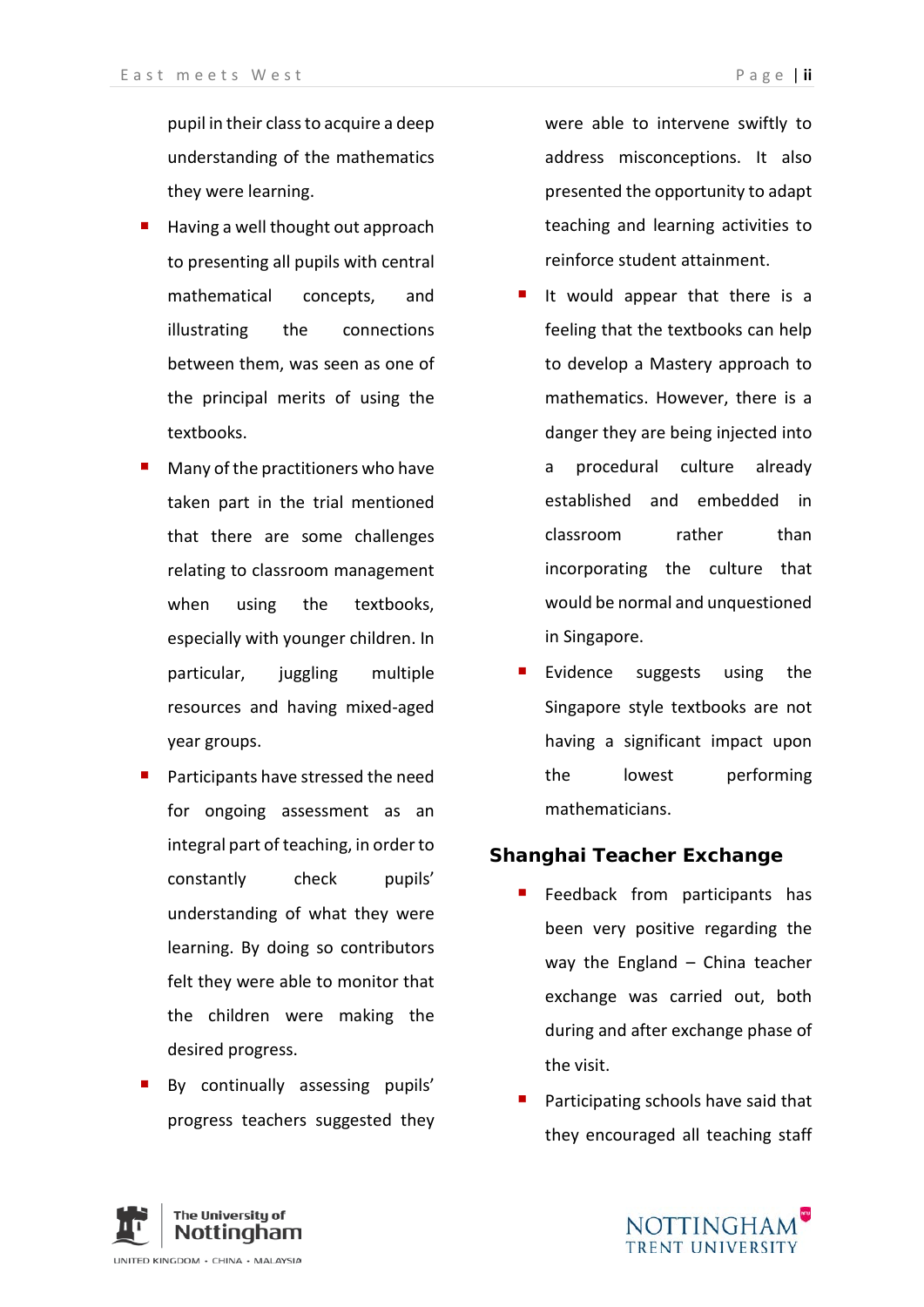pupil in their class to acquire a deep understanding of the mathematics they were learning.

- Having a well thought out approach to presenting all pupils with central mathematical concepts, and illustrating the connections between them, was seen as one of the principal merits of using the textbooks.
- Many of the practitioners who have taken part in the trial mentioned that there are some challenges relating to classroom management when using the textbooks, especially with younger children. In particular, juggling multiple resources and having mixed-aged year groups.
- Participants have stressed the need for ongoing assessment as an integral part of teaching, in order to constantly check pupils' understanding of what they were learning. By doing so contributors felt they were able to monitor that the children were making the desired progress.
- By continually assessing pupils' progress teachers suggested they were able to intervene swiftly to address misconceptions. It also presented the opportunity to adapt teaching and learning activities to reinforce student attainment.
- It would appear that there is a feeling that the textbooks can help to develop a Mastery approach to mathematics. However, there is a danger they are being injected into a procedural culture already established and embedded in classroom rather than incorporating the culture that would be normal and unquestioned in Singapore.
- Evidence suggests using the Singapore style textbooks are not having a significant impact upon the lowest performing mathematicians.

## Shanghai Teacher Exchange

- Feedback from participants has been very positive regarding the way the England – China teacher exchange was carried out, both during and after exchange phase of the visit.
- Participating schools have said that they encouraged all teaching staff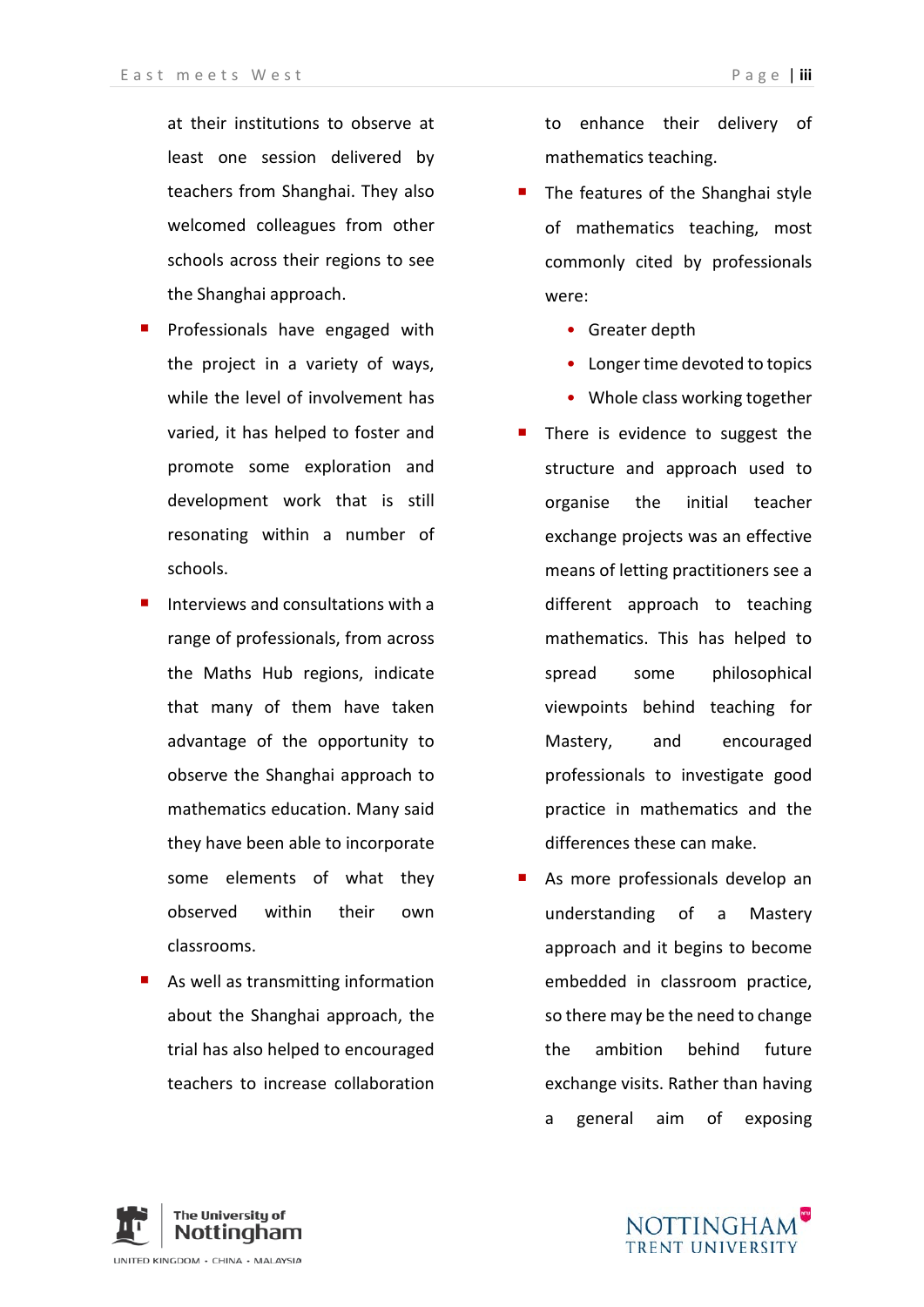at their institutions to observe at least one session delivered by teachers from Shanghai. They also welcomed colleagues from other schools across their regions to see the Shanghai approach.

- Professionals have engaged with the project in a variety of ways, while the level of involvement has varied, it has helped to foster and promote some exploration and development work that is still resonating within a number of schools.
- Interviews and consultations with a range of professionals, from across the Maths Hub regions, indicate that many of them have taken advantage of the opportunity to observe the Shanghai approach to mathematics education. Many said they have been able to incorporate some elements of what they observed within their own classrooms.
- As well as transmitting information about the Shanghai approach, the trial has also helped to encouraged teachers to increase collaboration to enhance their delivery of mathematics teaching.
- The features of the Shanghai style of mathematics teaching, most commonly cited by professionals were:
  - Greater depth
  - Longer time devoted to topics
  - Whole class working together
- There is evidence to suggest the structure and approach used to organise the initial teacher exchange projects was an effective means of letting practitioners see a different approach to teaching mathematics. This has helped to spread some philosophical viewpoints behind teaching for Mastery, and encouraged professionals to investigate good practice in mathematics and the differences these can make.
- As more professionals develop an understanding of a Mastery approach and it begins to become embedded in classroom practice, so there may be the need to change the ambition behind future exchange visits. Rather than having a general aim of exposing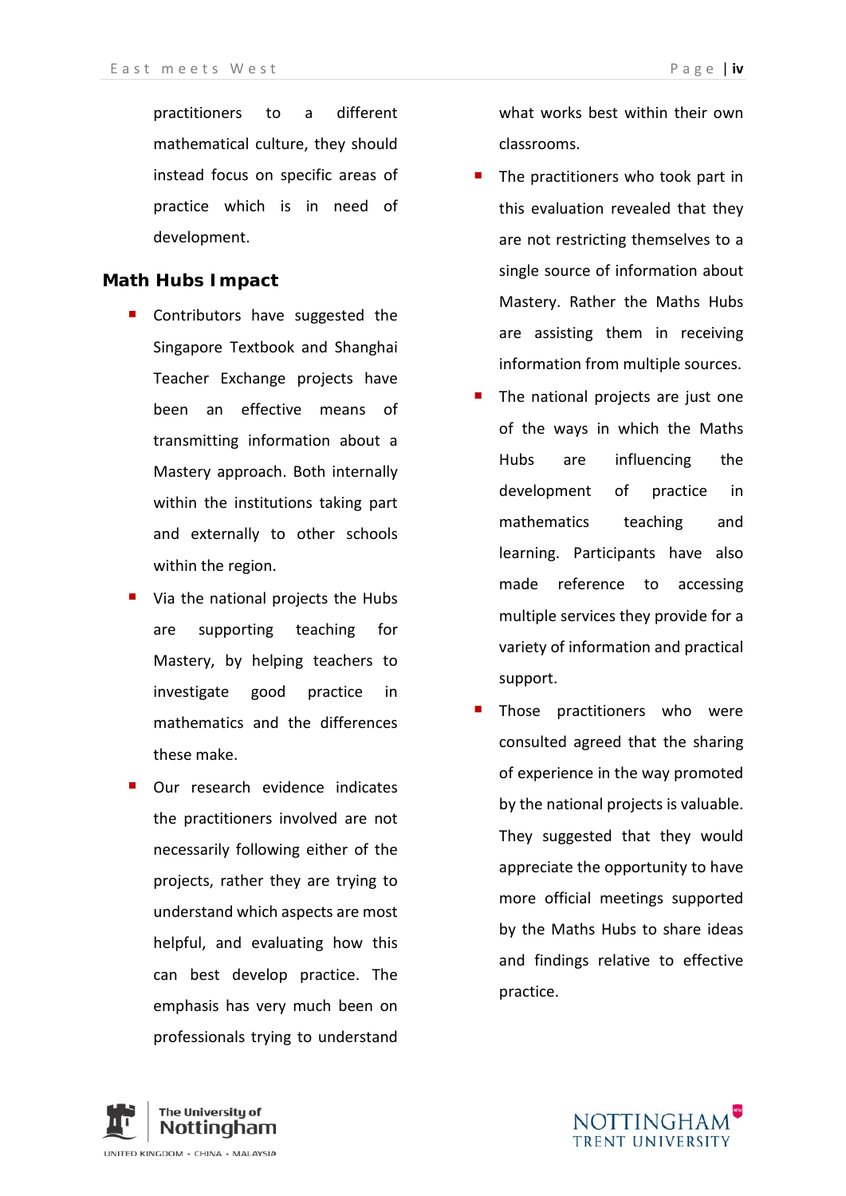practitioners to a different mathematical culture, they should instead focus on specific areas of practice which is in need of development.

## Math Hubs Impact

- Contributors have suggested the Singapore Textbook and Shanghai Teacher Exchange projects have been an effective means of transmitting information about a Mastery approach. Both internally within the institutions taking part and externally to other schools within the region.
- Via the national projects the Hubs are supporting teaching for Mastery, by helping teachers to investigate good practice in mathematics and the differences these make.
- Our research evidence indicates the practitioners involved are not necessarily following either of the projects, rather they are trying to understand which aspects are most helpful, and evaluating how this can best develop practice. The emphasis has very much been on professionals trying to understand what works best within their own classrooms.
- The practitioners who took part in this evaluation revealed that they are not restricting themselves to a single source of information about Mastery. Rather the Maths Hubs are assisting them in receiving information from multiple sources.
- The national projects are just one of the ways in which the Maths Hubs are influencing the development of practice in mathematics teaching and learning. Participants have also made reference to accessing multiple services they provide for a variety of information and practical support.
- Those practitioners who were consulted agreed that the sharing of experience in the way promoted by the national projects is valuable. They suggested that they would appreciate the opportunity to have more official meetings supported by the Maths Hubs to share ideas and findings relative to effective practice.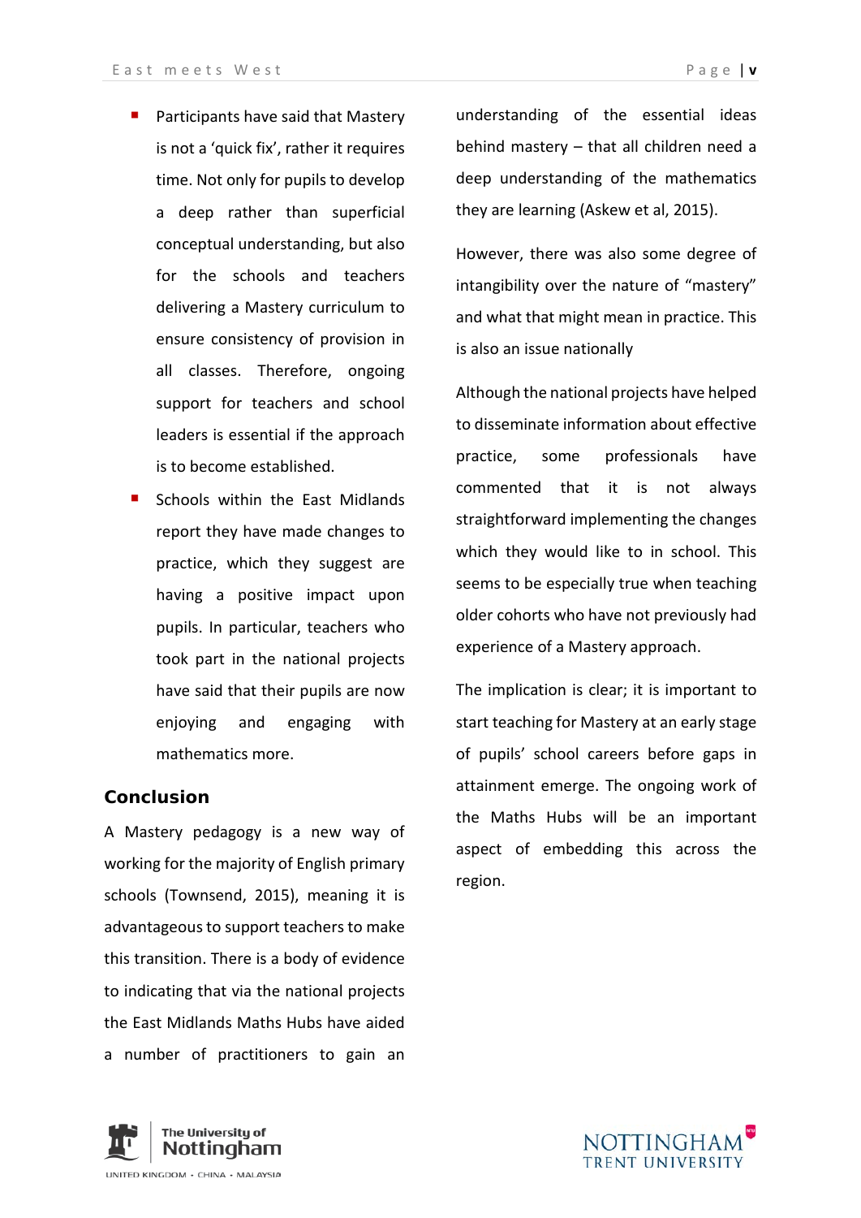- Participants have said that Mastery is not a 'quick fix', rather it requires time. Not only for pupils to develop a deep rather than superficial conceptual understanding, but also for the schools and teachers delivering a Mastery curriculum to ensure consistency of provision in all classes. Therefore, ongoing support for teachers and school leaders is essential if the approach is to become established.
- Schools within the East Midlands report they have made changes to practice, which they suggest are having a positive impact upon pupils. In particular, teachers who took part in the national projects have said that their pupils are now enjoying and engaging with mathematics more.

## Conclusion

A Mastery pedagogy is a new way of working for the majority of English primary schools (Townsend, 2015), meaning it is advantageous to support teachers to make this transition. There is a body of evidence to indicating that via the national projects the East Midlands Maths Hubs have aided a number of practitioners to gain an understanding of the essential ideas behind mastery – that all children need a deep understanding of the mathematics they are learning (Askew et al, 2015).

However, there was also some degree of intangibility over the nature of "mastery" and what that might mean in practice. This is also an issue nationally

Although the national projects have helped to disseminate information about effective practice, some professionals have commented that it is not always straightforward implementing the changes which they would like to in school. This seems to be especially true when teaching older cohorts who have not previously had experience of a Mastery approach.

The implication is clear; it is important to start teaching for Mastery at an early stage of pupils' school careers before gaps in attainment emerge. The ongoing work of the Maths Hubs will be an important aspect of embedding this across the region.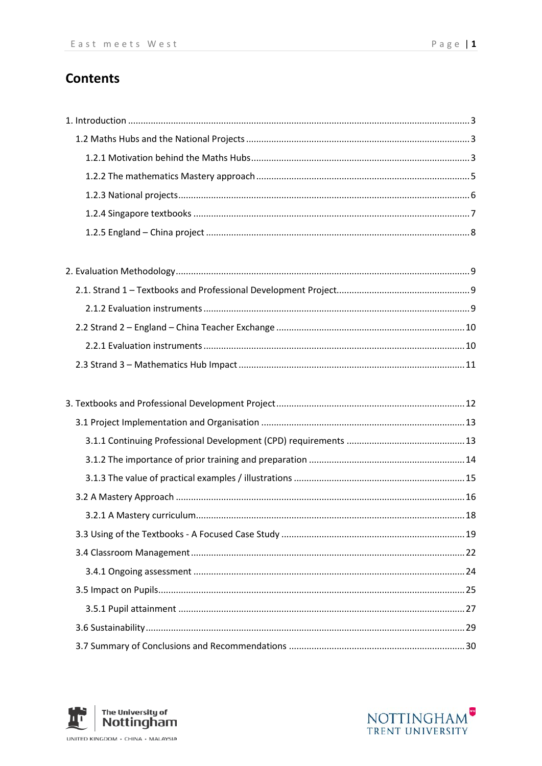# Contents

1. Introduction ....................................................................................................................... 3

   1.2 Maths Hubs and the National Projects ......................................................................... 3

      1.2.1 Motivation behind the Maths Hubs ....................................................................... 3

      1.2.2 The mathematics Mastery approach ..................................................................... 5

      1.2.3 National projects ................................................................................................... 6

      1.2.4 Singapore textbooks ............................................................................................. 7

      1.2.5 England – China project ........................................................................................ 8

2. Evaluation Methodology ..................................................................................................... 9

   2.1. Strand 1 – Textbooks and Professional Development Project ...................................... 9

      2.1.2 Evaluation instruments ......................................................................................... 9

   2.2 Strand 2 – England – China Teacher Exchange ........................................................... 10

      2.2.1 Evaluation instruments ....................................................................................... 10

   2.3 Strand 3 – Mathematics Hub Impact .......................................................................... 11

3. Textbooks and Professional Development Project ........................................................... 12

   3.1 Project Implementation and Organisation ................................................................. 13

      3.1.1 Continuing Professional Development (CPD) requirements ............................... 13

      3.1.2 The importance of prior training and preparation .............................................. 14

      3.1.3 The value of practical examples / illustrations .................................................... 15

   3.2 A Mastery Approach ................................................................................................... 16

      3.2.1 A Mastery curriculum .......................................................................................... 18

   3.3 Using of the Textbooks - A Focused Case Study ......................................................... 19

   3.4 Classroom Management ............................................................................................ 22

      3.4.1 Ongoing assessment ........................................................................................... 24

   3.5 Impact on Pupils ......................................................................................................... 25

      3.5.1 Pupil attainment ................................................................................................. 27

   3.6 Sustainability .............................................................................................................. 29

   3.7 Summary of Conclusions and Recommendations ...................................................... 30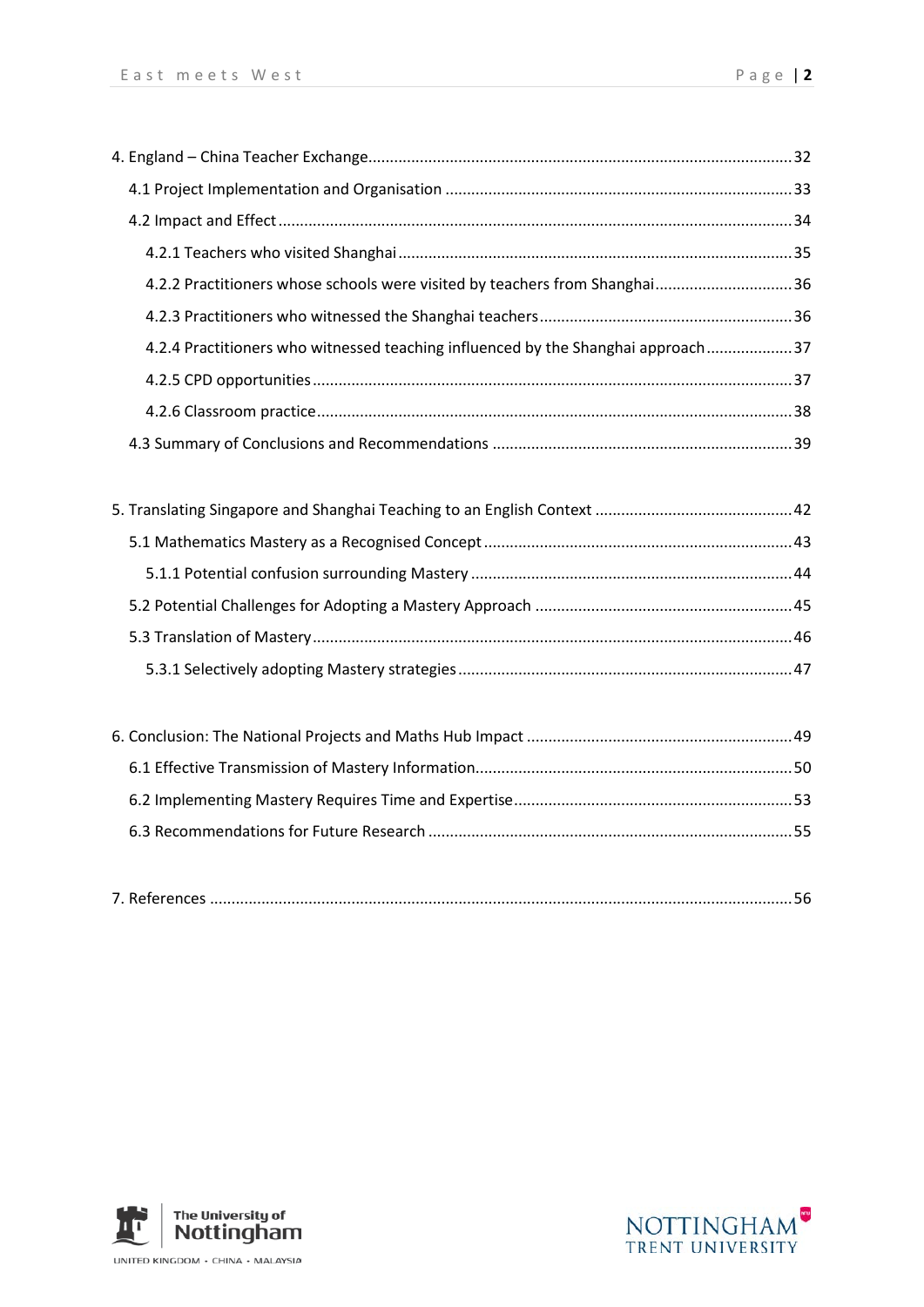4. England – China Teacher Exchange .......................................................... 32

4.1 Project Implementation and Organisation .......................................................... 33

4.2 Impact and Effect .......................................................... 34

4.2.1 Teachers who visited Shanghai .......................................................... 35

4.2.2 Practitioners whose schools were visited by teachers from Shanghai .......................................................... 36

4.2.3 Practitioners who witnessed the Shanghai teachers .......................................................... 36

4.2.4 Practitioners who witnessed teaching influenced by the Shanghai approach .......................................................... 37

4.2.5 CPD opportunities .......................................................... 37

4.2.6 Classroom practice .......................................................... 38

4.3 Summary of Conclusions and Recommendations .......................................................... 39

5. Translating Singapore and Shanghai Teaching to an English Context .......................................................... 42

5.1 Mathematics Mastery as a Recognised Concept .......................................................... 43

5.1.1 Potential confusion surrounding Mastery .......................................................... 44

5.2 Potential Challenges for Adopting a Mastery Approach .......................................................... 45

5.3 Translation of Mastery .......................................................... 46

5.3.1 Selectively adopting Mastery strategies .......................................................... 47

6. Conclusion: The National Projects and Maths Hub Impact .......................................................... 49

6.1 Effective Transmission of Mastery Information .......................................................... 50

6.2 Implementing Mastery Requires Time and Expertise .......................................................... 53

6.3 Recommendations for Future Research .......................................................... 55

7. References .......................................................... 56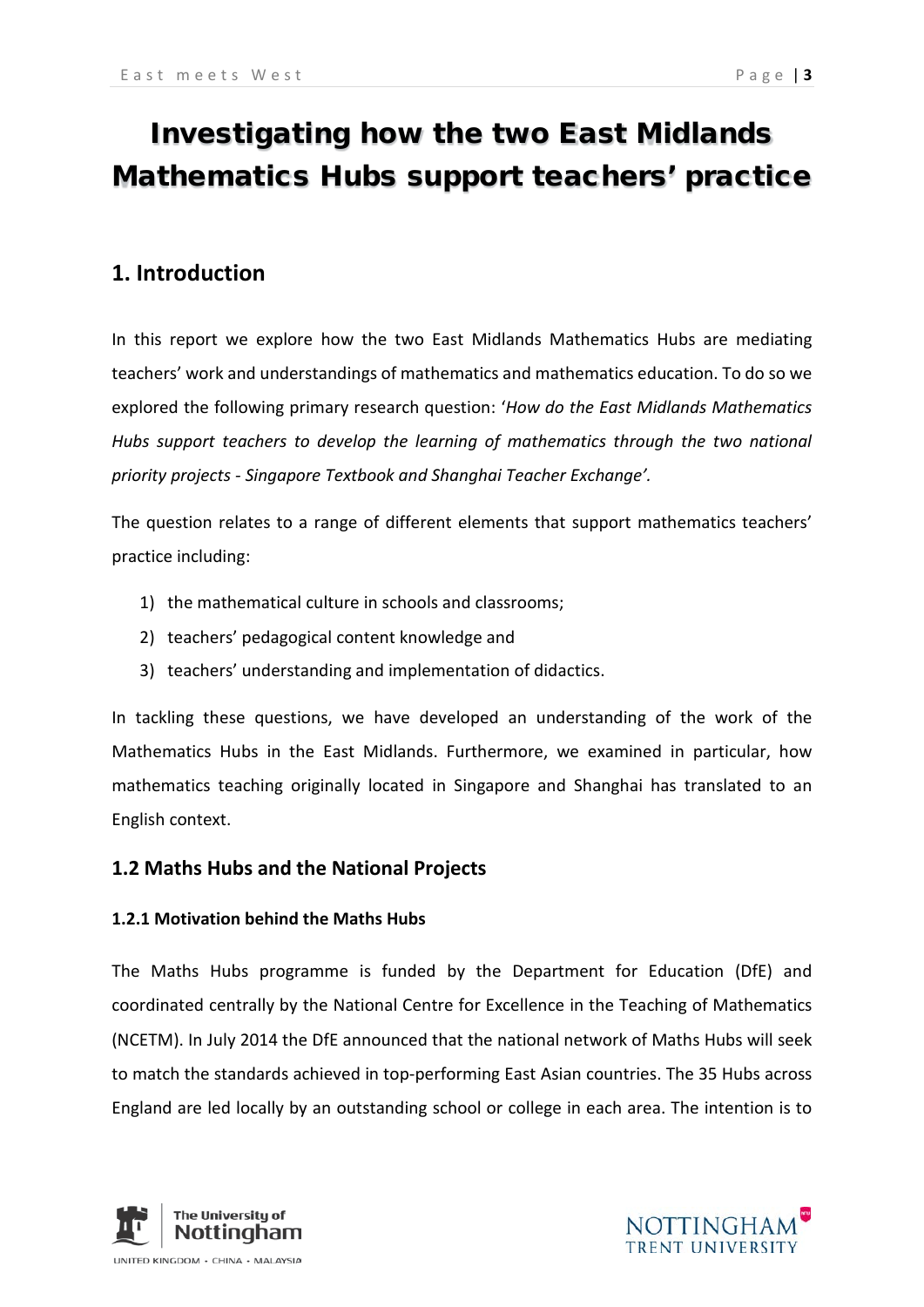# Investigating how the two East Midlands Mathematics Hubs support teachers' practice

## 1. Introduction

In this report we explore how the two East Midlands Mathematics Hubs are mediating teachers' work and understandings of mathematics and mathematics education. To do so we explored the following primary research question: '*How do the East Midlands Mathematics Hubs support teachers to develop the learning of mathematics through the two national priority projects - Singapore Textbook and Shanghai Teacher Exchange'.*

The question relates to a range of different elements that support mathematics teachers' practice including:

1) the mathematical culture in schools and classrooms;
2) teachers' pedagogical content knowledge and
3) teachers' understanding and implementation of didactics.

In tackling these questions, we have developed an understanding of the work of the Mathematics Hubs in the East Midlands. Furthermore, we examined in particular, how mathematics teaching originally located in Singapore and Shanghai has translated to an English context.

## 1.2 Maths Hubs and the National Projects

### 1.2.1 Motivation behind the Maths Hubs

The Maths Hubs programme is funded by the Department for Education (DfE) and coordinated centrally by the National Centre for Excellence in the Teaching of Mathematics (NCETM). In July 2014 the DfE announced that the national network of Maths Hubs will seek to match the standards achieved in top-performing East Asian countries. The 35 Hubs across England are led locally by an outstanding school or college in each area. The intention is to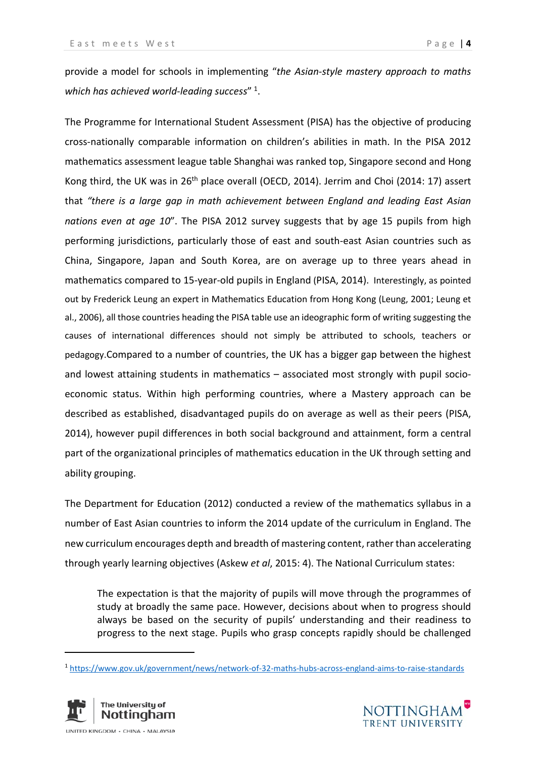provide a model for schools in implementing "*the Asian-style mastery approach to maths which has achieved world-leading success*" [1].

The Programme for International Student Assessment (PISA) has the objective of producing cross-nationally comparable information on children's abilities in math. In the PISA 2012 mathematics assessment league table Shanghai was ranked top, Singapore second and Hong Kong third, the UK was in 26th place overall (OECD, 2014). Jerrim and Choi (2014: 17) assert that *"there is a large gap in math achievement between England and leading East Asian nations even at age 10*". The PISA 2012 survey suggests that by age 15 pupils from high performing jurisdictions, particularly those of east and south-east Asian countries such as China, Singapore, Japan and South Korea, are on average up to three years ahead in mathematics compared to 15-year-old pupils in England (PISA, 2014). Interestingly, as pointed out by Frederick Leung an expert in Mathematics Education from Hong Kong (Leung, 2001; Leung et al., 2006), all those countries heading the PISA table use an ideographic form of writing suggesting the causes of international differences should not simply be attributed to schools, teachers or pedagogy.Compared to a number of countries, the UK has a bigger gap between the highest and lowest attaining students in mathematics – associated most strongly with pupil socio-economic status. Within high performing countries, where a Mastery approach can be described as established, disadvantaged pupils do on average as well as their peers (PISA, 2014), however pupil differences in both social background and attainment, form a central part of the organizational principles of mathematics education in the UK through setting and ability grouping.

The Department for Education (2012) conducted a review of the mathematics syllabus in a number of East Asian countries to inform the 2014 update of the curriculum in England. The new curriculum encourages depth and breadth of mastering content, rather than accelerating through yearly learning objectives (Askew *et al*, 2015: 4). The National Curriculum states:

> The expectation is that the majority of pupils will move through the programmes of study at broadly the same pace. However, decisions about when to progress should always be based on the security of pupils' understanding and their readiness to progress to the next stage. Pupils who grasp concepts rapidly should be challenged

[1] https://www.gov.uk/government/news/network-of-32-maths-hubs-across-england-aims-to-raise-standards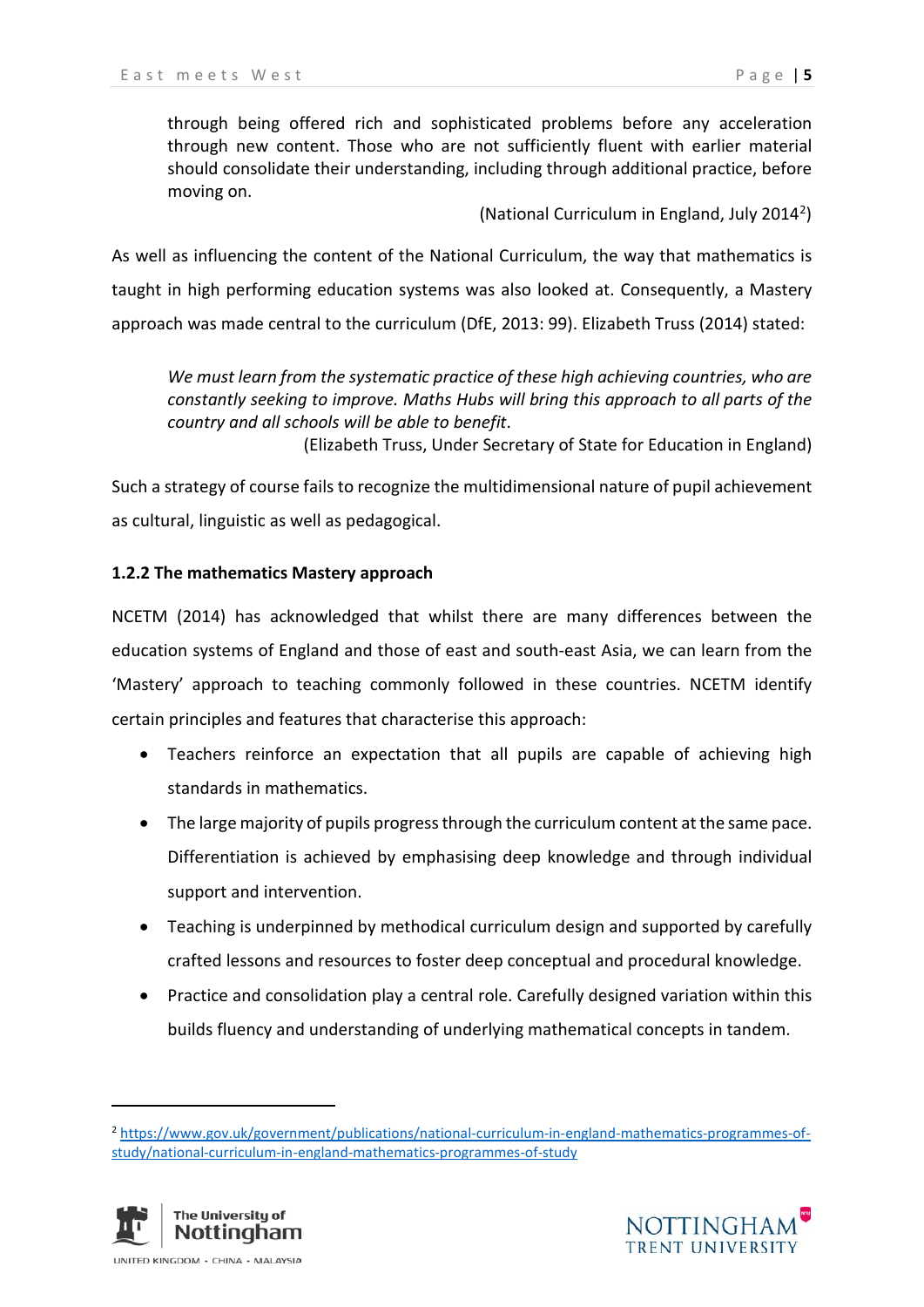> through being offered rich and sophisticated problems before any acceleration through new content. Those who are not sufficiently fluent with earlier material should consolidate their understanding, including through additional practice, before moving on.
>
> (National Curriculum in England, July 2014[2])

As well as influencing the content of the National Curriculum, the way that mathematics is taught in high performing education systems was also looked at. Consequently, a Mastery approach was made central to the curriculum (DfE, 2013: 99). Elizabeth Truss (2014) stated:

> *We must learn from the systematic practice of these high achieving countries, who are constantly seeking to improve. Maths Hubs will bring this approach to all parts of the country and all schools will be able to benefit*.
>
> (Elizabeth Truss, Under Secretary of State for Education in England)

Such a strategy of course fails to recognize the multidimensional nature of pupil achievement as cultural, linguistic as well as pedagogical.

### 1.2.2 The mathematics Mastery approach

NCETM (2014) has acknowledged that whilst there are many differences between the education systems of England and those of east and south-east Asia, we can learn from the 'Mastery' approach to teaching commonly followed in these countries. NCETM identify certain principles and features that characterise this approach:

- Teachers reinforce an expectation that all pupils are capable of achieving high standards in mathematics.
- The large majority of pupils progress through the curriculum content at the same pace. Differentiation is achieved by emphasising deep knowledge and through individual support and intervention.
- Teaching is underpinned by methodical curriculum design and supported by carefully crafted lessons and resources to foster deep conceptual and procedural knowledge.
- Practice and consolidation play a central role. Carefully designed variation within this builds fluency and understanding of underlying mathematical concepts in tandem.

---

[2] https://www.gov.uk/government/publications/national-curriculum-in-england-mathematics-programmes-of-study/national-curriculum-in-england-mathematics-programmes-of-study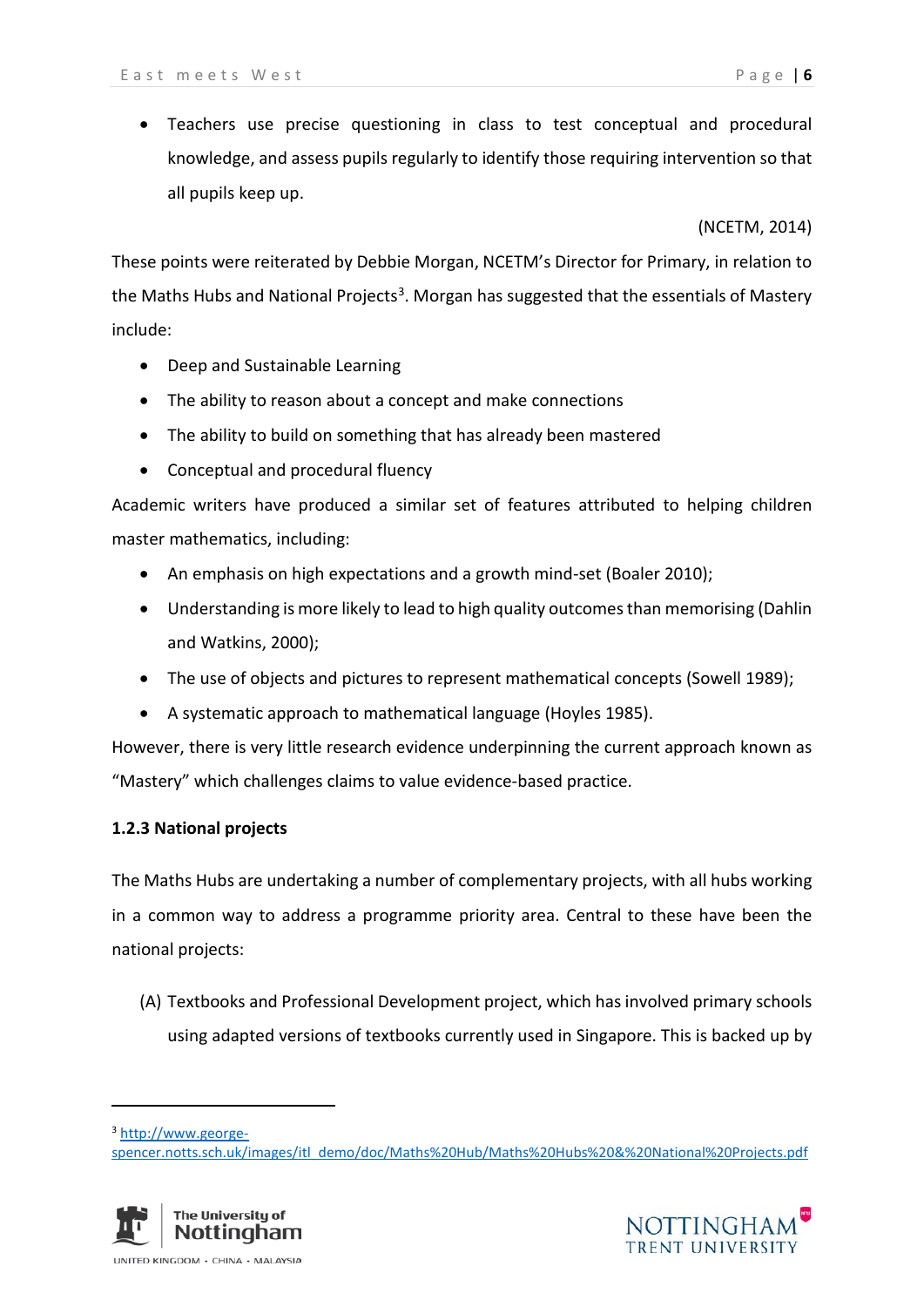- Teachers use precise questioning in class to test conceptual and procedural knowledge, and assess pupils regularly to identify those requiring intervention so that all pupils keep up.

(NCETM, 2014)

These points were reiterated by Debbie Morgan, NCETM's Director for Primary, in relation to the Maths Hubs and National Projects[3]. Morgan has suggested that the essentials of Mastery include:

- Deep and Sustainable Learning
- The ability to reason about a concept and make connections
- The ability to build on something that has already been mastered
- Conceptual and procedural fluency

Academic writers have produced a similar set of features attributed to helping children master mathematics, including:

- An emphasis on high expectations and a growth mind-set (Boaler 2010);
- Understanding is more likely to lead to high quality outcomes than memorising (Dahlin and Watkins, 2000);
- The use of objects and pictures to represent mathematical concepts (Sowell 1989);
- A systematic approach to mathematical language (Hoyles 1985).

However, there is very little research evidence underpinning the current approach known as "Mastery" which challenges claims to value evidence-based practice.

### 1.2.3 National projects

The Maths Hubs are undertaking a number of complementary projects, with all hubs working in a common way to address a programme priority area. Central to these have been the national projects:

(A) Textbooks and Professional Development project, which has involved primary schools using adapted versions of textbooks currently used in Singapore. This is backed up by

[3] http://www.george-spencer.notts.sch.uk/images/itl_demo/doc/Maths%20Hub/Maths%20Hubs%20&%20National%20Projects.pdf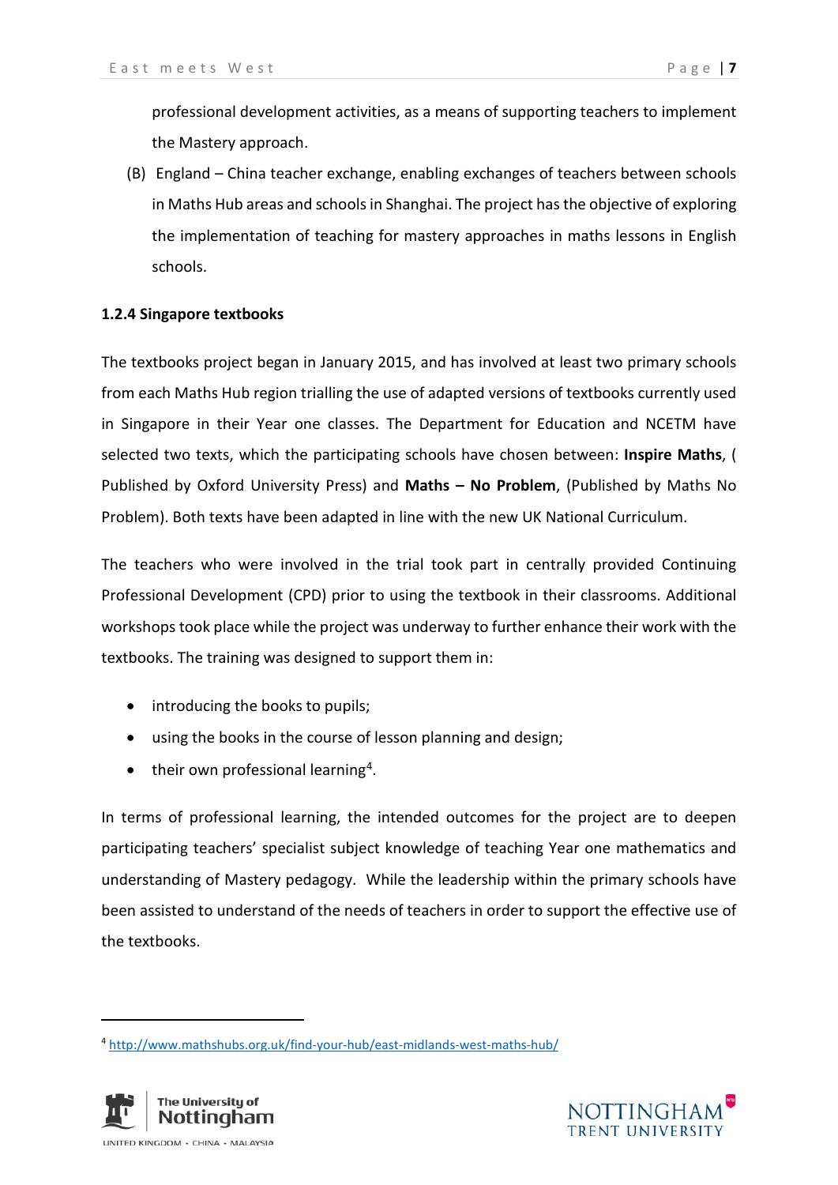professional development activities, as a means of supporting teachers to implement the Mastery approach.

(B) England – China teacher exchange, enabling exchanges of teachers between schools in Maths Hub areas and schools in Shanghai. The project has the objective of exploring the implementation of teaching for mastery approaches in maths lessons in English schools.

#### 1.2.4 Singapore textbooks

The textbooks project began in January 2015, and has involved at least two primary schools from each Maths Hub region trialling the use of adapted versions of textbooks currently used in Singapore in their Year one classes. The Department for Education and NCETM have selected two texts, which the participating schools have chosen between: **Inspire Maths**, ( Published by Oxford University Press) and **Maths – No Problem**, (Published by Maths No Problem). Both texts have been adapted in line with the new UK National Curriculum.

The teachers who were involved in the trial took part in centrally provided Continuing Professional Development (CPD) prior to using the textbook in their classrooms. Additional workshops took place while the project was underway to further enhance their work with the textbooks. The training was designed to support them in:

- introducing the books to pupils;
- using the books in the course of lesson planning and design;
- their own professional learning[4].

In terms of professional learning, the intended outcomes for the project are to deepen participating teachers' specialist subject knowledge of teaching Year one mathematics and understanding of Mastery pedagogy.  While the leadership within the primary schools have been assisted to understand of the needs of teachers in order to support the effective use of the textbooks.

[4] http://www.mathshubs.org.uk/find-your-hub/east-midlands-west-maths-hub/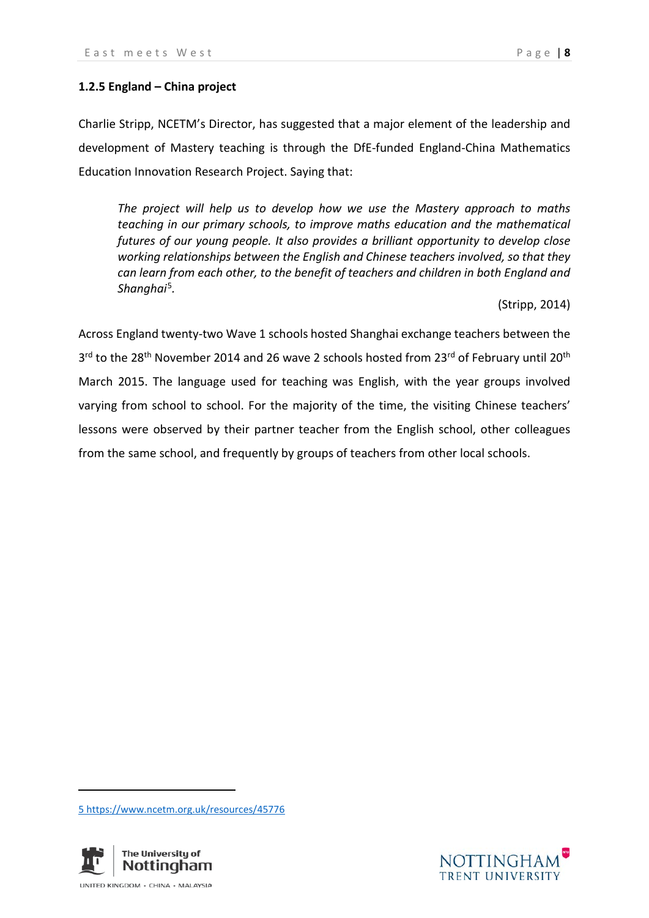### 1.2.5 England – China project

Charlie Stripp, NCETM's Director, has suggested that a major element of the leadership and development of Mastery teaching is through the DfE-funded England-China Mathematics Education Innovation Research Project. Saying that:

> *The project will help us to develop how we use the Mastery approach to maths teaching in our primary schools, to improve maths education and the mathematical futures of our young people. It also provides a brilliant opportunity to develop close working relationships between the English and Chinese teachers involved, so that they can learn from each other, to the benefit of teachers and children in both England and Shanghai*[5].
>
> (Stripp, 2014)

Across England twenty-two Wave 1 schools hosted Shanghai exchange teachers between the 3rd to the 28th November 2014 and 26 wave 2 schools hosted from 23rd of February until 20th March 2015. The language used for teaching was English, with the year groups involved varying from school to school. For the majority of the time, the visiting Chinese teachers' lessons were observed by their partner teacher from the English school, other colleagues from the same school, and frequently by groups of teachers from other local schools.

---

5 https://www.ncetm.org.uk/resources/45776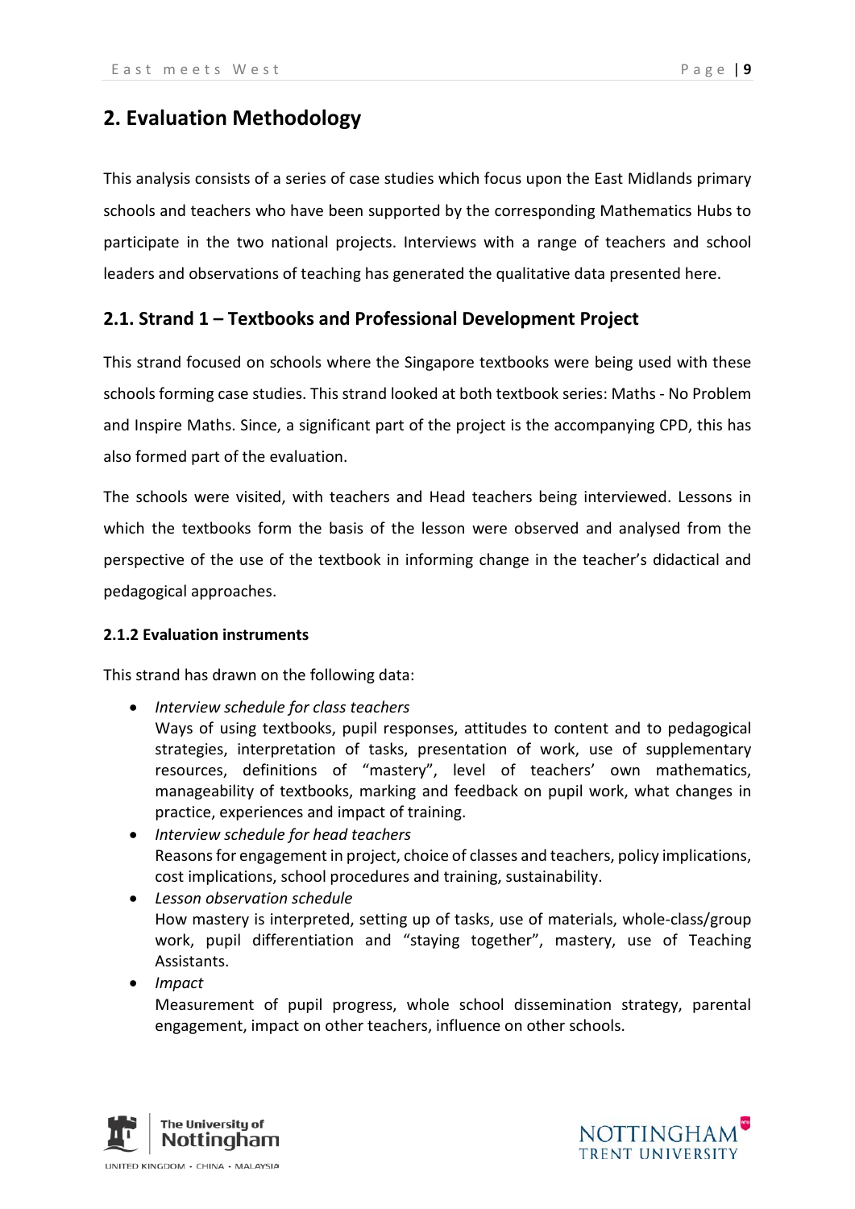## 2. Evaluation Methodology

This analysis consists of a series of case studies which focus upon the East Midlands primary schools and teachers who have been supported by the corresponding Mathematics Hubs to participate in the two national projects. Interviews with a range of teachers and school leaders and observations of teaching has generated the qualitative data presented here.

### 2.1. Strand 1 – Textbooks and Professional Development Project

This strand focused on schools where the Singapore textbooks were being used with these schools forming case studies. This strand looked at both textbook series: Maths - No Problem and Inspire Maths. Since, a significant part of the project is the accompanying CPD, this has also formed part of the evaluation.

The schools were visited, with teachers and Head teachers being interviewed. Lessons in which the textbooks form the basis of the lesson were observed and analysed from the perspective of the use of the textbook in informing change in the teacher's didactical and pedagogical approaches.

#### 2.1.2 Evaluation instruments

This strand has drawn on the following data:

- *Interview schedule for class teachers*
  Ways of using textbooks, pupil responses, attitudes to content and to pedagogical strategies, interpretation of tasks, presentation of work, use of supplementary resources, definitions of "mastery", level of teachers' own mathematics, manageability of textbooks, marking and feedback on pupil work, what changes in practice, experiences and impact of training.
- *Interview schedule for head teachers*
  Reasons for engagement in project, choice of classes and teachers, policy implications, cost implications, school procedures and training, sustainability.
- *Lesson observation schedule*
  How mastery is interpreted, setting up of tasks, use of materials, whole-class/group work, pupil differentiation and "staying together", mastery, use of Teaching Assistants.
- *Impact*
  Measurement of pupil progress, whole school dissemination strategy, parental engagement, impact on other teachers, influence on other schools.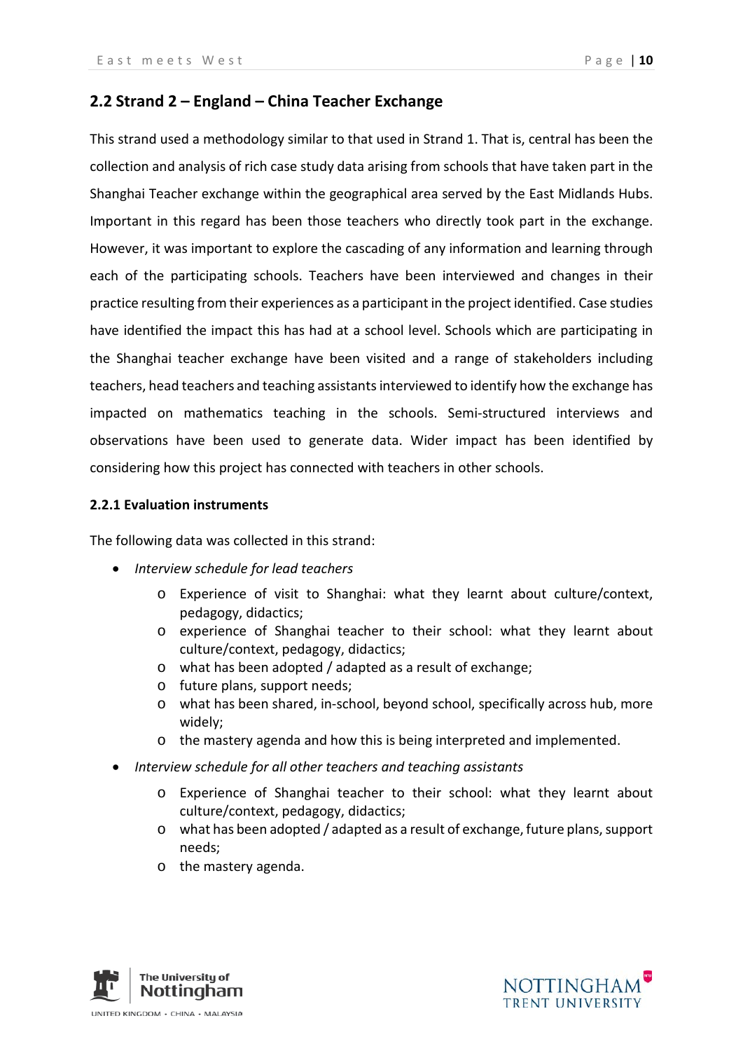## 2.2 Strand 2 – England – China Teacher Exchange

This strand used a methodology similar to that used in Strand 1. That is, central has been the collection and analysis of rich case study data arising from schools that have taken part in the Shanghai Teacher exchange within the geographical area served by the East Midlands Hubs. Important in this regard has been those teachers who directly took part in the exchange. However, it was important to explore the cascading of any information and learning through each of the participating schools. Teachers have been interviewed and changes in their practice resulting from their experiences as a participant in the project identified. Case studies have identified the impact this has had at a school level. Schools which are participating in the Shanghai teacher exchange have been visited and a range of stakeholders including teachers, head teachers and teaching assistants interviewed to identify how the exchange has impacted on mathematics teaching in the schools. Semi-structured interviews and observations have been used to generate data. Wider impact has been identified by considering how this project has connected with teachers in other schools.

### 2.2.1 Evaluation instruments

The following data was collected in this strand:

- *Interview schedule for lead teachers*
    - Experience of visit to Shanghai: what they learnt about culture/context, pedagogy, didactics;
    - experience of Shanghai teacher to their school: what they learnt about culture/context, pedagogy, didactics;
    - what has been adopted / adapted as a result of exchange;
    - future plans, support needs;
    - what has been shared, in-school, beyond school, specifically across hub, more widely;
    - the mastery agenda and how this is being interpreted and implemented.
- *Interview schedule for all other teachers and teaching assistants*
    - Experience of Shanghai teacher to their school: what they learnt about culture/context, pedagogy, didactics;
    - what has been adopted / adapted as a result of exchange, future plans, support needs;
    - the mastery agenda.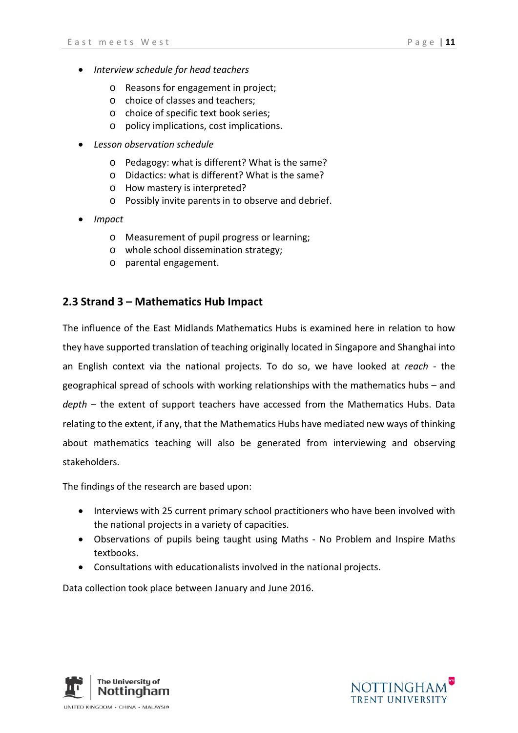- *Interview schedule for head teachers*
    - Reasons for engagement in project;
    - choice of classes and teachers;
    - choice of specific text book series;
    - policy implications, cost implications.
- *Lesson observation schedule*
    - Pedagogy: what is different? What is the same?
    - Didactics: what is different? What is the same?
    - How mastery is interpreted?
    - Possibly invite parents in to observe and debrief.
- *Impact*
    - Measurement of pupil progress or learning;
    - whole school dissemination strategy;
    - parental engagement.

## 2.3 Strand 3 – Mathematics Hub Impact

The influence of the East Midlands Mathematics Hubs is examined here in relation to how they have supported translation of teaching originally located in Singapore and Shanghai into an English context via the national projects. To do so, we have looked at *reach* - the geographical spread of schools with working relationships with the mathematics hubs – and *depth* – the extent of support teachers have accessed from the Mathematics Hubs. Data relating to the extent, if any, that the Mathematics Hubs have mediated new ways of thinking about mathematics teaching will also be generated from interviewing and observing stakeholders.

The findings of the research are based upon:

- Interviews with 25 current primary school practitioners who have been involved with the national projects in a variety of capacities.
- Observations of pupils being taught using Maths - No Problem and Inspire Maths textbooks.
- Consultations with educationalists involved in the national projects.

Data collection took place between January and June 2016.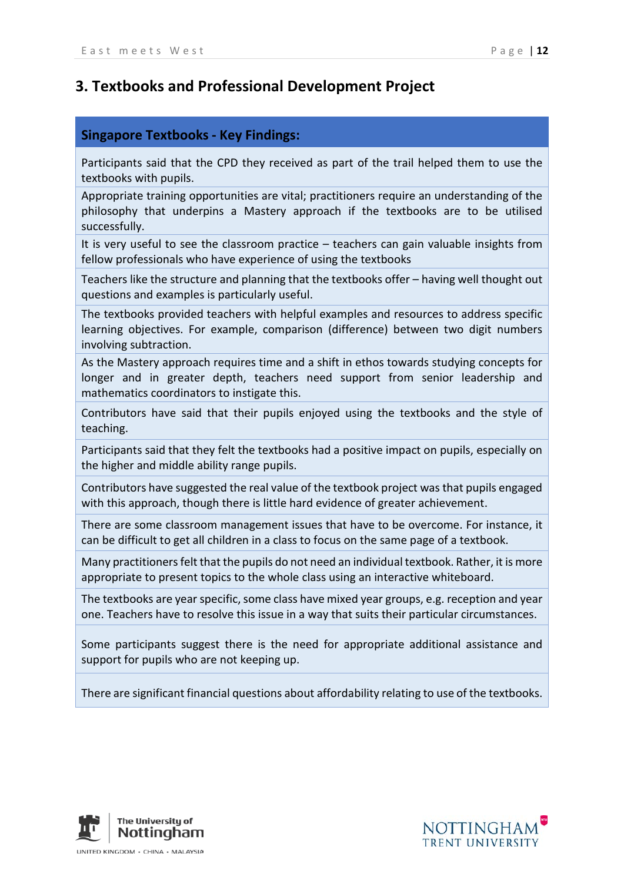# 3. Textbooks and Professional Development Project

| Singapore Textbooks - Key Findings: |
|---|
| Participants said that the CPD they received as part of the trail helped them to use the textbooks with pupils. |
| Appropriate training opportunities are vital; practitioners require an understanding of the philosophy that underpins a Mastery approach if the textbooks are to be utilised successfully. |
| It is very useful to see the classroom practice – teachers can gain valuable insights from fellow professionals who have experience of using the textbooks |
| Teachers like the structure and planning that the textbooks offer – having well thought out questions and examples is particularly useful. |
| The textbooks provided teachers with helpful examples and resources to address specific learning objectives. For example, comparison (difference) between two digit numbers involving subtraction. |
| As the Mastery approach requires time and a shift in ethos towards studying concepts for longer and in greater depth, teachers need support from senior leadership and mathematics coordinators to instigate this. |
| Contributors have said that their pupils enjoyed using the textbooks and the style of teaching. |
| Participants said that they felt the textbooks had a positive impact on pupils, especially on the higher and middle ability range pupils. |
| Contributors have suggested the real value of the textbook project was that pupils engaged with this approach, though there is little hard evidence of greater achievement. |
| There are some classroom management issues that have to be overcome. For instance, it can be difficult to get all children in a class to focus on the same page of a textbook. |
| Many practitioners felt that the pupils do not need an individual textbook. Rather, it is more appropriate to present topics to the whole class using an interactive whiteboard. |
| The textbooks are year specific, some class have mixed year groups, e.g. reception and year one. Teachers have to resolve this issue in a way that suits their particular circumstances. |
| Some participants suggest there is the need for appropriate additional assistance and support for pupils who are not keeping up. |
| There are significant financial questions about affordability relating to use of the textbooks. |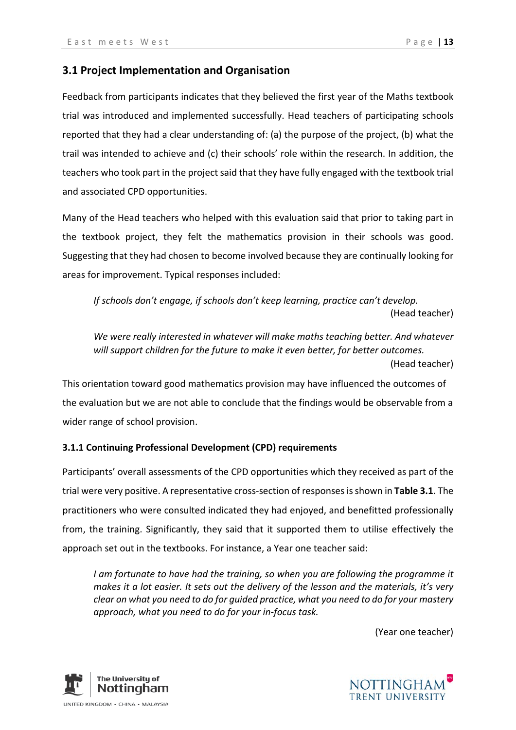## 3.1 Project Implementation and Organisation

Feedback from participants indicates that they believed the first year of the Maths textbook trial was introduced and implemented successfully. Head teachers of participating schools reported that they had a clear understanding of: (a) the purpose of the project, (b) what the trail was intended to achieve and (c) their schools' role within the research. In addition, the teachers who took part in the project said that they have fully engaged with the textbook trial and associated CPD opportunities.

Many of the Head teachers who helped with this evaluation said that prior to taking part in the textbook project, they felt the mathematics provision in their schools was good. Suggesting that they had chosen to become involved because they are continually looking for areas for improvement. Typical responses included:

> *If schools don't engage, if schools don't keep learning, practice can't develop.*
>
> (Head teacher)

> *We were really interested in whatever will make maths teaching better. And whatever will support children for the future to make it even better, for better outcomes.*
>
> (Head teacher)

This orientation toward good mathematics provision may have influenced the outcomes of the evaluation but we are not able to conclude that the findings would be observable from a wider range of school provision.

### 3.1.1 Continuing Professional Development (CPD) requirements

Participants' overall assessments of the CPD opportunities which they received as part of the trial were very positive. A representative cross-section of responses is shown in **Table 3.1**. The practitioners who were consulted indicated they had enjoyed, and benefitted professionally from, the training. Significantly, they said that it supported them to utilise effectively the approach set out in the textbooks. For instance, a Year one teacher said:

> *I am fortunate to have had the training, so when you are following the programme it makes it a lot easier. It sets out the delivery of the lesson and the materials, it's very clear on what you need to do for guided practice, what you need to do for your mastery approach, what you need to do for your in-focus task.*
>
> (Year one teacher)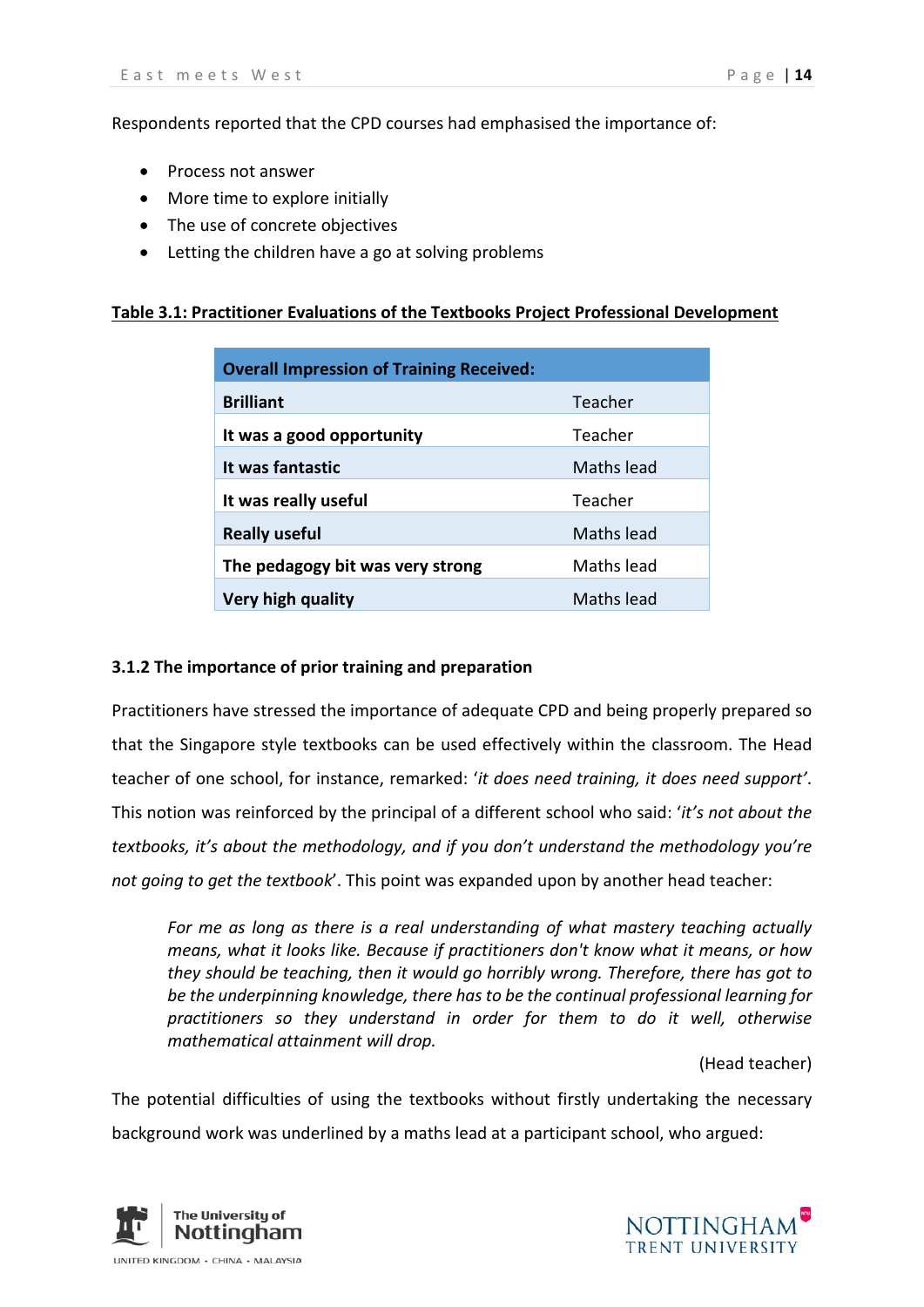Respondents reported that the CPD courses had emphasised the importance of:

- Process not answer
- More time to explore initially
- The use of concrete objectives
- Letting the children have a go at solving problems

**Table 3.1: Practitioner Evaluations of the Textbooks Project Professional Development**

| **Overall Impression of Training Received:** | |
|---|---|
| **Brilliant** | Teacher |
| **It was a good opportunity** | Teacher |
| **It was fantastic** | Maths lead |
| **It was really useful** | Teacher |
| **Really useful** | Maths lead |
| **The pedagogy bit was very strong** | Maths lead |
| **Very high quality** | Maths lead |

### 3.1.2 The importance of prior training and preparation

Practitioners have stressed the importance of adequate CPD and being properly prepared so that the Singapore style textbooks can be used effectively within the classroom. The Head teacher of one school, for instance, remarked: '*it does need training, it does need support*'. This notion was reinforced by the principal of a different school who said: '*it's not about the textbooks, it's about the methodology, and if you don't understand the methodology you're not going to get the textbook*'. This point was expanded upon by another head teacher:

> *For me as long as there is a real understanding of what mastery teaching actually means, what it looks like. Because if practitioners don't know what it means, or how they should be teaching, then it would go horribly wrong. Therefore, there has got to be the underpinning knowledge, there has to be the continual professional learning for practitioners so they understand in order for them to do it well, otherwise mathematical attainment will drop.*
>
> (Head teacher)

The potential difficulties of using the textbooks without firstly undertaking the necessary background work was underlined by a maths lead at a participant school, who argued: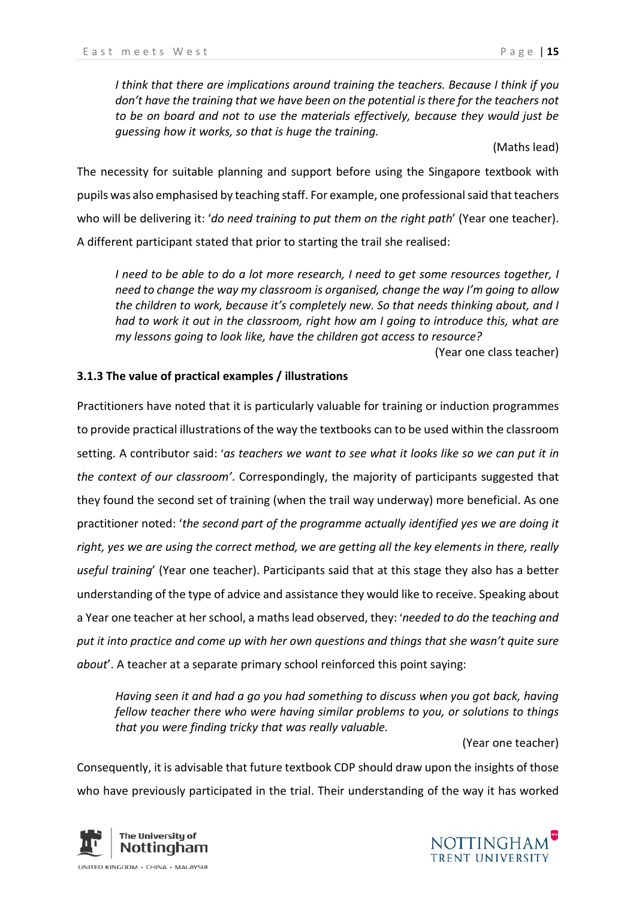> *I think that there are implications around training the teachers. Because I think if you don't have the training that we have been on the potential is there for the teachers not to be on board and not to use the materials effectively, because they would just be guessing how it works, so that is huge the training.*
>
> (Maths lead)

The necessity for suitable planning and support before using the Singapore textbook with pupils was also emphasised by teaching staff. For example, one professional said that teachers who will be delivering it: '*do need training to put them on the right path*' (Year one teacher). A different participant stated that prior to starting the trail she realised:

> *I need to be able to do a lot more research, I need to get some resources together, I need to change the way my classroom is organised, change the way I'm going to allow the children to work, because it's completely new. So that needs thinking about, and I had to work it out in the classroom, right how am I going to introduce this, what are my lessons going to look like, have the children got access to resource?*
>
> (Year one class teacher)

### 3.1.3 The value of practical examples / illustrations

Practitioners have noted that it is particularly valuable for training or induction programmes to provide practical illustrations of the way the textbooks can to be used within the classroom setting. A contributor said: '*as teachers we want to see what it looks like so we can put it in the context of our classroom'*. Correspondingly, the majority of participants suggested that they found the second set of training (when the trail way underway) more beneficial. As one practitioner noted: '*the second part of the programme actually identified yes we are doing it right, yes we are using the correct method, we are getting all the key elements in there, really useful training*' (Year one teacher). Participants said that at this stage they also has a better understanding of the type of advice and assistance they would like to receive. Speaking about a Year one teacher at her school, a maths lead observed, they: '*needed to do the teaching and put it into practice and come up with her own questions and things that she wasn't quite sure about*'. A teacher at a separate primary school reinforced this point saying:

> *Having seen it and had a go you had something to discuss when you got back, having fellow teacher there who were having similar problems to you, or solutions to things that you were finding tricky that was really valuable.*
>
> (Year one teacher)

Consequently, it is advisable that future textbook CDP should draw upon the insights of those who have previously participated in the trial. Their understanding of the way it has worked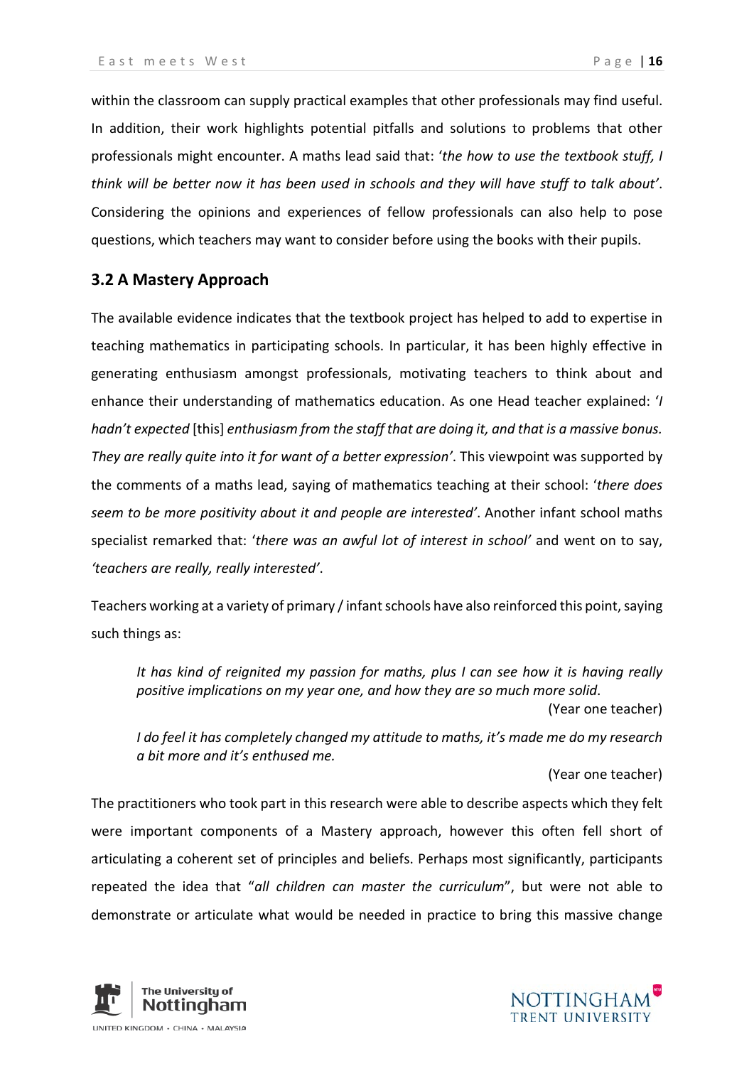within the classroom can supply practical examples that other professionals may find useful. In addition, their work highlights potential pitfalls and solutions to problems that other professionals might encounter. A maths lead said that: '*the how to use the textbook stuff, I think will be better now it has been used in schools and they will have stuff to talk about'*. Considering the opinions and experiences of fellow professionals can also help to pose questions, which teachers may want to consider before using the books with their pupils.

## 3.2 A Mastery Approach

The available evidence indicates that the textbook project has helped to add to expertise in teaching mathematics in participating schools. In particular, it has been highly effective in generating enthusiasm amongst professionals, motivating teachers to think about and enhance their understanding of mathematics education. As one Head teacher explained: '*I hadn't expected* [this] *enthusiasm from the staff that are doing it, and that is a massive bonus. They are really quite into it for want of a better expression'*. This viewpoint was supported by the comments of a maths lead, saying of mathematics teaching at their school: '*there does seem to be more positivity about it and people are interested'*. Another infant school maths specialist remarked that: '*there was an awful lot of interest in school'* and went on to say, *'teachers are really, really interested'*.

Teachers working at a variety of primary / infant schools have also reinforced this point, saying such things as:

> *It has kind of reignited my passion for maths, plus I can see how it is having really positive implications on my year one, and how they are so much more solid.*
>
> (Year one teacher)

> *I do feel it has completely changed my attitude to maths, it's made me do my research a bit more and it's enthused me.*
>
> (Year one teacher)

The practitioners who took part in this research were able to describe aspects which they felt were important components of a Mastery approach, however this often fell short of articulating a coherent set of principles and beliefs. Perhaps most significantly, participants repeated the idea that "*all children can master the curriculum*", but were not able to demonstrate or articulate what would be needed in practice to bring this massive change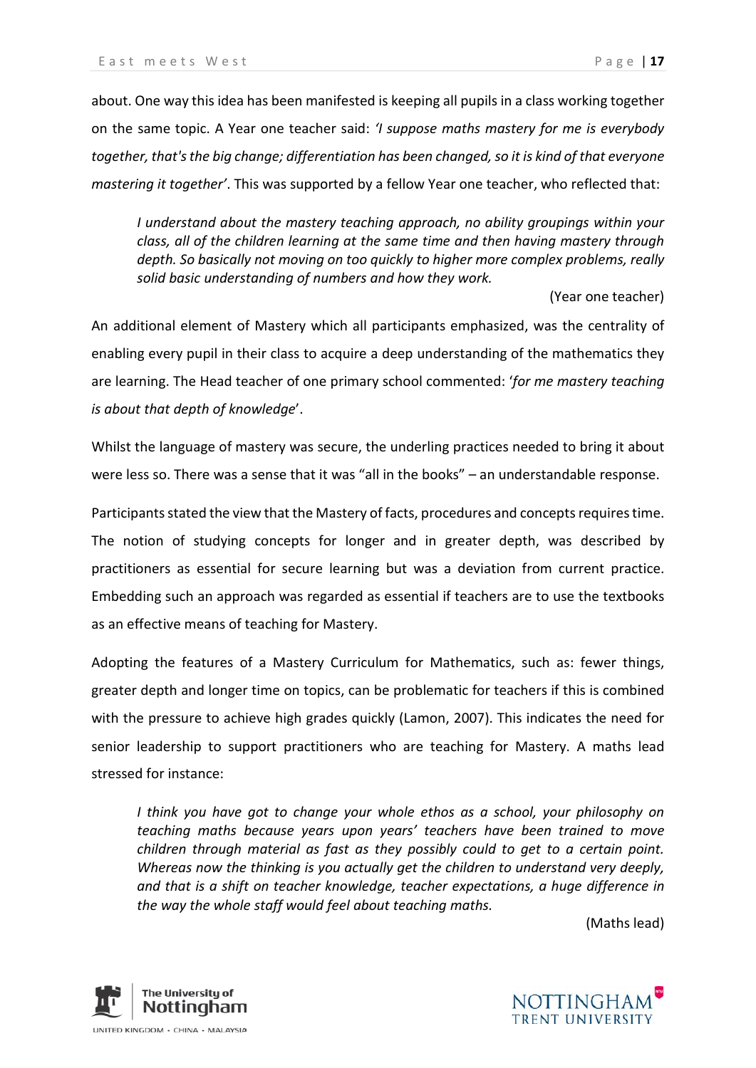about. One way this idea has been manifested is keeping all pupils in a class working together on the same topic. A Year one teacher said: *'I suppose maths mastery for me is everybody together, that's the big change; differentiation has been changed, so it is kind of that everyone mastering it together'*. This was supported by a fellow Year one teacher, who reflected that:

> *I understand about the mastery teaching approach, no ability groupings within your class, all of the children learning at the same time and then having mastery through depth. So basically not moving on too quickly to higher more complex problems, really solid basic understanding of numbers and how they work.*
>
> (Year one teacher)

An additional element of Mastery which all participants emphasized, was the centrality of enabling every pupil in their class to acquire a deep understanding of the mathematics they are learning. The Head teacher of one primary school commented: '*for me mastery teaching is about that depth of knowledge*'.

Whilst the language of mastery was secure, the underling practices needed to bring it about were less so. There was a sense that it was "all in the books" – an understandable response.

Participants stated the view that the Mastery of facts, procedures and concepts requires time. The notion of studying concepts for longer and in greater depth, was described by practitioners as essential for secure learning but was a deviation from current practice. Embedding such an approach was regarded as essential if teachers are to use the textbooks as an effective means of teaching for Mastery.

Adopting the features of a Mastery Curriculum for Mathematics, such as: fewer things, greater depth and longer time on topics, can be problematic for teachers if this is combined with the pressure to achieve high grades quickly (Lamon, 2007). This indicates the need for senior leadership to support practitioners who are teaching for Mastery. A maths lead stressed for instance:

> *I think you have got to change your whole ethos as a school, your philosophy on teaching maths because years upon years' teachers have been trained to move children through material as fast as they possibly could to get to a certain point. Whereas now the thinking is you actually get the children to understand very deeply, and that is a shift on teacher knowledge, teacher expectations, a huge difference in the way the whole staff would feel about teaching maths.*
>
> (Maths lead)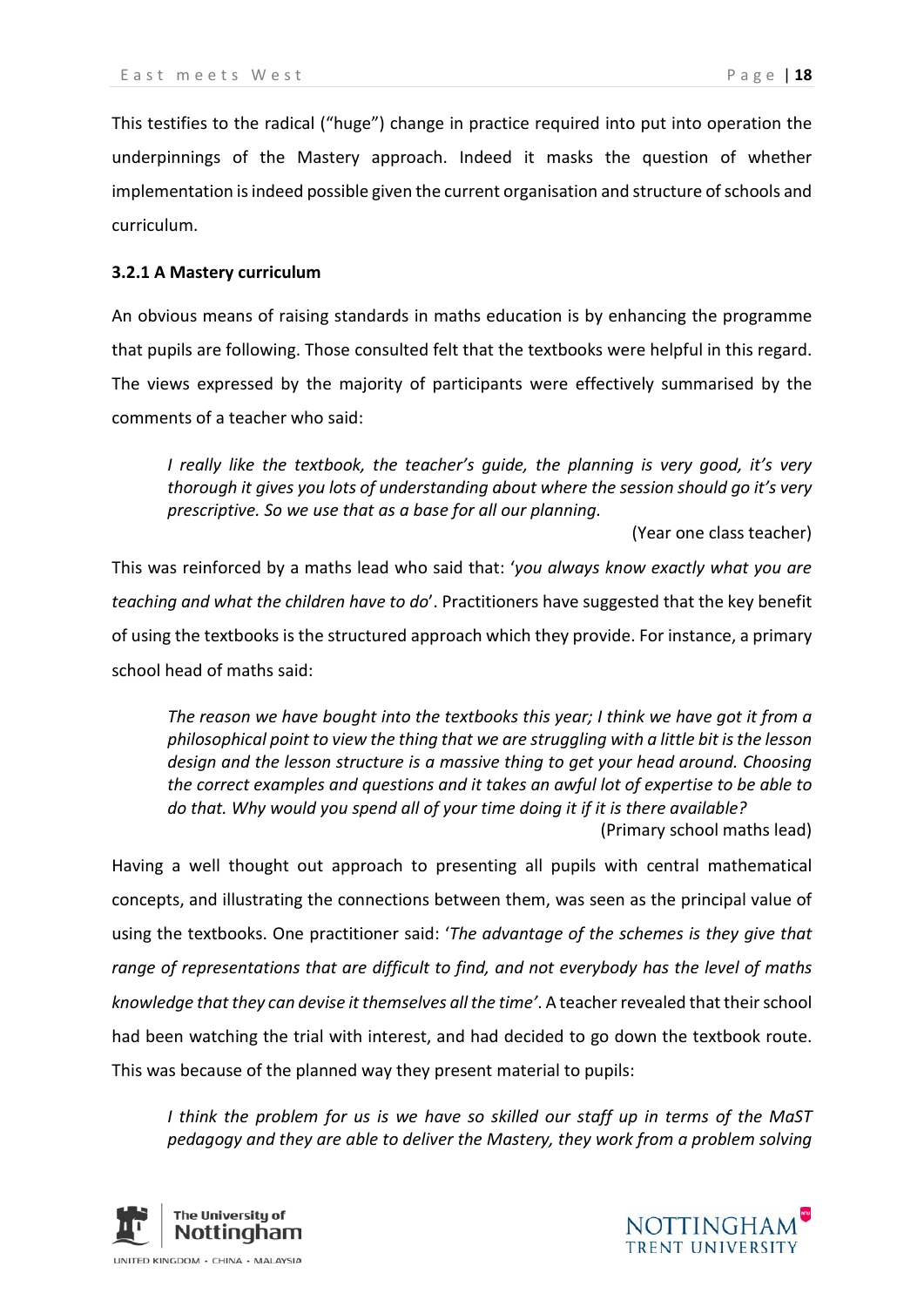This testifies to the radical ("huge") change in practice required into put into operation the underpinnings of the Mastery approach. Indeed it masks the question of whether implementation is indeed possible given the current organisation and structure of schools and curriculum.

### 3.2.1 A Mastery curriculum

An obvious means of raising standards in maths education is by enhancing the programme that pupils are following. Those consulted felt that the textbooks were helpful in this regard. The views expressed by the majority of participants were effectively summarised by the comments of a teacher who said:

> *I really like the textbook, the teacher's guide, the planning is very good, it's very thorough it gives you lots of understanding about where the session should go it's very prescriptive. So we use that as a base for all our planning.*
>
> (Year one class teacher)

This was reinforced by a maths lead who said that: '*you always know exactly what you are teaching and what the children have to do*'. Practitioners have suggested that the key benefit of using the textbooks is the structured approach which they provide. For instance, a primary school head of maths said:

> *The reason we have bought into the textbooks this year; I think we have got it from a philosophical point to view the thing that we are struggling with a little bit is the lesson design and the lesson structure is a massive thing to get your head around. Choosing the correct examples and questions and it takes an awful lot of expertise to be able to do that. Why would you spend all of your time doing it if it is there available?*
>
> (Primary school maths lead)

Having a well thought out approach to presenting all pupils with central mathematical concepts, and illustrating the connections between them, was seen as the principal value of using the textbooks. One practitioner said: '*The advantage of the schemes is they give that range of representations that are difficult to find, and not everybody has the level of maths knowledge that they can devise it themselves all the time*'. A teacher revealed that their school had been watching the trial with interest, and had decided to go down the textbook route. This was because of the planned way they present material to pupils:

> *I think the problem for us is we have so skilled our staff up in terms of the MaST pedagogy and they are able to deliver the Mastery, they work from a problem solving*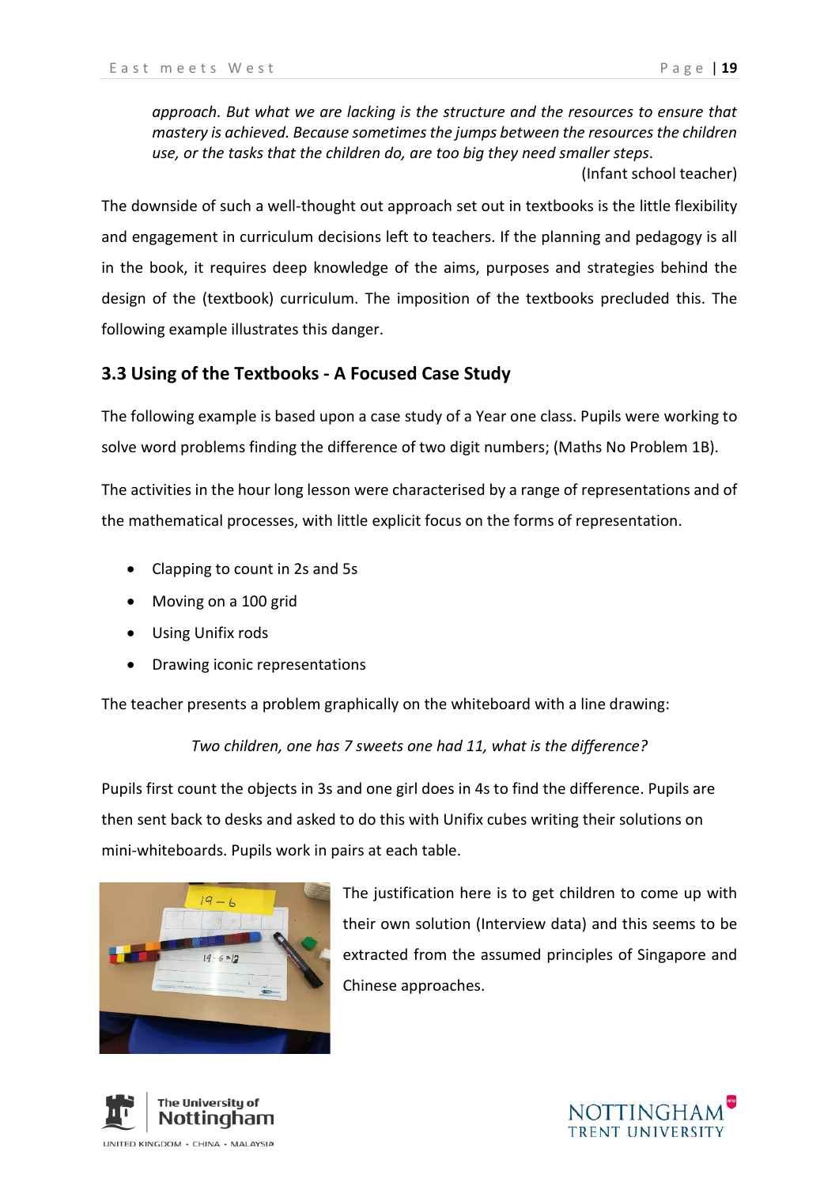*approach. But what we are lacking is the structure and the resources to ensure that mastery is achieved. Because sometimes the jumps between the resources the children use, or the tasks that the children do, are too big they need smaller steps*.

(Infant school teacher)

The downside of such a well-thought out approach set out in textbooks is the little flexibility and engagement in curriculum decisions left to teachers. If the planning and pedagogy is all in the book, it requires deep knowledge of the aims, purposes and strategies behind the design of the (textbook) curriculum. The imposition of the textbooks precluded this. The following example illustrates this danger.

### 3.3 Using of the Textbooks - A Focused Case Study

The following example is based upon a case study of a Year one class. Pupils were working to solve word problems finding the difference of two digit numbers; (Maths No Problem 1B).

The activities in the hour long lesson were characterised by a range of representations and of the mathematical processes, with little explicit focus on the forms of representation.

- Clapping to count in 2s and 5s
- Moving on a 100 grid
- Using Unifix rods
- Drawing iconic representations

The teacher presents a problem graphically on the whiteboard with a line drawing:

*Two children, one has 7 sweets one had 11, what is the difference?*

Pupils first count the objects in 3s and one girl does in 4s to find the difference. Pupils are then sent back to desks and asked to do this with Unifix cubes writing their solutions on mini-whiteboards. Pupils work in pairs at each table.

The justification here is to get children to come up with their own solution (Interview data) and this seems to be extracted from the assumed principles of Singapore and Chinese approaches.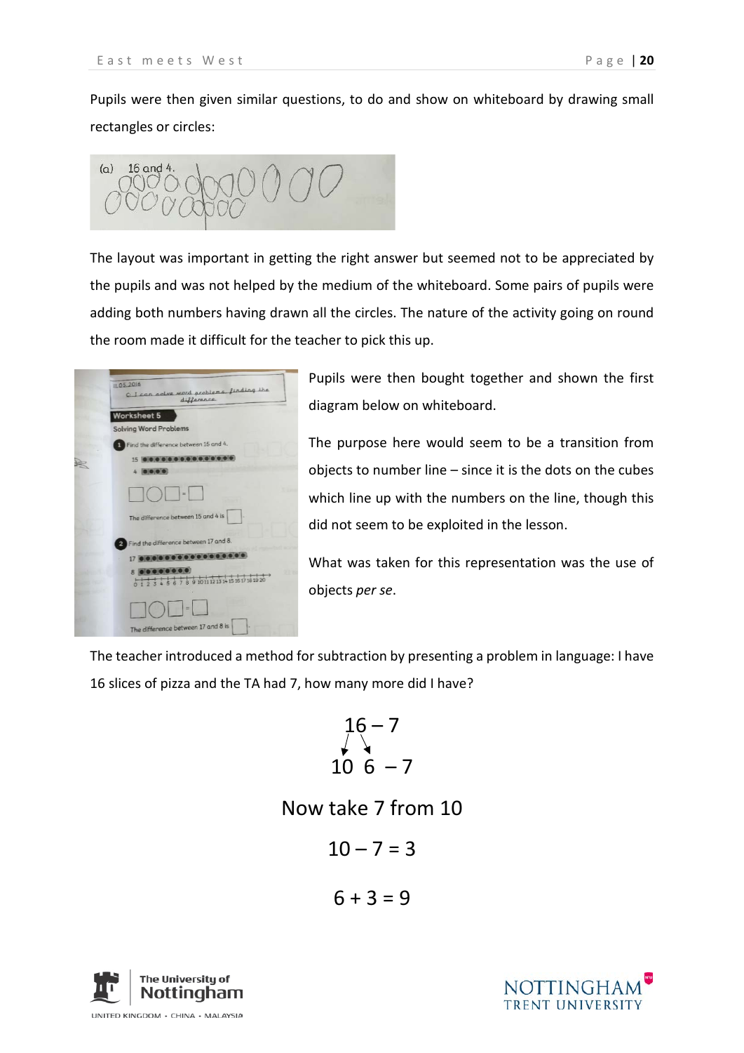Pupils were then given similar questions, to do and show on whiteboard by drawing small rectangles or circles:

The layout was important in getting the right answer but seemed not to be appreciated by the pupils and was not helped by the medium of the whiteboard. Some pairs of pupils were adding both numbers having drawn all the circles. The nature of the activity going on round the room made it difficult for the teacher to pick this up.

Pupils were then bought together and shown the first diagram below on whiteboard.

The purpose here would seem to be a transition from objects to number line – since it is the dots on the cubes which line up with the numbers on the line, though this did not seem to be exploited in the lesson.

What was taken for this representation was the use of objects *per se*.

The teacher introduced a method for subtraction by presenting a problem in language: I have 16 slices of pizza and the TA had 7, how many more did I have?

$$16 - 7$$

$$10 \quad 6 \quad - 7$$

Now take 7 from 10

$$10 - 7 = 3$$

$$6 + 3 = 9$$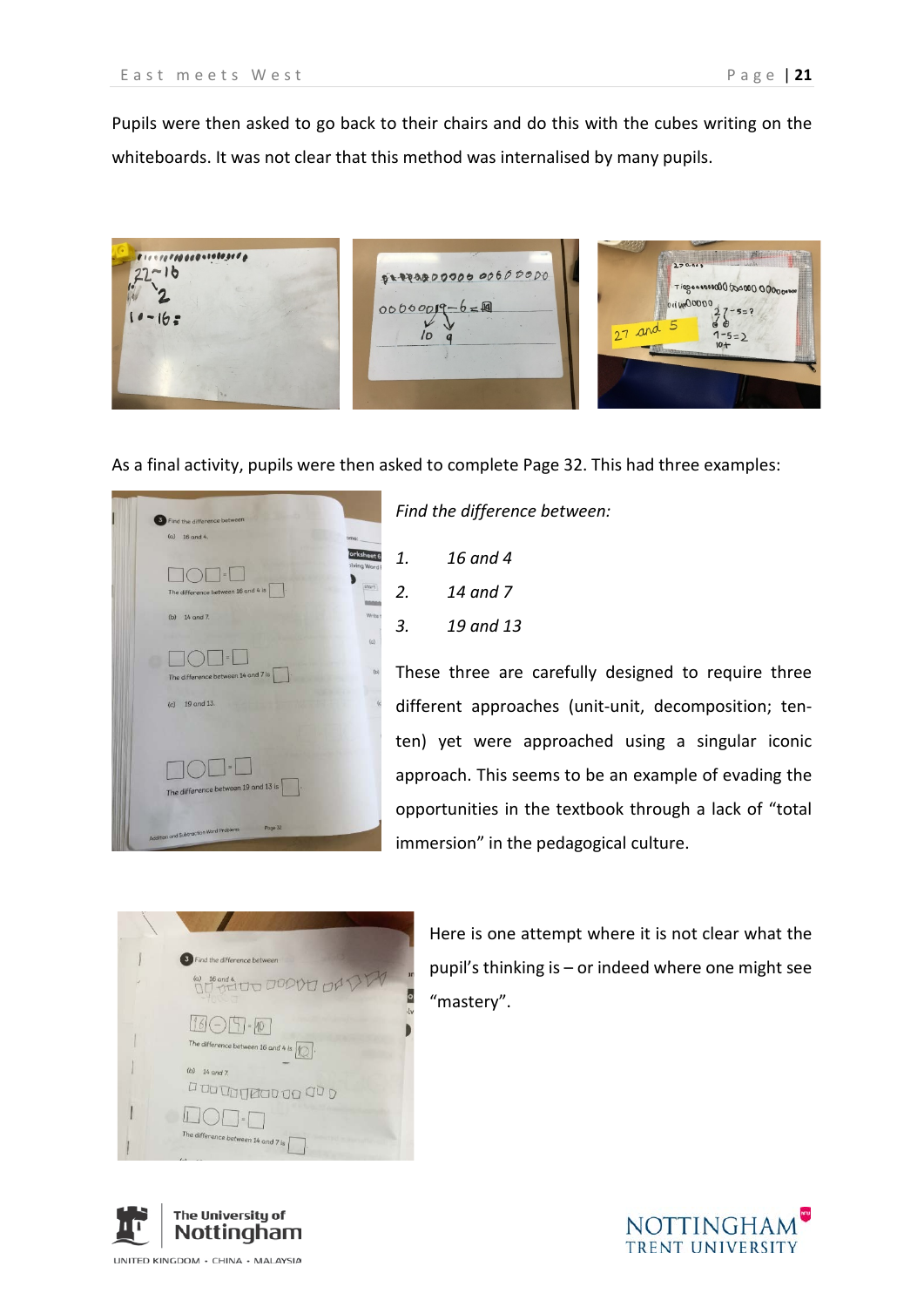Pupils were then asked to go back to their chairs and do this with the cubes writing on the whiteboards. It was not clear that this method was internalised by many pupils.

As a final activity, pupils were then asked to complete Page 32. This had three examples:

*Find the difference between:*

1. *16 and 4*
2. *14 and 7*
3. *19 and 13*

These three are carefully designed to require three different approaches (unit-unit, decomposition; ten-ten) yet were approached using a singular iconic approach. This seems to be an example of evading the opportunities in the textbook through a lack of "total immersion" in the pedagogical culture.

Here is one attempt where it is not clear what the pupil's thinking is – or indeed where one might see "mastery".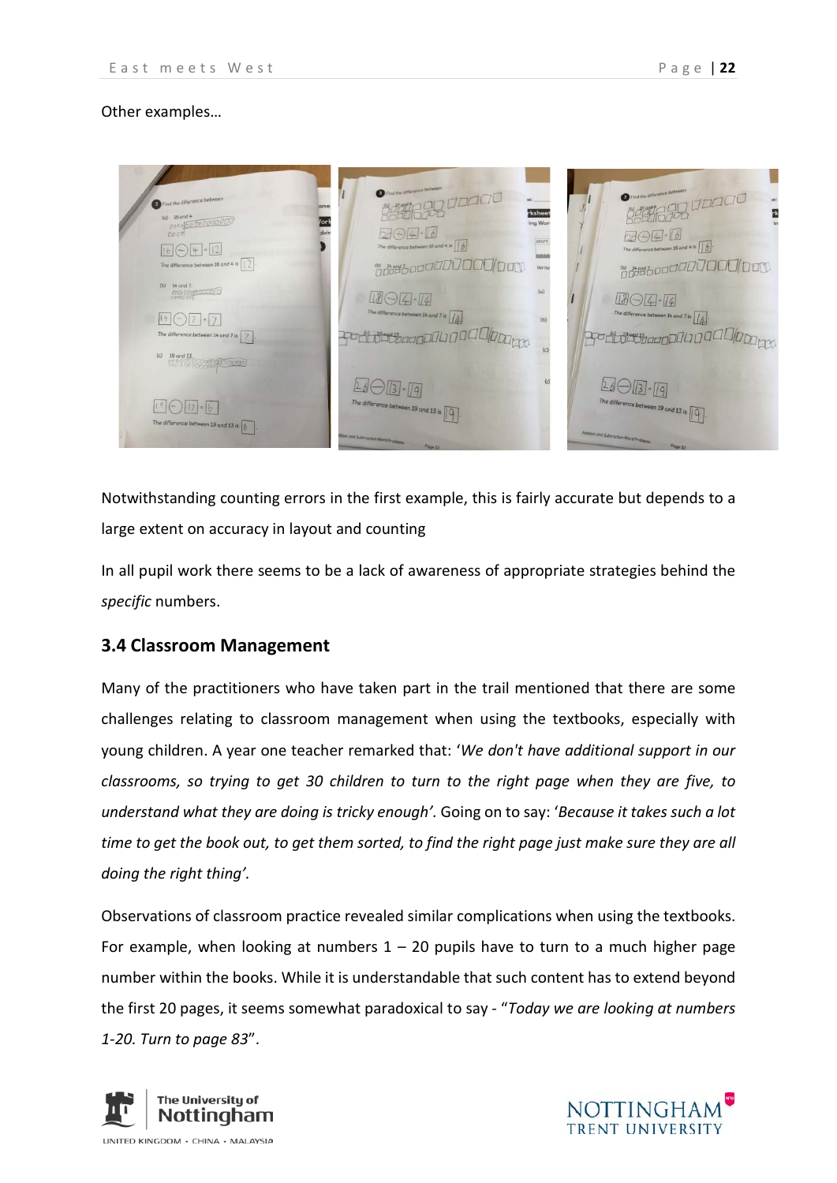Other examples…

Notwithstanding counting errors in the first example, this is fairly accurate but depends to a large extent on accuracy in layout and counting

In all pupil work there seems to be a lack of awareness of appropriate strategies behind the *specific* numbers.

### 3.4 Classroom Management

Many of the practitioners who have taken part in the trail mentioned that there are some challenges relating to classroom management when using the textbooks, especially with young children. A year one teacher remarked that: '*We don't have additional support in our classrooms, so trying to get 30 children to turn to the right page when they are five, to understand what they are doing is tricky enough'*. Going on to say: '*Because it takes such a lot time to get the book out, to get them sorted, to find the right page just make sure they are all doing the right thing'.*

Observations of classroom practice revealed similar complications when using the textbooks. For example, when looking at numbers 1 – 20 pupils have to turn to a much higher page number within the books. While it is understandable that such content has to extend beyond the first 20 pages, it seems somewhat paradoxical to say - "*Today we are looking at numbers 1-20. Turn to page 83*".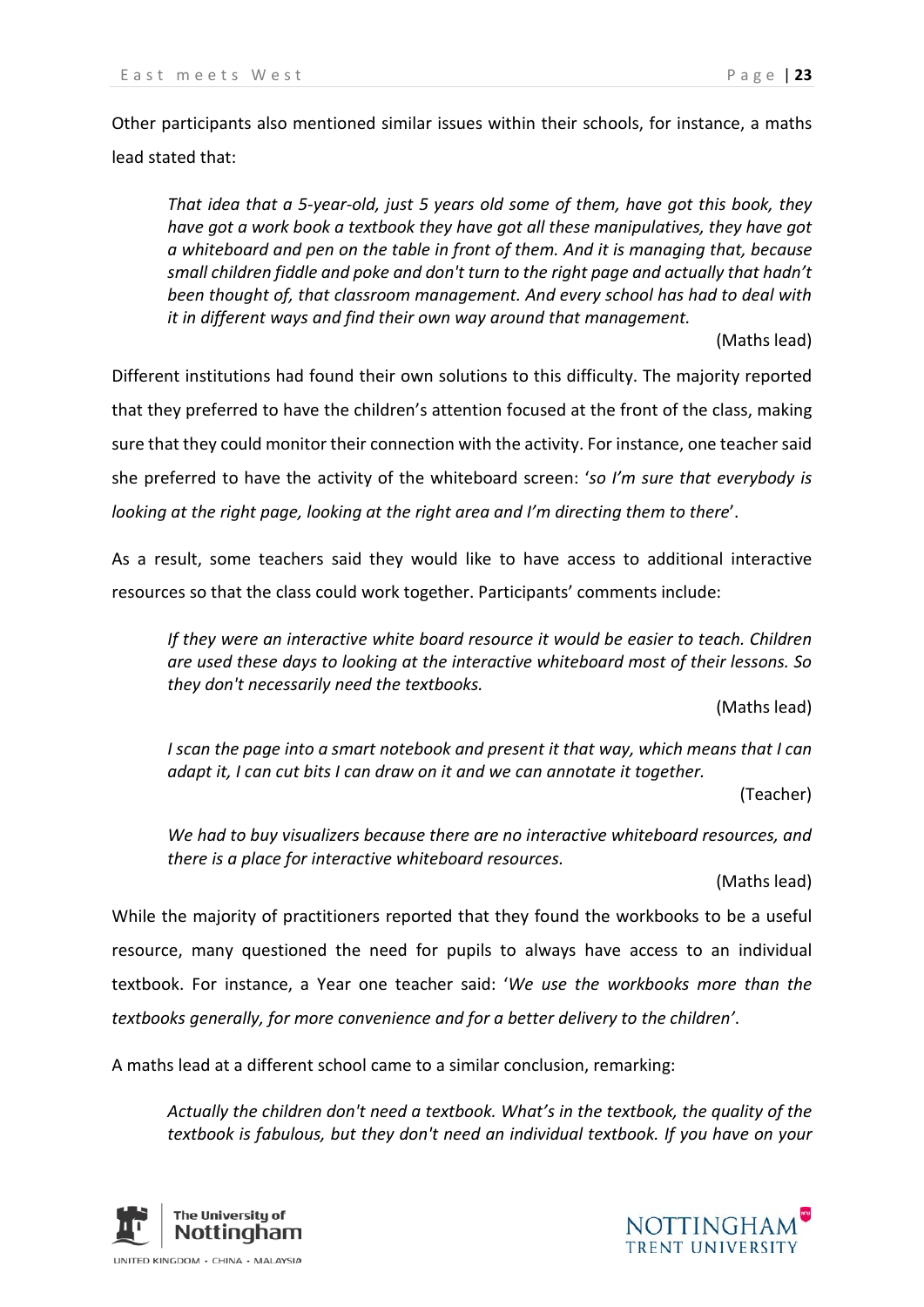Other participants also mentioned similar issues within their schools, for instance, a maths lead stated that:

> *That idea that a 5-year-old, just 5 years old some of them, have got this book, they have got a work book a textbook they have got all these manipulatives, they have got a whiteboard and pen on the table in front of them. And it is managing that, because small children fiddle and poke and don't turn to the right page and actually that hadn't been thought of, that classroom management. And every school has had to deal with it in different ways and find their own way around that management.*
>
> (Maths lead)

Different institutions had found their own solutions to this difficulty. The majority reported that they preferred to have the children's attention focused at the front of the class, making sure that they could monitor their connection with the activity. For instance, one teacher said she preferred to have the activity of the whiteboard screen: '*so I'm sure that everybody is looking at the right page, looking at the right area and I'm directing them to there*'.

As a result, some teachers said they would like to have access to additional interactive resources so that the class could work together. Participants' comments include:

> *If they were an interactive white board resource it would be easier to teach. Children are used these days to looking at the interactive whiteboard most of their lessons. So they don't necessarily need the textbooks.*
>
> (Maths lead)

> *I scan the page into a smart notebook and present it that way, which means that I can adapt it, I can cut bits I can draw on it and we can annotate it together.*
>
> (Teacher)

> *We had to buy visualizers because there are no interactive whiteboard resources, and there is a place for interactive whiteboard resources.*
>
> (Maths lead)

While the majority of practitioners reported that they found the workbooks to be a useful resource, many questioned the need for pupils to always have access to an individual textbook. For instance, a Year one teacher said: '*We use the workbooks more than the textbooks generally, for more convenience and for a better delivery to the children'*.

A maths lead at a different school came to a similar conclusion, remarking:

> *Actually the children don't need a textbook. What's in the textbook, the quality of the textbook is fabulous, but they don't need an individual textbook. If you have on your*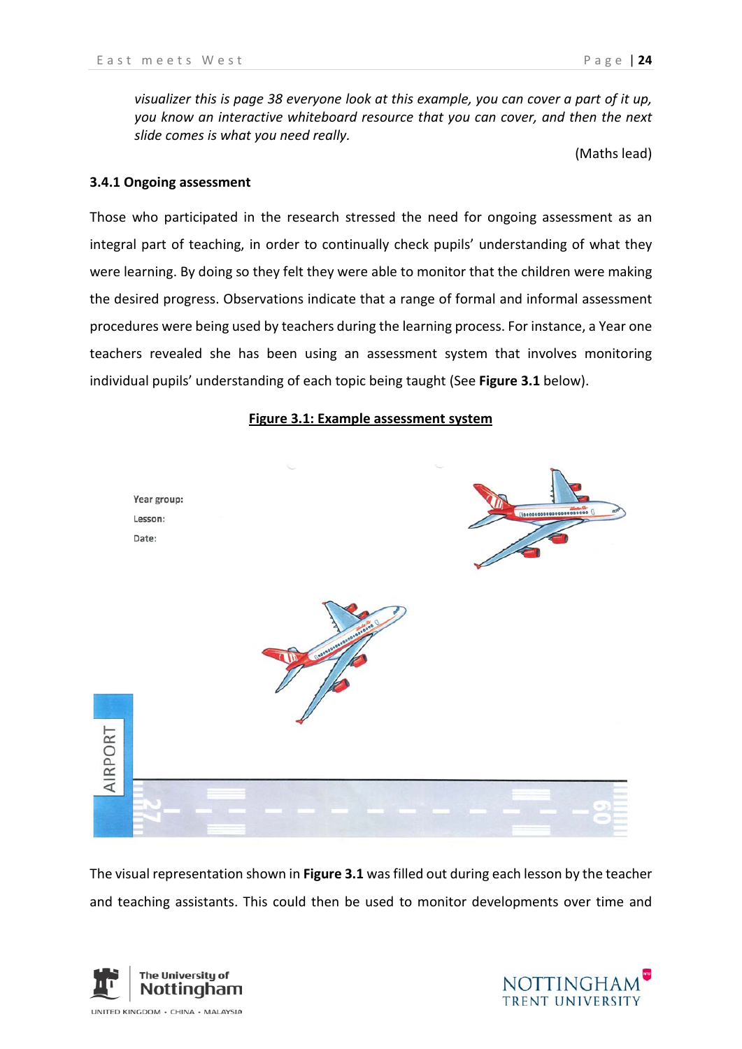*visualizer this is page 38 everyone look at this example, you can cover a part of it up, you know an interactive whiteboard resource that you can cover, and then the next slide comes is what you need really.*

(Maths lead)

### 3.4.1 Ongoing assessment

Those who participated in the research stressed the need for ongoing assessment as an integral part of teaching, in order to continually check pupils' understanding of what they were learning. By doing so they felt they were able to monitor that the children were making the desired progress. Observations indicate that a range of formal and informal assessment procedures were being used by teachers during the learning process. For instance, a Year one teachers revealed she has been using an assessment system that involves monitoring individual pupils' understanding of each topic being taught (See **Figure 3.1** below).

**Figure 3.1: Example assessment system**

Year group:

Lesson:

Date:

AIRPORT

The visual representation shown in **Figure 3.1** was filled out during each lesson by the teacher and teaching assistants. This could then be used to monitor developments over time and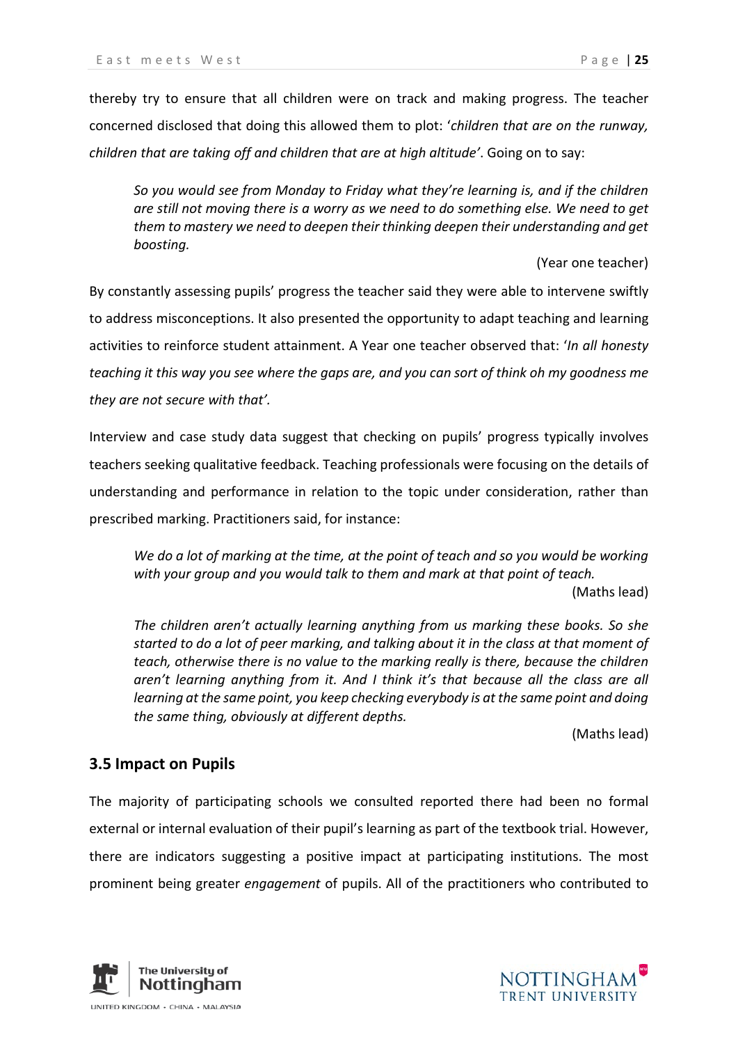thereby try to ensure that all children were on track and making progress. The teacher concerned disclosed that doing this allowed them to plot: '*children that are on the runway, children that are taking off and children that are at high altitude*'. Going on to say:

> *So you would see from Monday to Friday what they're learning is, and if the children are still not moving there is a worry as we need to do something else. We need to get them to mastery we need to deepen their thinking deepen their understanding and get boosting.*
>
> (Year one teacher)

By constantly assessing pupils' progress the teacher said they were able to intervene swiftly to address misconceptions. It also presented the opportunity to adapt teaching and learning activities to reinforce student attainment. A Year one teacher observed that: '*In all honesty teaching it this way you see where the gaps are, and you can sort of think oh my goodness me they are not secure with that'.*

Interview and case study data suggest that checking on pupils' progress typically involves teachers seeking qualitative feedback. Teaching professionals were focusing on the details of understanding and performance in relation to the topic under consideration, rather than prescribed marking. Practitioners said, for instance:

> *We do a lot of marking at the time, at the point of teach and so you would be working with your group and you would talk to them and mark at that point of teach.*
>
> (Maths lead)

> *The children aren't actually learning anything from us marking these books. So she started to do a lot of peer marking, and talking about it in the class at that moment of teach, otherwise there is no value to the marking really is there, because the children aren't learning anything from it. And I think it's that because all the class are all learning at the same point, you keep checking everybody is at the same point and doing the same thing, obviously at different depths.*
>
> (Maths lead)

### 3.5 Impact on Pupils

The majority of participating schools we consulted reported there had been no formal external or internal evaluation of their pupil's learning as part of the textbook trial. However, there are indicators suggesting a positive impact at participating institutions. The most prominent being greater *engagement* of pupils. All of the practitioners who contributed to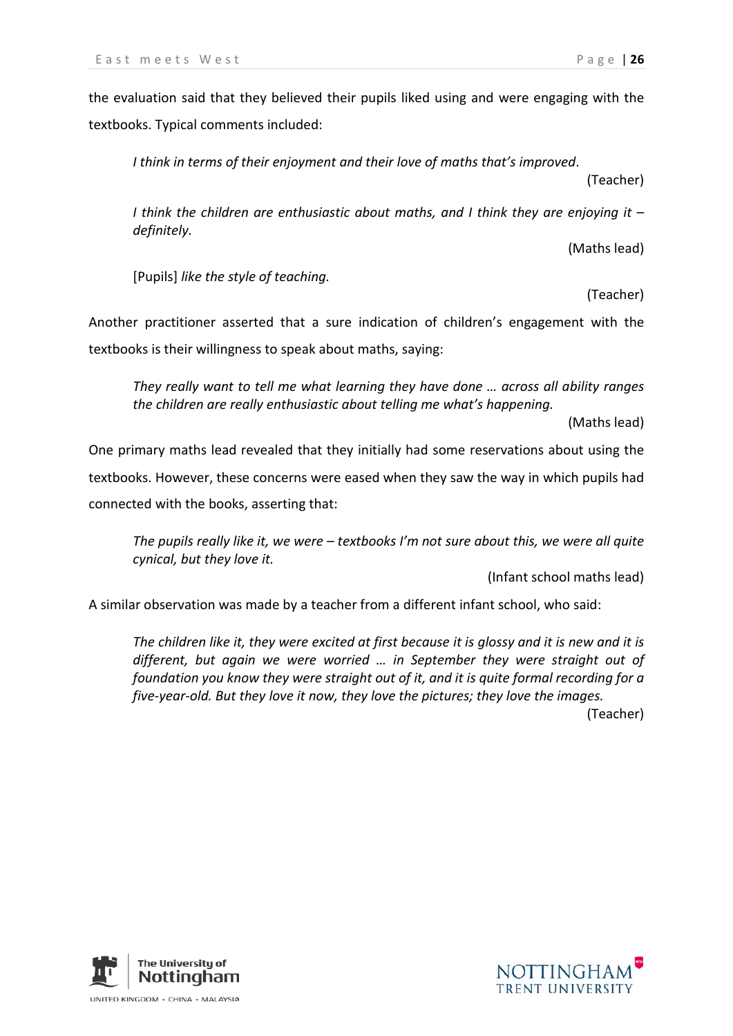the evaluation said that they believed their pupils liked using and were engaging with the textbooks. Typical comments included:

> *I think in terms of their enjoyment and their love of maths that's improved.*
>
> (Teacher)

> *I think the children are enthusiastic about maths, and I think they are enjoying it – definitely.*
>
> (Maths lead)

> [Pupils] *like the style of teaching.*
>
> (Teacher)

Another practitioner asserted that a sure indication of children's engagement with the textbooks is their willingness to speak about maths, saying:

> *They really want to tell me what learning they have done … across all ability ranges the children are really enthusiastic about telling me what's happening.*
>
> (Maths lead)

One primary maths lead revealed that they initially had some reservations about using the textbooks. However, these concerns were eased when they saw the way in which pupils had connected with the books, asserting that:

> *The pupils really like it, we were – textbooks I'm not sure about this, we were all quite cynical, but they love it.*
>
> (Infant school maths lead)

A similar observation was made by a teacher from a different infant school, who said:

> *The children like it, they were excited at first because it is glossy and it is new and it is different, but again we were worried … in September they were straight out of foundation you know they were straight out of it, and it is quite formal recording for a five-year-old. But they love it now, they love the pictures; they love the images.*
>
> (Teacher)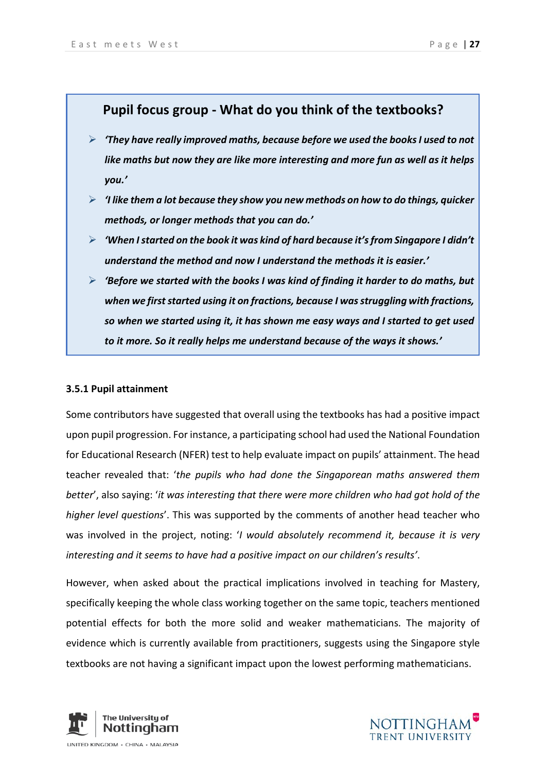## Pupil focus group - What do you think of the textbooks?

- ***'They have really improved maths, because before we used the books I used to not like maths but now they are like more interesting and more fun as well as it helps you.'***
- ***'I like them a lot because they show you new methods on how to do things, quicker methods, or longer methods that you can do.'***
- ***'When I started on the book it was kind of hard because it's from Singapore I didn't understand the method and now I understand the methods it is easier.'***
- ***'Before we started with the books I was kind of finding it harder to do maths, but when we first started using it on fractions, because I was struggling with fractions, so when we started using it, it has shown me easy ways and I started to get used to it more. So it really helps me understand because of the ways it shows.'***

### 3.5.1 Pupil attainment

Some contributors have suggested that overall using the textbooks has had a positive impact upon pupil progression. For instance, a participating school had used the National Foundation for Educational Research (NFER) test to help evaluate impact on pupils' attainment. The head teacher revealed that: '*the pupils who had done the Singaporean maths answered them better*', also saying: '*it was interesting that there were more children who had got hold of the higher level questions*'. This was supported by the comments of another head teacher who was involved in the project, noting: '*I would absolutely recommend it, because it is very interesting and it seems to have had a positive impact on our children's results*'.

However, when asked about the practical implications involved in teaching for Mastery, specifically keeping the whole class working together on the same topic, teachers mentioned potential effects for both the more solid and weaker mathematicians. The majority of evidence which is currently available from practitioners, suggests using the Singapore style textbooks are not having a significant impact upon the lowest performing mathematicians.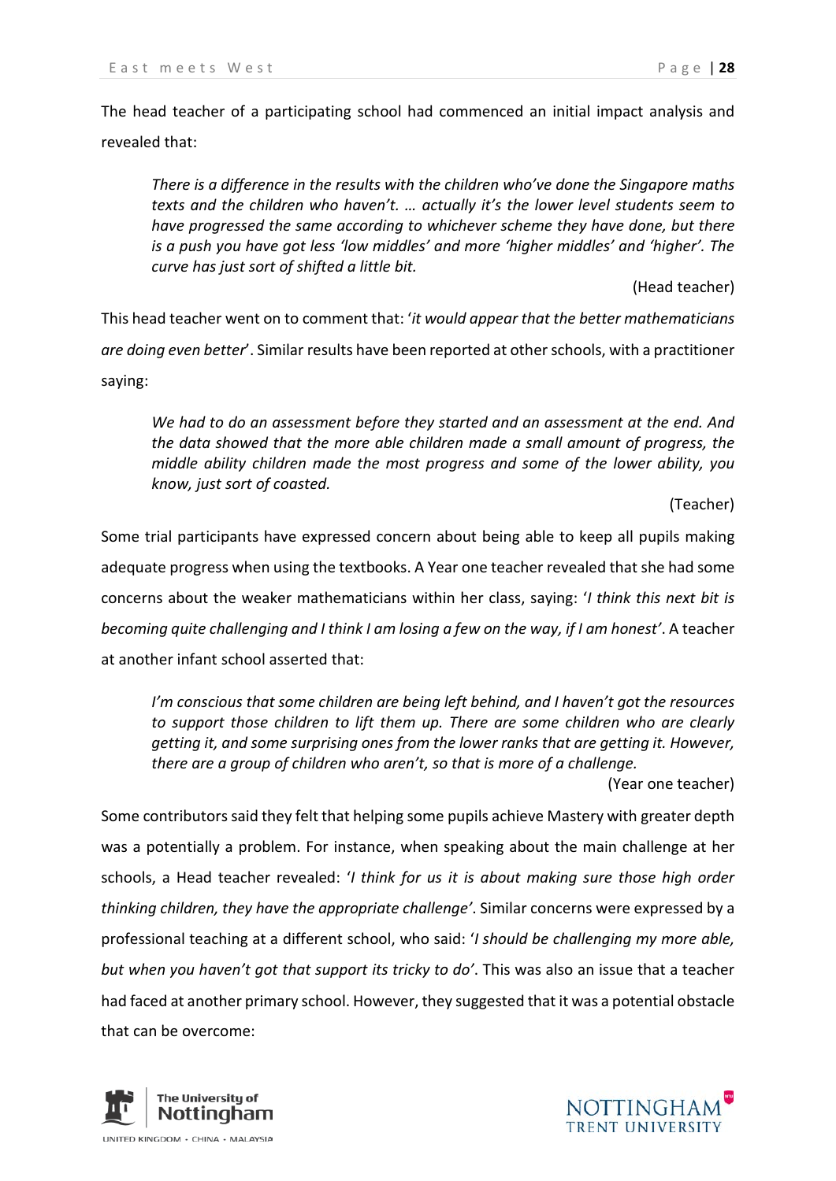The head teacher of a participating school had commenced an initial impact analysis and revealed that:

> *There is a difference in the results with the children who've done the Singapore maths texts and the children who haven't. … actually it's the lower level students seem to have progressed the same according to whichever scheme they have done, but there is a push you have got less 'low middles' and more 'higher middles' and 'higher'. The curve has just sort of shifted a little bit.*
>
> (Head teacher)

This head teacher went on to comment that: '*it would appear that the better mathematicians are doing even better*'. Similar results have been reported at other schools, with a practitioner saying:

> *We had to do an assessment before they started and an assessment at the end. And the data showed that the more able children made a small amount of progress, the middle ability children made the most progress and some of the lower ability, you know, just sort of coasted.*
>
> (Teacher)

Some trial participants have expressed concern about being able to keep all pupils making adequate progress when using the textbooks. A Year one teacher revealed that she had some concerns about the weaker mathematicians within her class, saying: '*I think this next bit is becoming quite challenging and I think I am losing a few on the way, if I am honest*'. A teacher at another infant school asserted that:

> *I'm conscious that some children are being left behind, and I haven't got the resources to support those children to lift them up. There are some children who are clearly getting it, and some surprising ones from the lower ranks that are getting it. However, there are a group of children who aren't, so that is more of a challenge.*
>
> (Year one teacher)

Some contributors said they felt that helping some pupils achieve Mastery with greater depth was a potentially a problem. For instance, when speaking about the main challenge at her schools, a Head teacher revealed: '*I think for us it is about making sure those high order thinking children, they have the appropriate challenge*'. Similar concerns were expressed by a professional teaching at a different school, who said: '*I should be challenging my more able, but when you haven't got that support its tricky to do*'. This was also an issue that a teacher had faced at another primary school. However, they suggested that it was a potential obstacle that can be overcome: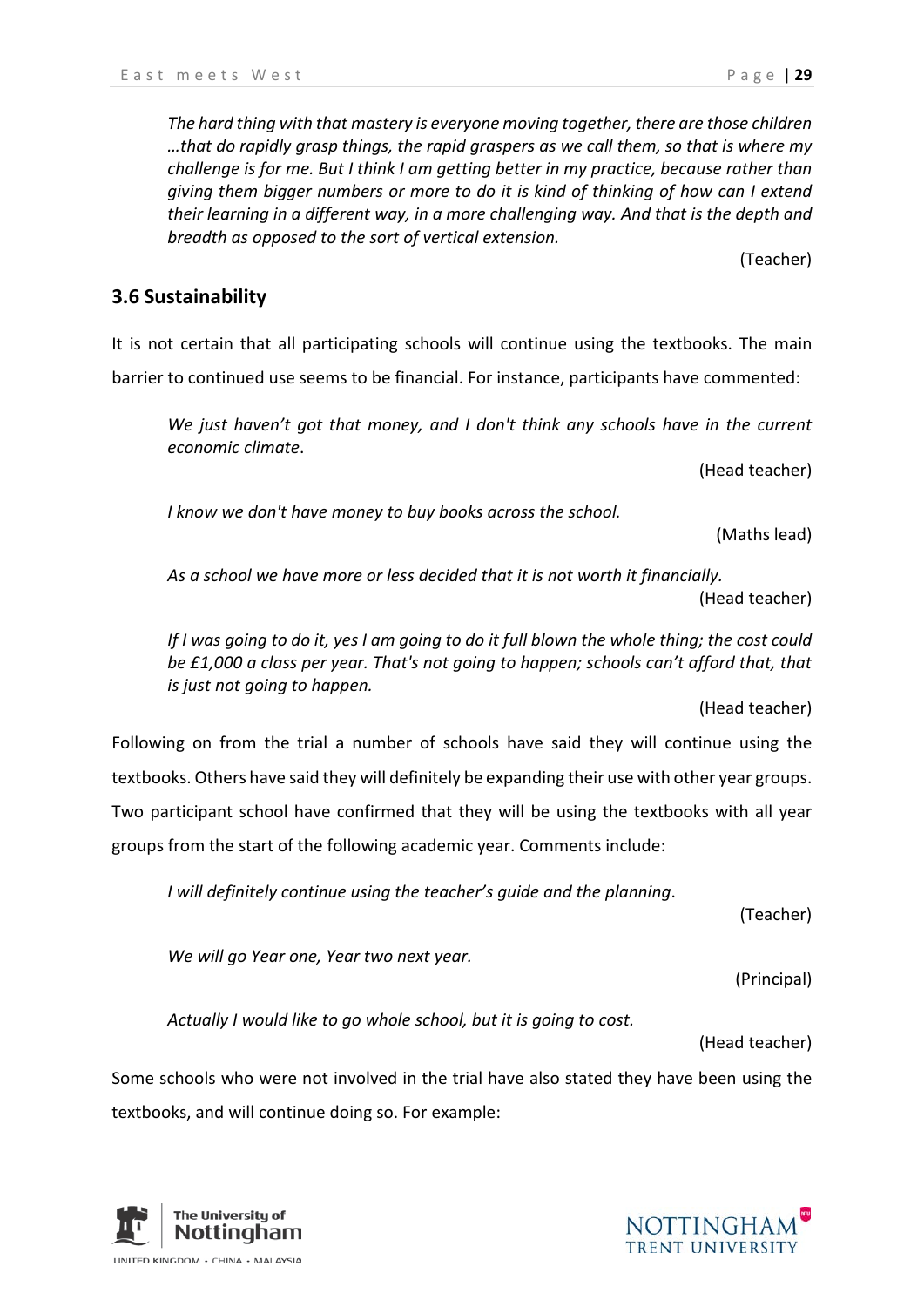*The hard thing with that mastery is everyone moving together, there are those children …that do rapidly grasp things, the rapid graspers as we call them, so that is where my challenge is for me. But I think I am getting better in my practice, because rather than giving them bigger numbers or more to do it is kind of thinking of how can I extend their learning in a different way, in a more challenging way. And that is the depth and breadth as opposed to the sort of vertical extension.*

(Teacher)

### 3.6 Sustainability

It is not certain that all participating schools will continue using the textbooks. The main barrier to continued use seems to be financial. For instance, participants have commented:

*We just haven't got that money, and I don't think any schools have in the current economic climate*.

(Head teacher)

*I know we don't have money to buy books across the school.*

(Maths lead)

*As a school we have more or less decided that it is not worth it financially.*

(Head teacher)

*If I was going to do it, yes I am going to do it full blown the whole thing; the cost could be £1,000 a class per year. That's not going to happen; schools can't afford that, that is just not going to happen.*

(Head teacher)

Following on from the trial a number of schools have said they will continue using the textbooks. Others have said they will definitely be expanding their use with other year groups. Two participant school have confirmed that they will be using the textbooks with all year groups from the start of the following academic year. Comments include:

*I will definitely continue using the teacher's guide and the planning*.

(Teacher)

*We will go Year one, Year two next year.*

(Principal)

*Actually I would like to go whole school, but it is going to cost.*

(Head teacher)

Some schools who were not involved in the trial have also stated they have been using the textbooks, and will continue doing so. For example: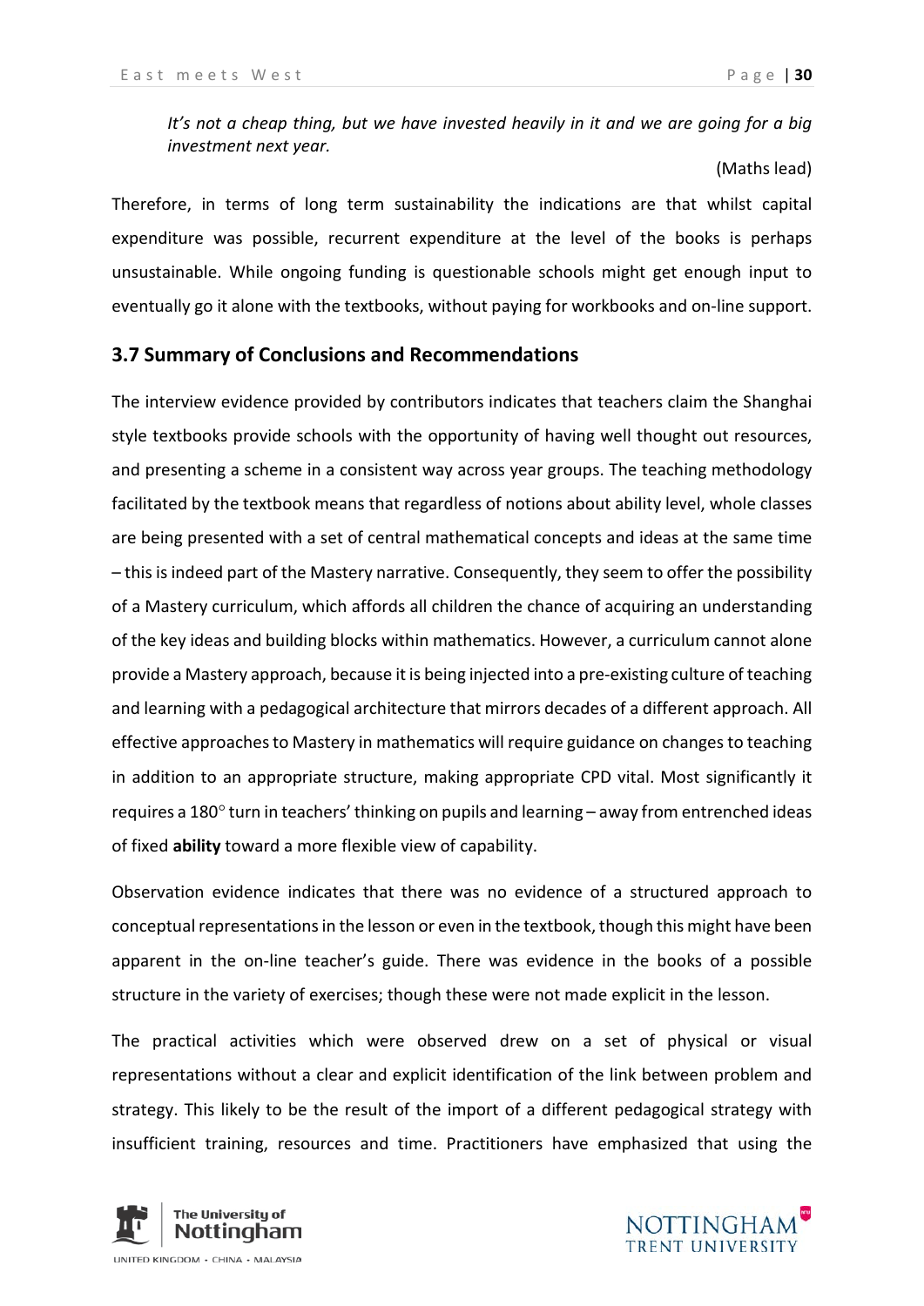*It's not a cheap thing, but we have invested heavily in it and we are going for a big investment next year.*

(Maths lead)

Therefore, in terms of long term sustainability the indications are that whilst capital expenditure was possible, recurrent expenditure at the level of the books is perhaps unsustainable. While ongoing funding is questionable schools might get enough input to eventually go it alone with the textbooks, without paying for workbooks and on-line support.

## 3.7 Summary of Conclusions and Recommendations

The interview evidence provided by contributors indicates that teachers claim the Shanghai style textbooks provide schools with the opportunity of having well thought out resources, and presenting a scheme in a consistent way across year groups. The teaching methodology facilitated by the textbook means that regardless of notions about ability level, whole classes are being presented with a set of central mathematical concepts and ideas at the same time – this is indeed part of the Mastery narrative. Consequently, they seem to offer the possibility of a Mastery curriculum, which affords all children the chance of acquiring an understanding of the key ideas and building blocks within mathematics. However, a curriculum cannot alone provide a Mastery approach, because it is being injected into a pre-existing culture of teaching and learning with a pedagogical architecture that mirrors decades of a different approach. All effective approaches to Mastery in mathematics will require guidance on changes to teaching in addition to an appropriate structure, making appropriate CPD vital. Most significantly it requires a 180° turn in teachers' thinking on pupils and learning – away from entrenched ideas of fixed **ability** toward a more flexible view of capability.

Observation evidence indicates that there was no evidence of a structured approach to conceptual representations in the lesson or even in the textbook, though this might have been apparent in the on-line teacher's guide. There was evidence in the books of a possible structure in the variety of exercises; though these were not made explicit in the lesson.

The practical activities which were observed drew on a set of physical or visual representations without a clear and explicit identification of the link between problem and strategy. This likely to be the result of the import of a different pedagogical strategy with insufficient training, resources and time. Practitioners have emphasized that using the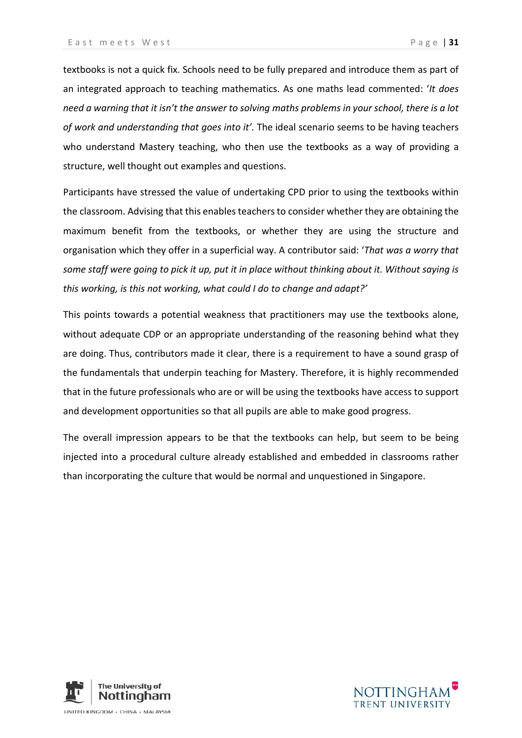textbooks is not a quick fix. Schools need to be fully prepared and introduce them as part of an integrated approach to teaching mathematics. As one maths lead commented: '*It does need a warning that it isn't the answer to solving maths problems in your school, there is a lot of work and understanding that goes into it'.* The ideal scenario seems to be having teachers who understand Mastery teaching, who then use the textbooks as a way of providing a structure, well thought out examples and questions.

Participants have stressed the value of undertaking CPD prior to using the textbooks within the classroom. Advising that this enables teachers to consider whether they are obtaining the maximum benefit from the textbooks, or whether they are using the structure and organisation which they offer in a superficial way. A contributor said: '*That was a worry that some staff were going to pick it up, put it in place without thinking about it. Without saying is this working, is this not working, what could I do to change and adapt?'*

This points towards a potential weakness that practitioners may use the textbooks alone, without adequate CDP or an appropriate understanding of the reasoning behind what they are doing. Thus, contributors made it clear, there is a requirement to have a sound grasp of the fundamentals that underpin teaching for Mastery. Therefore, it is highly recommended that in the future professionals who are or will be using the textbooks have access to support and development opportunities so that all pupils are able to make good progress.

The overall impression appears to be that the textbooks can help, but seem to be being injected into a procedural culture already established and embedded in classrooms rather than incorporating the culture that would be normal and unquestioned in Singapore.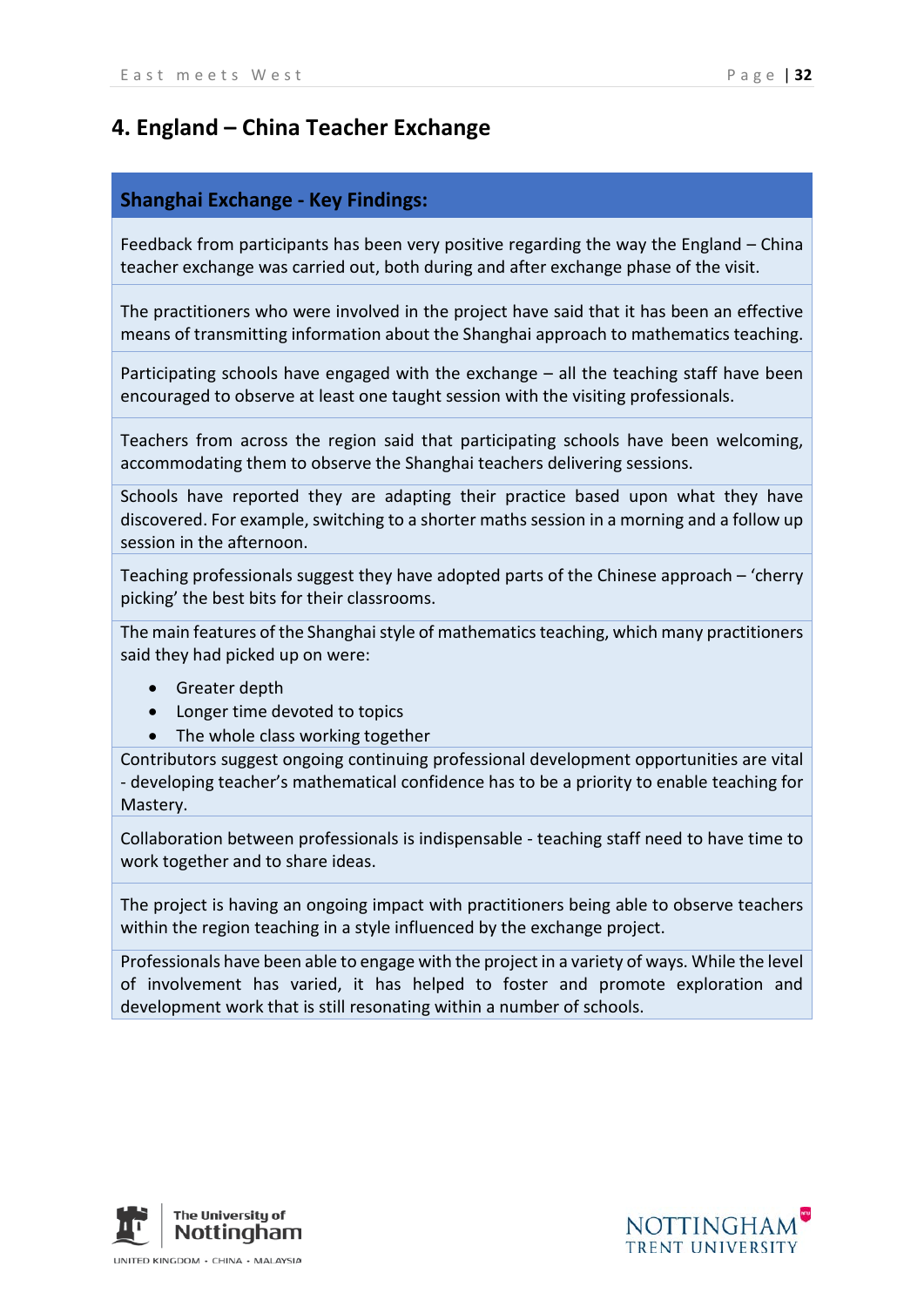## 4. England – China Teacher Exchange

| **Shanghai Exchange - Key Findings:** |
|---|
| Feedback from participants has been very positive regarding the way the England – China teacher exchange was carried out, both during and after exchange phase of the visit. |
| The practitioners who were involved in the project have said that it has been an effective means of transmitting information about the Shanghai approach to mathematics teaching. |
| Participating schools have engaged with the exchange – all the teaching staff have been encouraged to observe at least one taught session with the visiting professionals. |
| Teachers from across the region said that participating schools have been welcoming, accommodating them to observe the Shanghai teachers delivering sessions. |
| Schools have reported they are adapting their practice based upon what they have discovered. For example, switching to a shorter maths session in a morning and a follow up session in the afternoon. |
| Teaching professionals suggest they have adopted parts of the Chinese approach – 'cherry picking' the best bits for their classrooms. |
| The main features of the Shanghai style of mathematics teaching, which many practitioners said they had picked up on were: <br> • Greater depth <br> • Longer time devoted to topics <br> • The whole class working together |
| Contributors suggest ongoing continuing professional development opportunities are vital - developing teacher's mathematical confidence has to be a priority to enable teaching for Mastery. |
| Collaboration between professionals is indispensable - teaching staff need to have time to work together and to share ideas. |
| The project is having an ongoing impact with practitioners being able to observe teachers within the region teaching in a style influenced by the exchange project. |
| Professionals have been able to engage with the project in a variety of ways. While the level of involvement has varied, it has helped to foster and promote exploration and development work that is still resonating within a number of schools. |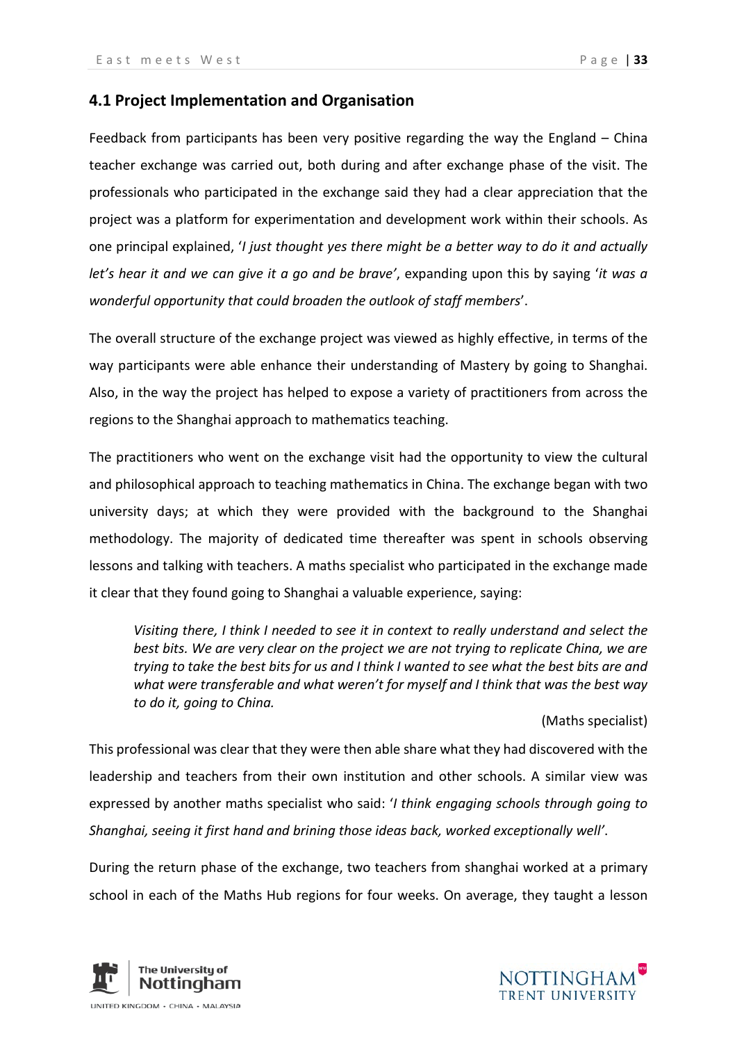## 4.1 Project Implementation and Organisation

Feedback from participants has been very positive regarding the way the England – China teacher exchange was carried out, both during and after exchange phase of the visit. The professionals who participated in the exchange said they had a clear appreciation that the project was a platform for experimentation and development work within their schools. As one principal explained, '*I just thought yes there might be a better way to do it and actually let's hear it and we can give it a go and be brave'*, expanding upon this by saying '*it was a wonderful opportunity that could broaden the outlook of staff members*'.

The overall structure of the exchange project was viewed as highly effective, in terms of the way participants were able enhance their understanding of Mastery by going to Shanghai. Also, in the way the project has helped to expose a variety of practitioners from across the regions to the Shanghai approach to mathematics teaching.

The practitioners who went on the exchange visit had the opportunity to view the cultural and philosophical approach to teaching mathematics in China. The exchange began with two university days; at which they were provided with the background to the Shanghai methodology. The majority of dedicated time thereafter was spent in schools observing lessons and talking with teachers. A maths specialist who participated in the exchange made it clear that they found going to Shanghai a valuable experience, saying:

> *Visiting there, I think I needed to see it in context to really understand and select the best bits. We are very clear on the project we are not trying to replicate China, we are trying to take the best bits for us and I think I wanted to see what the best bits are and what were transferable and what weren't for myself and I think that was the best way to do it, going to China.*
>
> (Maths specialist)

This professional was clear that they were then able share what they had discovered with the leadership and teachers from their own institution and other schools. A similar view was expressed by another maths specialist who said: '*I think engaging schools through going to Shanghai, seeing it first hand and brining those ideas back, worked exceptionally well'*.

During the return phase of the exchange, two teachers from shanghai worked at a primary school in each of the Maths Hub regions for four weeks. On average, they taught a lesson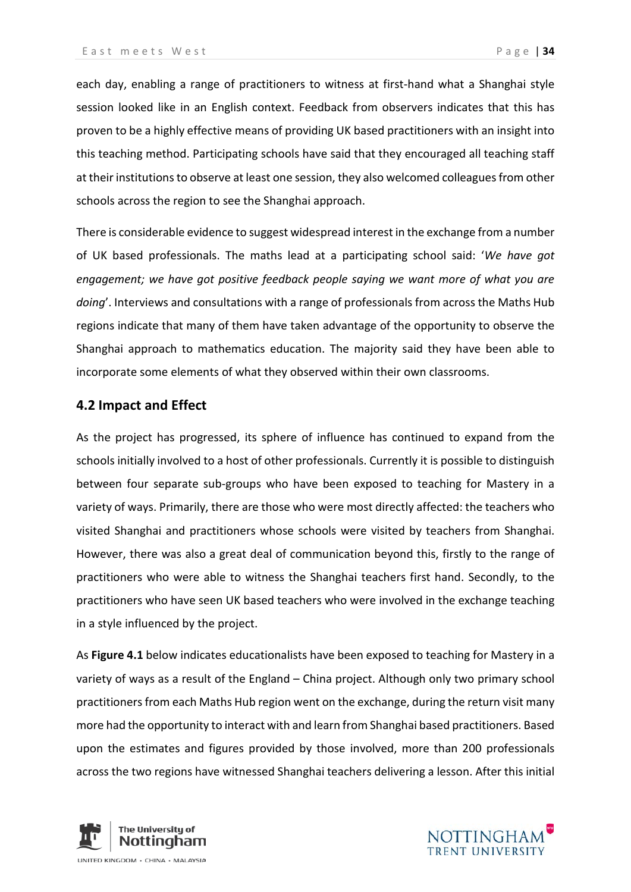each day, enabling a range of practitioners to witness at first-hand what a Shanghai style session looked like in an English context. Feedback from observers indicates that this has proven to be a highly effective means of providing UK based practitioners with an insight into this teaching method. Participating schools have said that they encouraged all teaching staff at their institutions to observe at least one session, they also welcomed colleagues from other schools across the region to see the Shanghai approach.

There is considerable evidence to suggest widespread interest in the exchange from a number of UK based professionals. The maths lead at a participating school said: '*We have got engagement; we have got positive feedback people saying we want more of what you are doing*'. Interviews and consultations with a range of professionals from across the Maths Hub regions indicate that many of them have taken advantage of the opportunity to observe the Shanghai approach to mathematics education. The majority said they have been able to incorporate some elements of what they observed within their own classrooms.

## 4.2 Impact and Effect

As the project has progressed, its sphere of influence has continued to expand from the schools initially involved to a host of other professionals. Currently it is possible to distinguish between four separate sub-groups who have been exposed to teaching for Mastery in a variety of ways. Primarily, there are those who were most directly affected: the teachers who visited Shanghai and practitioners whose schools were visited by teachers from Shanghai. However, there was also a great deal of communication beyond this, firstly to the range of practitioners who were able to witness the Shanghai teachers first hand. Secondly, to the practitioners who have seen UK based teachers who were involved in the exchange teaching in a style influenced by the project.

As **Figure 4.1** below indicates educationalists have been exposed to teaching for Mastery in a variety of ways as a result of the England – China project. Although only two primary school practitioners from each Maths Hub region went on the exchange, during the return visit many more had the opportunity to interact with and learn from Shanghai based practitioners. Based upon the estimates and figures provided by those involved, more than 200 professionals across the two regions have witnessed Shanghai teachers delivering a lesson. After this initial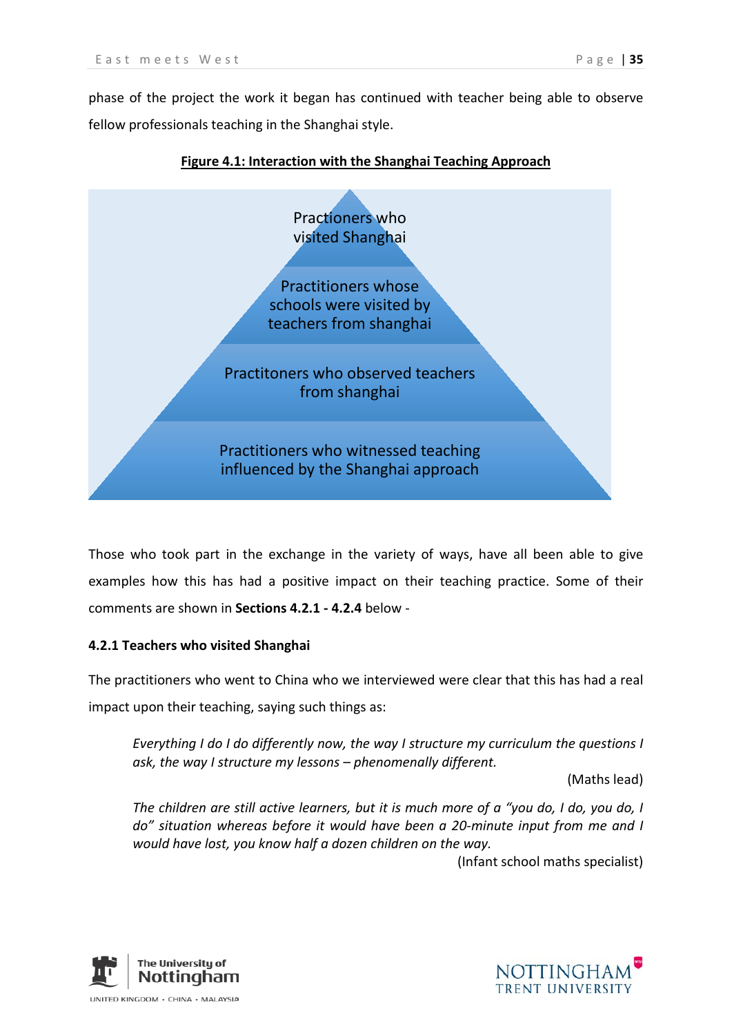phase of the project the work it began has continued with teacher being able to observe fellow professionals teaching in the Shanghai style.

**Figure 4.1: Interaction with the Shanghai Teaching Approach**

- Practioners who visited Shanghai
- Practitioners whose schools were visited by teachers from shanghai
- Practitoners who observed teachers from shanghai
- Practitioners who witnessed teaching influenced by the Shanghai approach

Those who took part in the exchange in the variety of ways, have all been able to give examples how this has had a positive impact on their teaching practice. Some of their comments are shown in **Sections 4.2.1 - 4.2.4** below -

**4.2.1 Teachers who visited Shanghai**

The practitioners who went to China who we interviewed were clear that this has had a real impact upon their teaching, saying such things as:

> *Everything I do I do differently now, the way I structure my curriculum the questions I ask, the way I structure my lessons – phenomenally different.*
>
> (Maths lead)

> *The children are still active learners, but it is much more of a "you do, I do, you do, I do" situation whereas before it would have been a 20-minute input from me and I would have lost, you know half a dozen children on the way.*
>
> (Infant school maths specialist)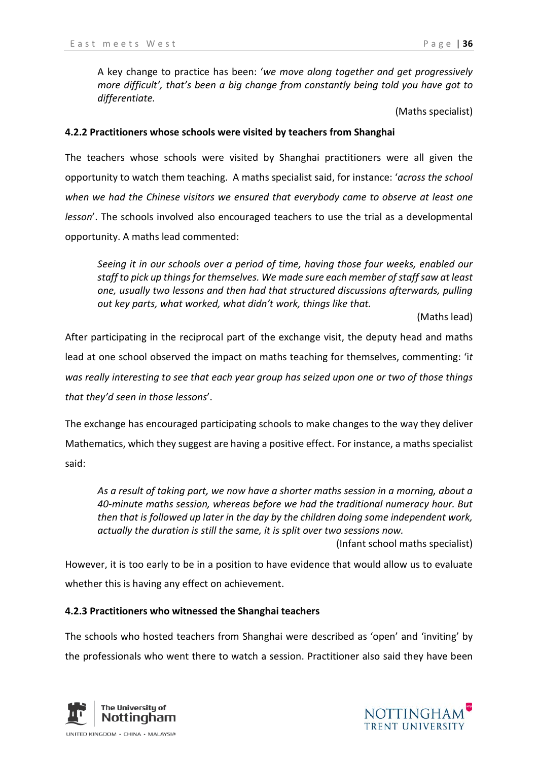> A key change to practice has been: '*we move along together and get progressively more difficult*', that's been a big change from constantly being told you have got to differentiate.
>
> (Maths specialist)

#### 4.2.2 Practitioners whose schools were visited by teachers from Shanghai

The teachers whose schools were visited by Shanghai practitioners were all given the opportunity to watch them teaching. A maths specialist said, for instance: '*across the school when we had the Chinese visitors we ensured that everybody came to observe at least one lesson*'. The schools involved also encouraged teachers to use the trial as a developmental opportunity. A maths lead commented:

> *Seeing it in our schools over a period of time, having those four weeks, enabled our staff to pick up things for themselves. We made sure each member of staff saw at least one, usually two lessons and then had that structured discussions afterwards, pulling out key parts, what worked, what didn't work, things like that.*
>
> (Maths lead)

After participating in the reciprocal part of the exchange visit, the deputy head and maths lead at one school observed the impact on maths teaching for themselves, commenting: '*it was really interesting to see that each year group has seized upon one or two of those things that they'd seen in those lessons*'.

The exchange has encouraged participating schools to make changes to the way they deliver Mathematics, which they suggest are having a positive effect. For instance, a maths specialist said:

> *As a result of taking part, we now have a shorter maths session in a morning, about a 40-minute maths session, whereas before we had the traditional numeracy hour. But then that is followed up later in the day by the children doing some independent work, actually the duration is still the same, it is split over two sessions now.*
>
> (Infant school maths specialist)

However, it is too early to be in a position to have evidence that would allow us to evaluate whether this is having any effect on achievement.

#### 4.2.3 Practitioners who witnessed the Shanghai teachers

The schools who hosted teachers from Shanghai were described as 'open' and 'inviting' by the professionals who went there to watch a session. Practitioner also said they have been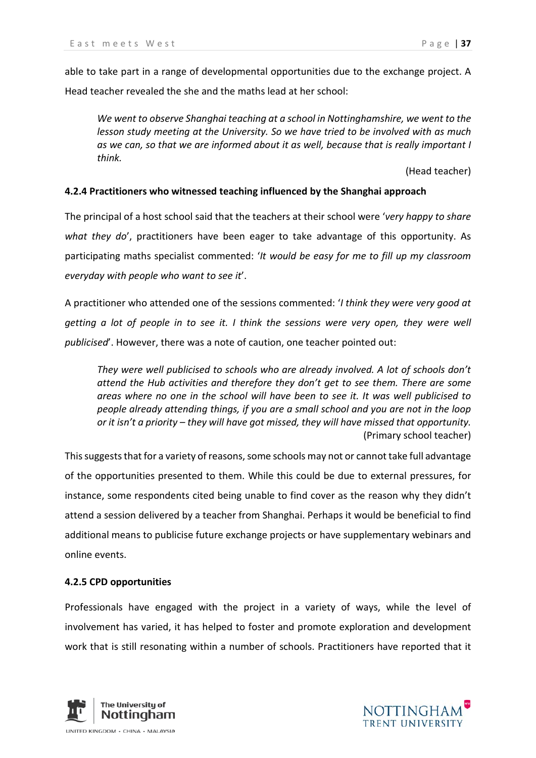able to take part in a range of developmental opportunities due to the exchange project. A Head teacher revealed the she and the maths lead at her school:

> *We went to observe Shanghai teaching at a school in Nottinghamshire, we went to the lesson study meeting at the University. So we have tried to be involved with as much as we can, so that we are informed about it as well, because that is really important I think.*
>
> (Head teacher)

#### 4.2.4 Practitioners who witnessed teaching influenced by the Shanghai approach

The principal of a host school said that the teachers at their school were '*very happy to share what they do*', practitioners have been eager to take advantage of this opportunity. As participating maths specialist commented: '*It would be easy for me to fill up my classroom everyday with people who want to see it*'.

A practitioner who attended one of the sessions commented: '*I think they were very good at getting a lot of people in to see it. I think the sessions were very open, they were well publicised*'. However, there was a note of caution, one teacher pointed out:

> *They were well publicised to schools who are already involved. A lot of schools don't attend the Hub activities and therefore they don't get to see them. There are some areas where no one in the school will have been to see it. It was well publicised to people already attending things, if you are a small school and you are not in the loop or it isn't a priority – they will have got missed, they will have missed that opportunity.*
>
> (Primary school teacher)

This suggests that for a variety of reasons, some schools may not or cannot take full advantage of the opportunities presented to them. While this could be due to external pressures, for instance, some respondents cited being unable to find cover as the reason why they didn't attend a session delivered by a teacher from Shanghai. Perhaps it would be beneficial to find additional means to publicise future exchange projects or have supplementary webinars and online events.

#### 4.2.5 CPD opportunities

Professionals have engaged with the project in a variety of ways, while the level of involvement has varied, it has helped to foster and promote exploration and development work that is still resonating within a number of schools. Practitioners have reported that it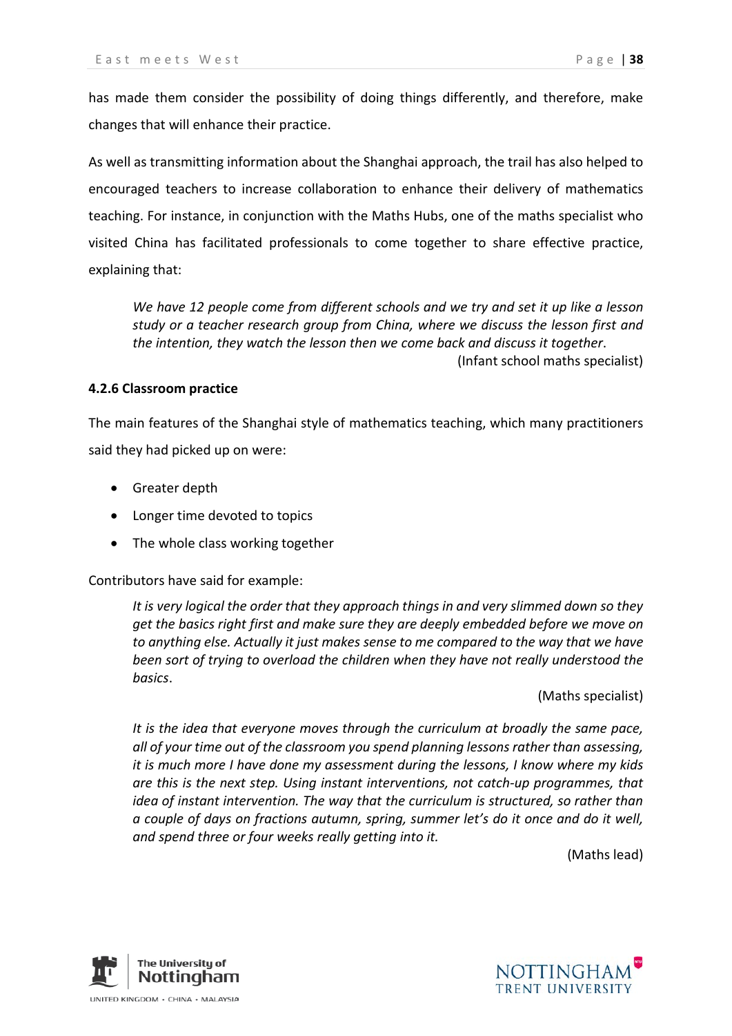has made them consider the possibility of doing things differently, and therefore, make changes that will enhance their practice.

As well as transmitting information about the Shanghai approach, the trail has also helped to encouraged teachers to increase collaboration to enhance their delivery of mathematics teaching. For instance, in conjunction with the Maths Hubs, one of the maths specialist who visited China has facilitated professionals to come together to share effective practice, explaining that:

> *We have 12 people come from different schools and we try and set it up like a lesson study or a teacher research group from China, where we discuss the lesson first and the intention, they watch the lesson then we come back and discuss it together*.
>
> (Infant school maths specialist)

#### 4.2.6 Classroom practice

The main features of the Shanghai style of mathematics teaching, which many practitioners said they had picked up on were:

- Greater depth
- Longer time devoted to topics
- The whole class working together

Contributors have said for example:

> *It is very logical the order that they approach things in and very slimmed down so they get the basics right first and make sure they are deeply embedded before we move on to anything else. Actually it just makes sense to me compared to the way that we have been sort of trying to overload the children when they have not really understood the basics*.
>
> (Maths specialist)

> *It is the idea that everyone moves through the curriculum at broadly the same pace, all of your time out of the classroom you spend planning lessons rather than assessing, it is much more I have done my assessment during the lessons, I know where my kids are this is the next step. Using instant interventions, not catch-up programmes, that idea of instant intervention. The way that the curriculum is structured, so rather than a couple of days on fractions autumn, spring, summer let's do it once and do it well, and spend three or four weeks really getting into it.*
>
> (Maths lead)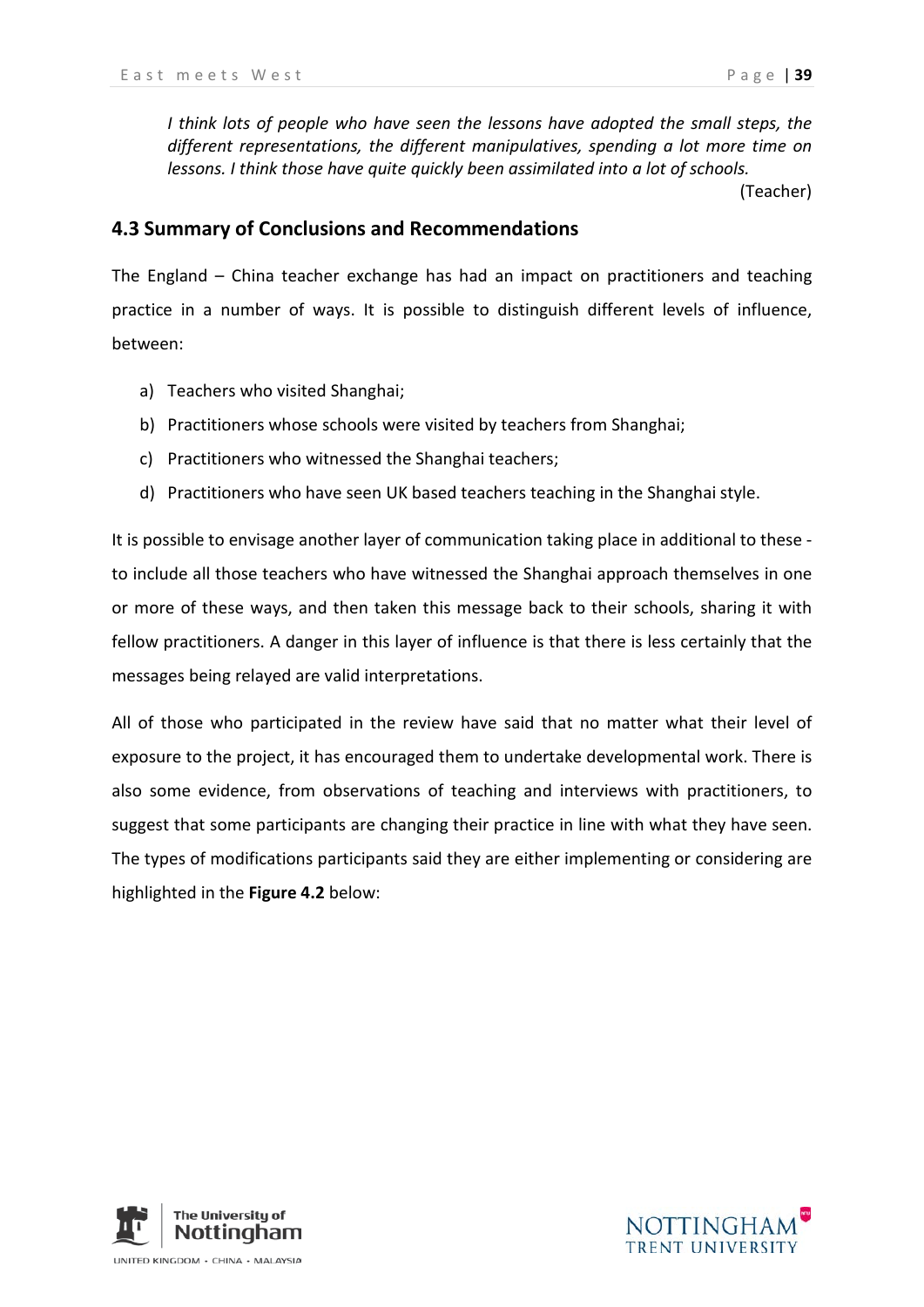*I think lots of people who have seen the lessons have adopted the small steps, the different representations, the different manipulatives, spending a lot more time on lessons. I think those have quite quickly been assimilated into a lot of schools.*

(Teacher)

## 4.3 Summary of Conclusions and Recommendations

The England – China teacher exchange has had an impact on practitioners and teaching practice in a number of ways. It is possible to distinguish different levels of influence, between:

a) Teachers who visited Shanghai;
b) Practitioners whose schools were visited by teachers from Shanghai;
c) Practitioners who witnessed the Shanghai teachers;
d) Practitioners who have seen UK based teachers teaching in the Shanghai style.

It is possible to envisage another layer of communication taking place in additional to these - to include all those teachers who have witnessed the Shanghai approach themselves in one or more of these ways, and then taken this message back to their schools, sharing it with fellow practitioners. A danger in this layer of influence is that there is less certainly that the messages being relayed are valid interpretations.

All of those who participated in the review have said that no matter what their level of exposure to the project, it has encouraged them to undertake developmental work. There is also some evidence, from observations of teaching and interviews with practitioners, to suggest that some participants are changing their practice in line with what they have seen. The types of modifications participants said they are either implementing or considering are highlighted in the **Figure 4.2** below: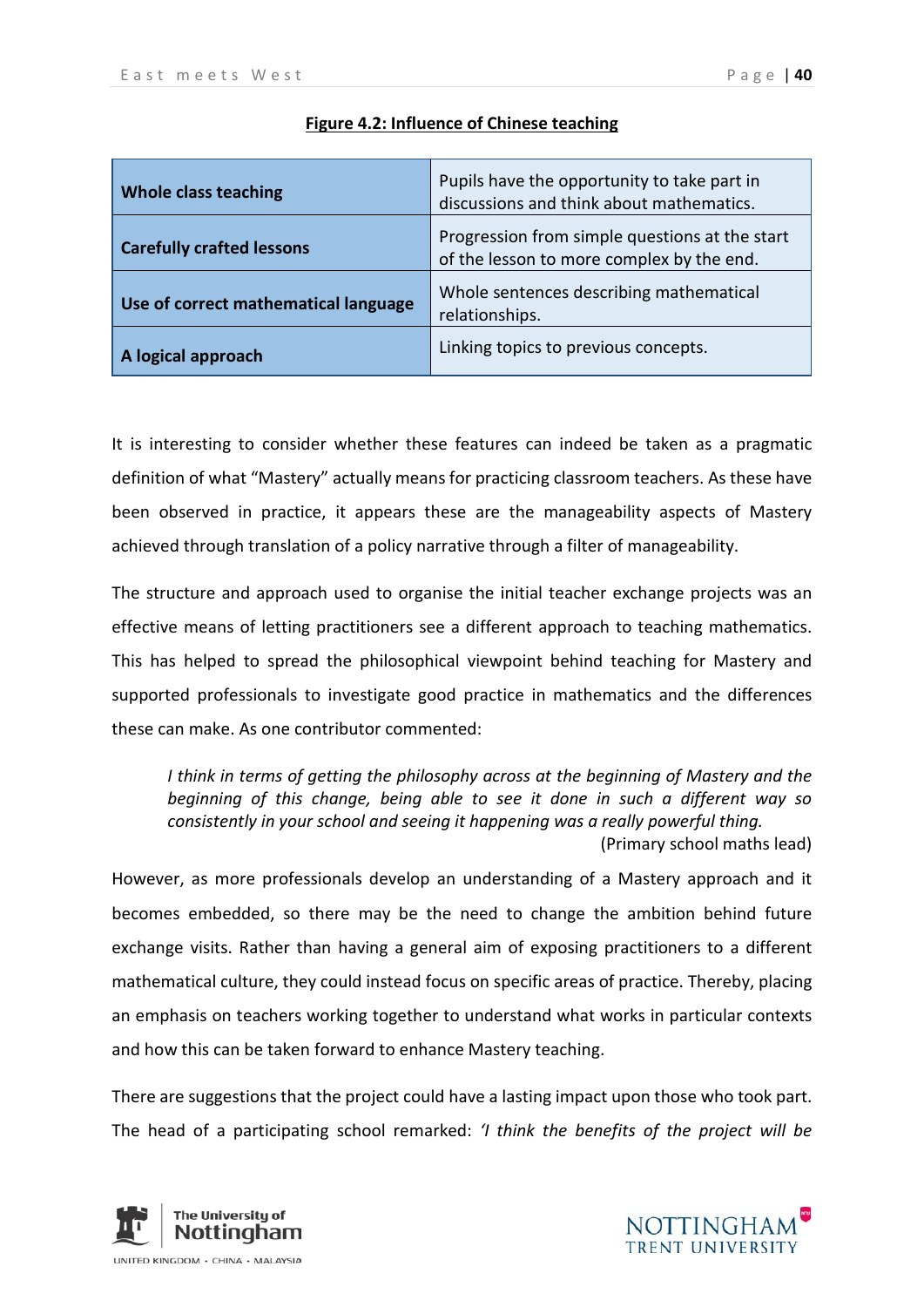**Figure 4.2: Influence of Chinese teaching**

| | |
|---|---|
| **Whole class teaching** | Pupils have the opportunity to take part in discussions and think about mathematics. |
| **Carefully crafted lessons** | Progression from simple questions at the start of the lesson to more complex by the end. |
| **Use of correct mathematical language** | Whole sentences describing mathematical relationships. |
| **A logical approach** | Linking topics to previous concepts. |

It is interesting to consider whether these features can indeed be taken as a pragmatic definition of what "Mastery" actually means for practicing classroom teachers. As these have been observed in practice, it appears these are the manageability aspects of Mastery achieved through translation of a policy narrative through a filter of manageability.

The structure and approach used to organise the initial teacher exchange projects was an effective means of letting practitioners see a different approach to teaching mathematics. This has helped to spread the philosophical viewpoint behind teaching for Mastery and supported professionals to investigate good practice in mathematics and the differences these can make. As one contributor commented:

> *I think in terms of getting the philosophy across at the beginning of Mastery and the beginning of this change, being able to see it done in such a different way so consistently in your school and seeing it happening was a really powerful thing.*
>
> (Primary school maths lead)

However, as more professionals develop an understanding of a Mastery approach and it becomes embedded, so there may be the need to change the ambition behind future exchange visits. Rather than having a general aim of exposing practitioners to a different mathematical culture, they could instead focus on specific areas of practice. Thereby, placing an emphasis on teachers working together to understand what works in particular contexts and how this can be taken forward to enhance Mastery teaching.

There are suggestions that the project could have a lasting impact upon those who took part. The head of a participating school remarked: *'I think the benefits of the project will be*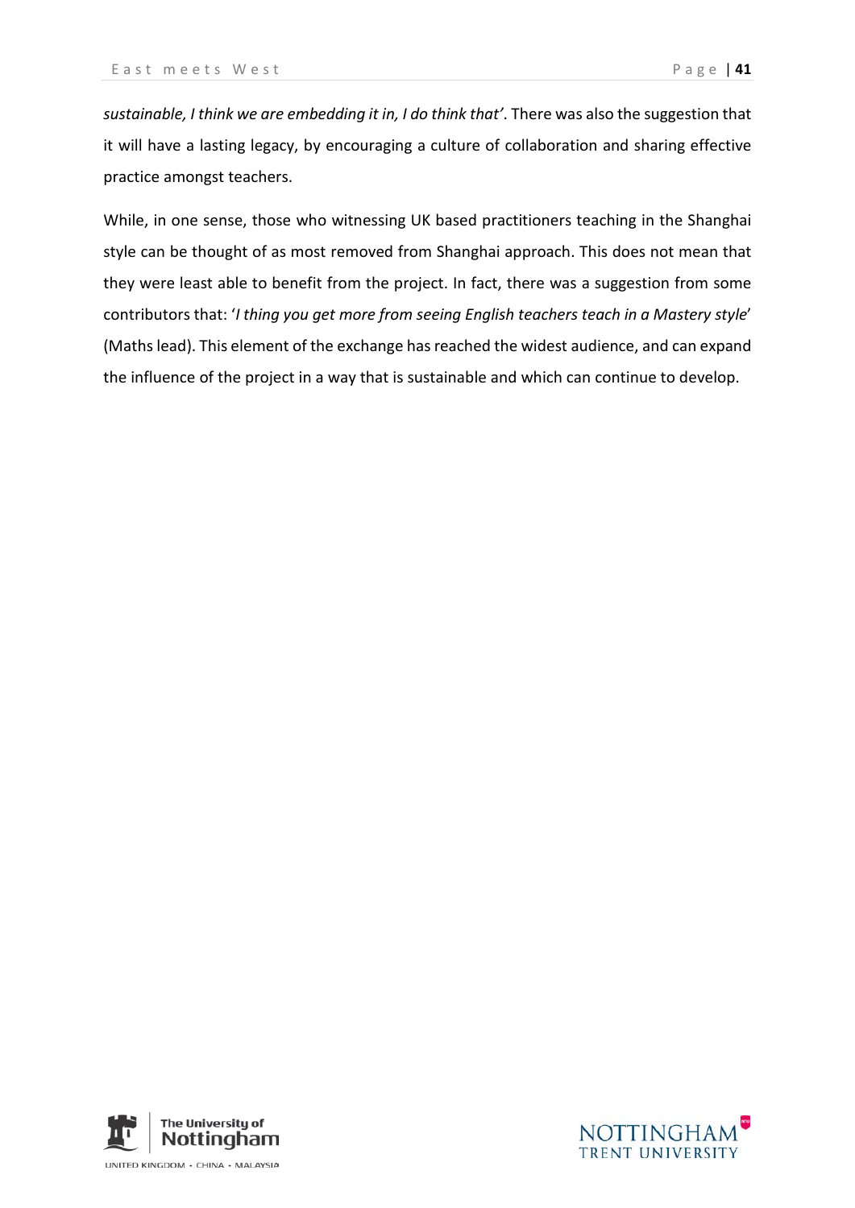*sustainable, I think we are embedding it in, I do think that'*. There was also the suggestion that it will have a lasting legacy, by encouraging a culture of collaboration and sharing effective practice amongst teachers.

While, in one sense, those who witnessing UK based practitioners teaching in the Shanghai style can be thought of as most removed from Shanghai approach. This does not mean that they were least able to benefit from the project. In fact, there was a suggestion from some contributors that: '*I thing you get more from seeing English teachers teach in a Mastery style*' (Maths lead). This element of the exchange has reached the widest audience, and can expand the influence of the project in a way that is sustainable and which can continue to develop.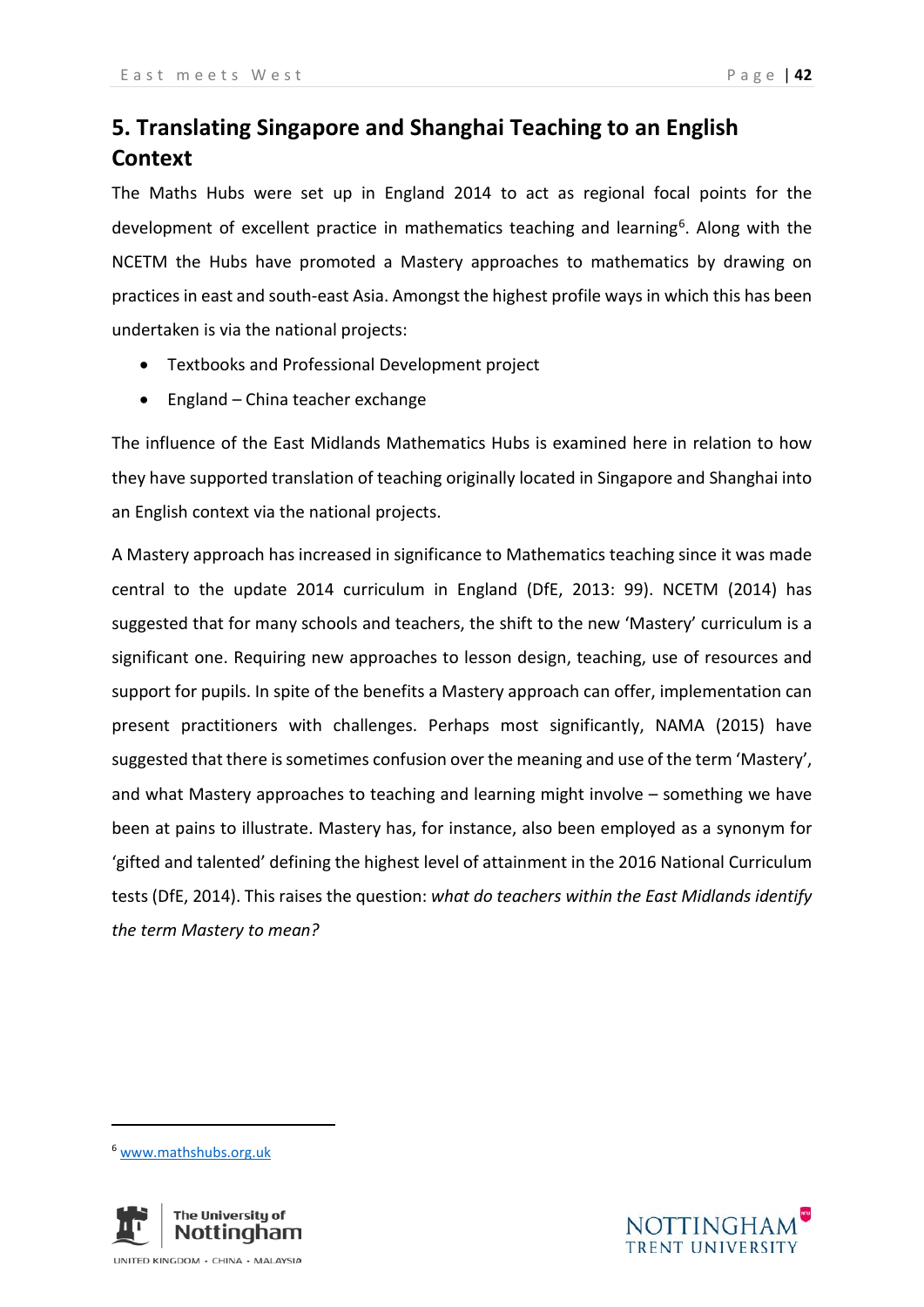## 5. Translating Singapore and Shanghai Teaching to an English Context

The Maths Hubs were set up in England 2014 to act as regional focal points for the development of excellent practice in mathematics teaching and learning[6]. Along with the NCETM the Hubs have promoted a Mastery approaches to mathematics by drawing on practices in east and south-east Asia. Amongst the highest profile ways in which this has been undertaken is via the national projects:

- Textbooks and Professional Development project
- England – China teacher exchange

The influence of the East Midlands Mathematics Hubs is examined here in relation to how they have supported translation of teaching originally located in Singapore and Shanghai into an English context via the national projects.

A Mastery approach has increased in significance to Mathematics teaching since it was made central to the update 2014 curriculum in England (DfE, 2013: 99). NCETM (2014) has suggested that for many schools and teachers, the shift to the new 'Mastery' curriculum is a significant one. Requiring new approaches to lesson design, teaching, use of resources and support for pupils. In spite of the benefits a Mastery approach can offer, implementation can present practitioners with challenges. Perhaps most significantly, NAMA (2015) have suggested that there is sometimes confusion over the meaning and use of the term 'Mastery', and what Mastery approaches to teaching and learning might involve – something we have been at pains to illustrate. Mastery has, for instance, also been employed as a synonym for 'gifted and talented' defining the highest level of attainment in the 2016 National Curriculum tests (DfE, 2014). This raises the question: *what do teachers within the East Midlands identify the term Mastery to mean?*

[6] www.mathshubs.org.uk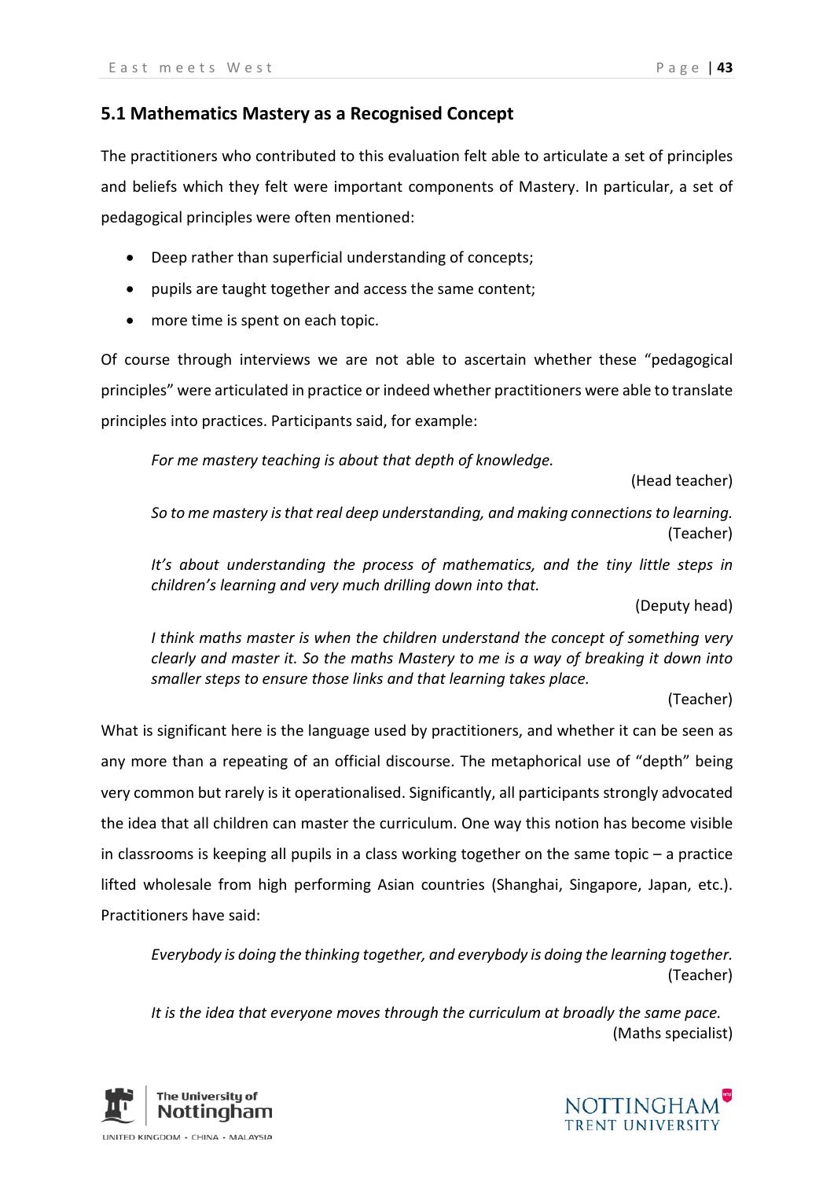## 5.1 Mathematics Mastery as a Recognised Concept

The practitioners who contributed to this evaluation felt able to articulate a set of principles and beliefs which they felt were important components of Mastery. In particular, a set of pedagogical principles were often mentioned:

- Deep rather than superficial understanding of concepts;
- pupils are taught together and access the same content;
- more time is spent on each topic.

Of course through interviews we are not able to ascertain whether these "pedagogical principles" were articulated in practice or indeed whether practitioners were able to translate principles into practices. Participants said, for example:

> *For me mastery teaching is about that depth of knowledge.*
>
> (Head teacher)

> *So to me mastery is that real deep understanding, and making connections to learning.*
>
> (Teacher)

> *It's about understanding the process of mathematics, and the tiny little steps in children's learning and very much drilling down into that.*
>
> (Deputy head)

> *I think maths master is when the children understand the concept of something very clearly and master it. So the maths Mastery to me is a way of breaking it down into smaller steps to ensure those links and that learning takes place.*
>
> (Teacher)

What is significant here is the language used by practitioners, and whether it can be seen as any more than a repeating of an official discourse. The metaphorical use of "depth" being very common but rarely is it operationalised. Significantly, all participants strongly advocated the idea that all children can master the curriculum. One way this notion has become visible in classrooms is keeping all pupils in a class working together on the same topic – a practice lifted wholesale from high performing Asian countries (Shanghai, Singapore, Japan, etc.). Practitioners have said:

> *Everybody is doing the thinking together, and everybody is doing the learning together.*
>
> (Teacher)

> *It is the idea that everyone moves through the curriculum at broadly the same pace.*
>
> (Maths specialist)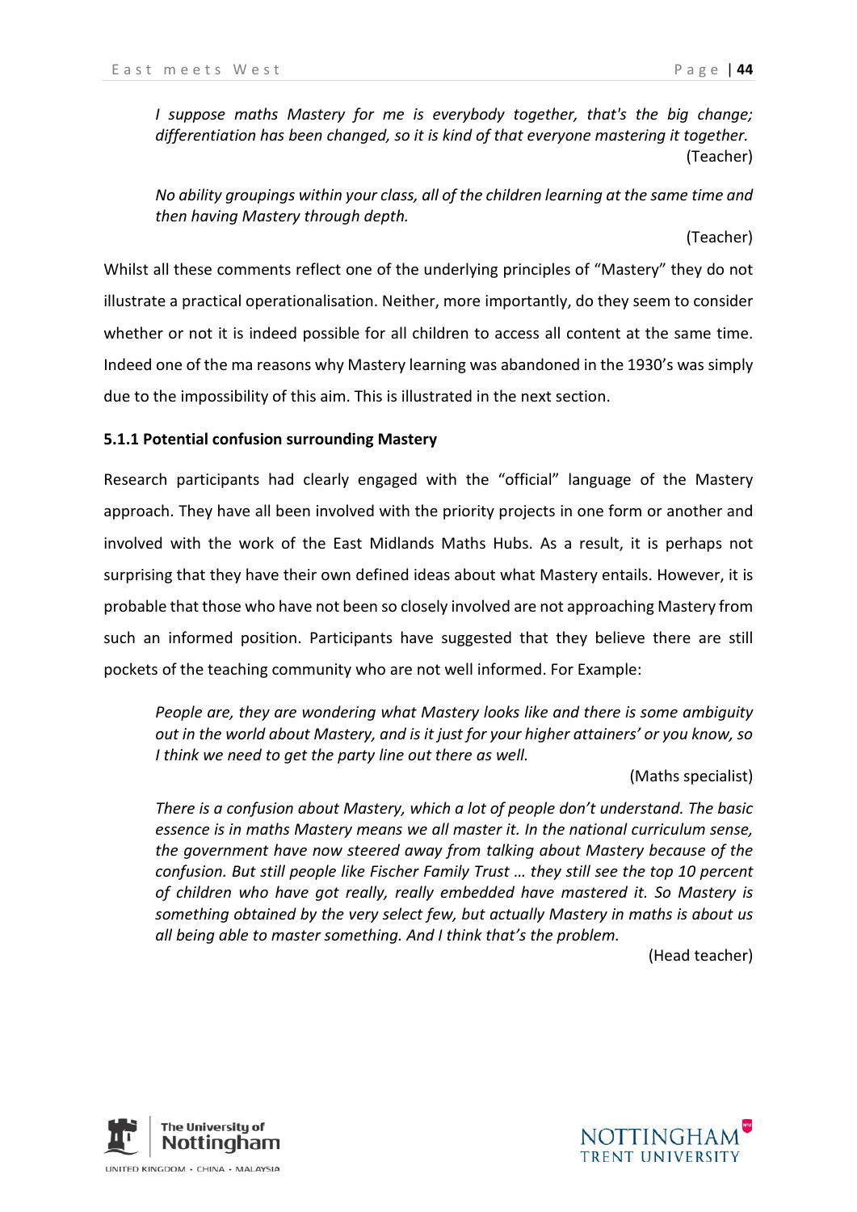*I suppose maths Mastery for me is everybody together, that's the big change; differentiation has been changed, so it is kind of that everyone mastering it together.*

(Teacher)

*No ability groupings within your class, all of the children learning at the same time and then having Mastery through depth.*

(Teacher)

Whilst all these comments reflect one of the underlying principles of "Mastery" they do not illustrate a practical operationalisation. Neither, more importantly, do they seem to consider whether or not it is indeed possible for all children to access all content at the same time. Indeed one of the ma reasons why Mastery learning was abandoned in the 1930's was simply due to the impossibility of this aim. This is illustrated in the next section.

### 5.1.1 Potential confusion surrounding Mastery

Research participants had clearly engaged with the "official" language of the Mastery approach. They have all been involved with the priority projects in one form or another and involved with the work of the East Midlands Maths Hubs. As a result, it is perhaps not surprising that they have their own defined ideas about what Mastery entails. However, it is probable that those who have not been so closely involved are not approaching Mastery from such an informed position. Participants have suggested that they believe there are still pockets of the teaching community who are not well informed. For Example:

*People are, they are wondering what Mastery looks like and there is some ambiguity out in the world about Mastery, and is it just for your higher attainers' or you know, so I think we need to get the party line out there as well.*

(Maths specialist)

*There is a confusion about Mastery, which a lot of people don't understand. The basic essence is in maths Mastery means we all master it. In the national curriculum sense, the government have now steered away from talking about Mastery because of the confusion. But still people like Fischer Family Trust … they still see the top 10 percent of children who have got really, really embedded have mastered it. So Mastery is something obtained by the very select few, but actually Mastery in maths is about us all being able to master something. And I think that's the problem.*

(Head teacher)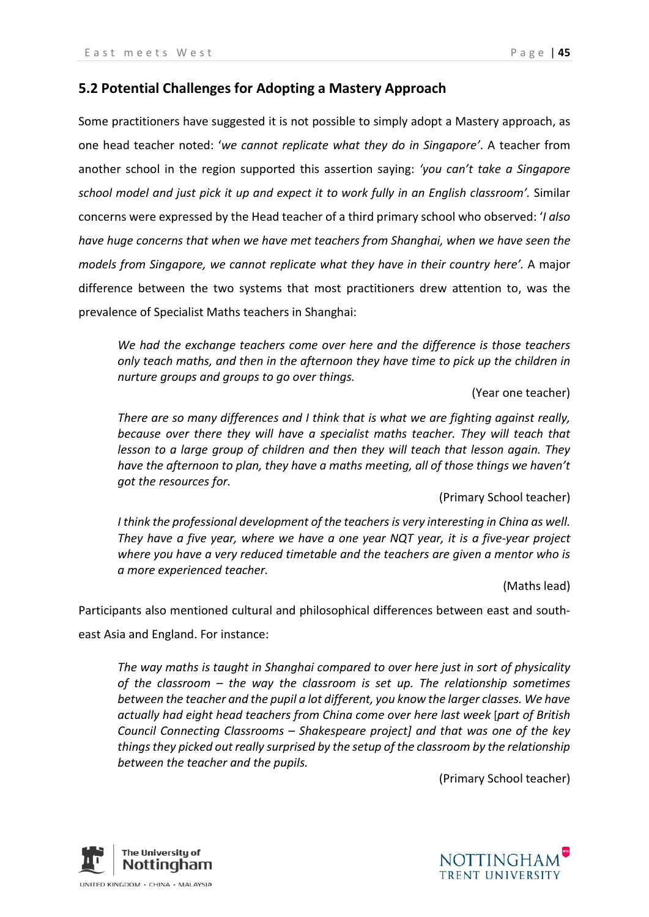## 5.2 Potential Challenges for Adopting a Mastery Approach

Some practitioners have suggested it is not possible to simply adopt a Mastery approach, as one head teacher noted: '*we cannot replicate what they do in Singapore'*. A teacher from another school in the region supported this assertion saying: *'you can't take a Singapore school model and just pick it up and expect it to work fully in an English classroom'.* Similar concerns were expressed by the Head teacher of a third primary school who observed: '*I also have huge concerns that when we have met teachers from Shanghai, when we have seen the models from Singapore, we cannot replicate what they have in their country here'.* A major difference between the two systems that most practitioners drew attention to, was the prevalence of Specialist Maths teachers in Shanghai:

> *We had the exchange teachers come over here and the difference is those teachers only teach maths, and then in the afternoon they have time to pick up the children in nurture groups and groups to go over things.*
>
> (Year one teacher)

> *There are so many differences and I think that is what we are fighting against really, because over there they will have a specialist maths teacher. They will teach that lesson to a large group of children and then they will teach that lesson again. They have the afternoon to plan, they have a maths meeting, all of those things we haven't got the resources for.*
>
> (Primary School teacher)

> *I think the professional development of the teachers is very interesting in China as well. They have a five year, where we have a one year NQT year, it is a five-year project where you have a very reduced timetable and the teachers are given a mentor who is a more experienced teacher.*
>
> (Maths lead)

Participants also mentioned cultural and philosophical differences between east and south-east Asia and England. For instance:

> *The way maths is taught in Shanghai compared to over here just in sort of physicality of the classroom – the way the classroom is set up. The relationship sometimes between the teacher and the pupil a lot different, you know the larger classes. We have actually had eight head teachers from China come over here last week* [*part of British Council Connecting Classrooms – Shakespeare project] and that was one of the key things they picked out really surprised by the setup of the classroom by the relationship between the teacher and the pupils.*
>
> (Primary School teacher)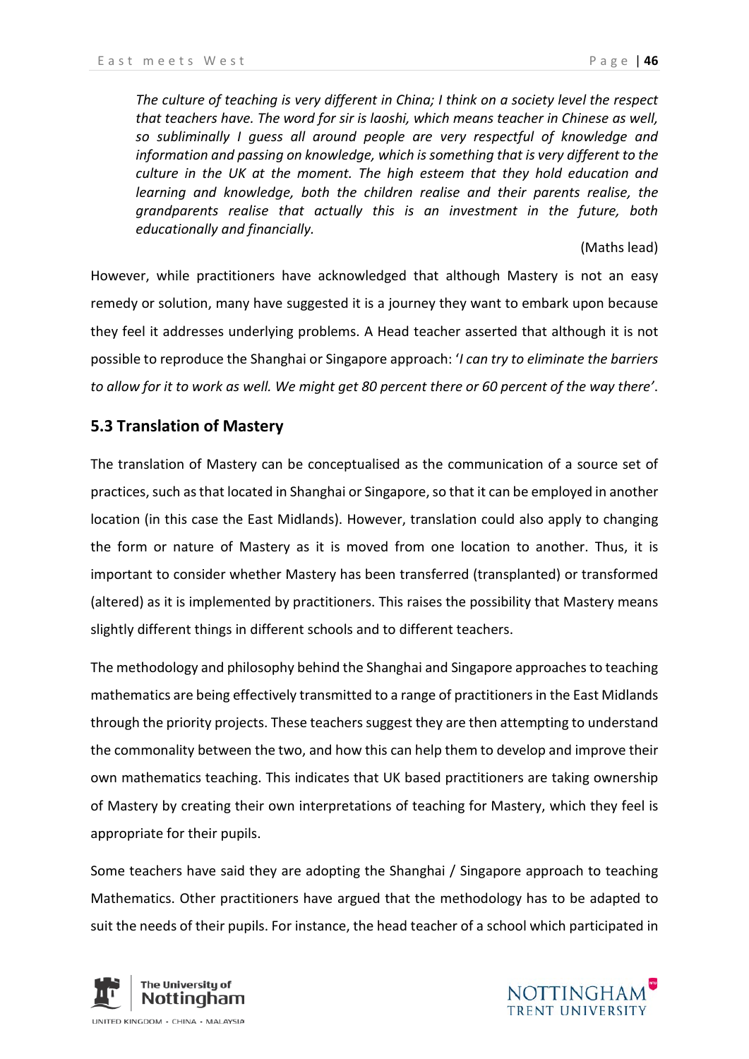> *The culture of teaching is very different in China; I think on a society level the respect that teachers have. The word for sir is laoshi, which means teacher in Chinese as well, so subliminally I guess all around people are very respectful of knowledge and information and passing on knowledge, which is something that is very different to the culture in the UK at the moment. The high esteem that they hold education and learning and knowledge, both the children realise and their parents realise, the grandparents realise that actually this is an investment in the future, both educationally and financially.*
>
> (Maths lead)

However, while practitioners have acknowledged that although Mastery is not an easy remedy or solution, many have suggested it is a journey they want to embark upon because they feel it addresses underlying problems. A Head teacher asserted that although it is not possible to reproduce the Shanghai or Singapore approach: '*I can try to eliminate the barriers to allow for it to work as well. We might get 80 percent there or 60 percent of the way there'*.

## 5.3 Translation of Mastery

The translation of Mastery can be conceptualised as the communication of a source set of practices, such as that located in Shanghai or Singapore, so that it can be employed in another location (in this case the East Midlands). However, translation could also apply to changing the form or nature of Mastery as it is moved from one location to another. Thus, it is important to consider whether Mastery has been transferred (transplanted) or transformed (altered) as it is implemented by practitioners. This raises the possibility that Mastery means slightly different things in different schools and to different teachers.

The methodology and philosophy behind the Shanghai and Singapore approaches to teaching mathematics are being effectively transmitted to a range of practitioners in the East Midlands through the priority projects. These teachers suggest they are then attempting to understand the commonality between the two, and how this can help them to develop and improve their own mathematics teaching. This indicates that UK based practitioners are taking ownership of Mastery by creating their own interpretations of teaching for Mastery, which they feel is appropriate for their pupils.

Some teachers have said they are adopting the Shanghai / Singapore approach to teaching Mathematics. Other practitioners have argued that the methodology has to be adapted to suit the needs of their pupils. For instance, the head teacher of a school which participated in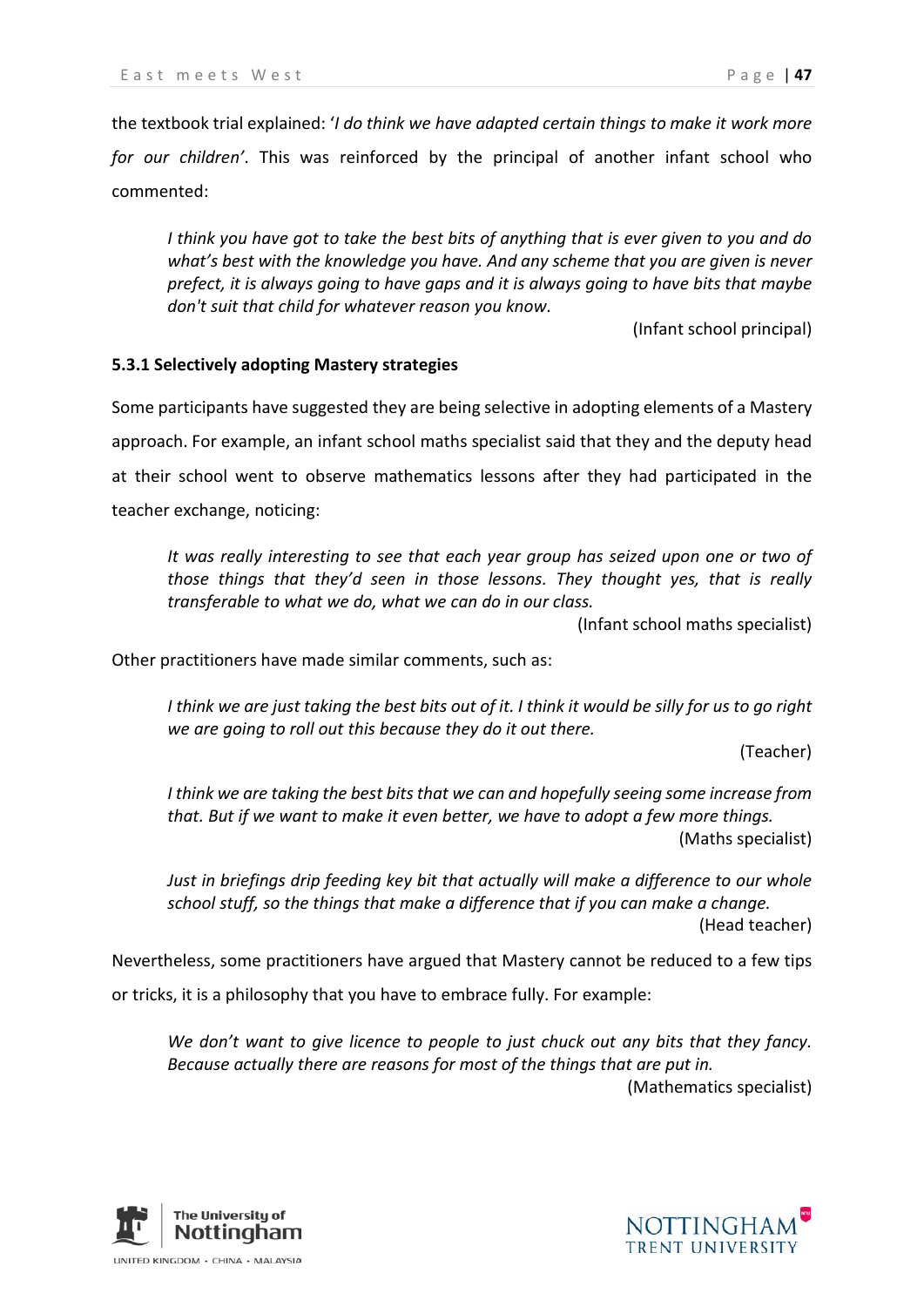the textbook trial explained: '*I do think we have adapted certain things to make it work more for our children*'. This was reinforced by the principal of another infant school who commented:

> *I think you have got to take the best bits of anything that is ever given to you and do what's best with the knowledge you have. And any scheme that you are given is never prefect, it is always going to have gaps and it is always going to have bits that maybe don't suit that child for whatever reason you know.*
>
> (Infant school principal)

### 5.3.1 Selectively adopting Mastery strategies

Some participants have suggested they are being selective in adopting elements of a Mastery approach. For example, an infant school maths specialist said that they and the deputy head at their school went to observe mathematics lessons after they had participated in the teacher exchange, noticing:

> *It was really interesting to see that each year group has seized upon one or two of those things that they'd seen in those lessons. They thought yes, that is really transferable to what we do, what we can do in our class.*
>
> (Infant school maths specialist)

Other practitioners have made similar comments, such as:

> *I think we are just taking the best bits out of it. I think it would be silly for us to go right we are going to roll out this because they do it out there.*
>
> (Teacher)

> *I think we are taking the best bits that we can and hopefully seeing some increase from that. But if we want to make it even better, we have to adopt a few more things.*
>
> (Maths specialist)

> *Just in briefings drip feeding key bit that actually will make a difference to our whole school stuff, so the things that make a difference that if you can make a change.*
>
> (Head teacher)

Nevertheless, some practitioners have argued that Mastery cannot be reduced to a few tips or tricks, it is a philosophy that you have to embrace fully. For example:

> *We don't want to give licence to people to just chuck out any bits that they fancy. Because actually there are reasons for most of the things that are put in.*
>
> (Mathematics specialist)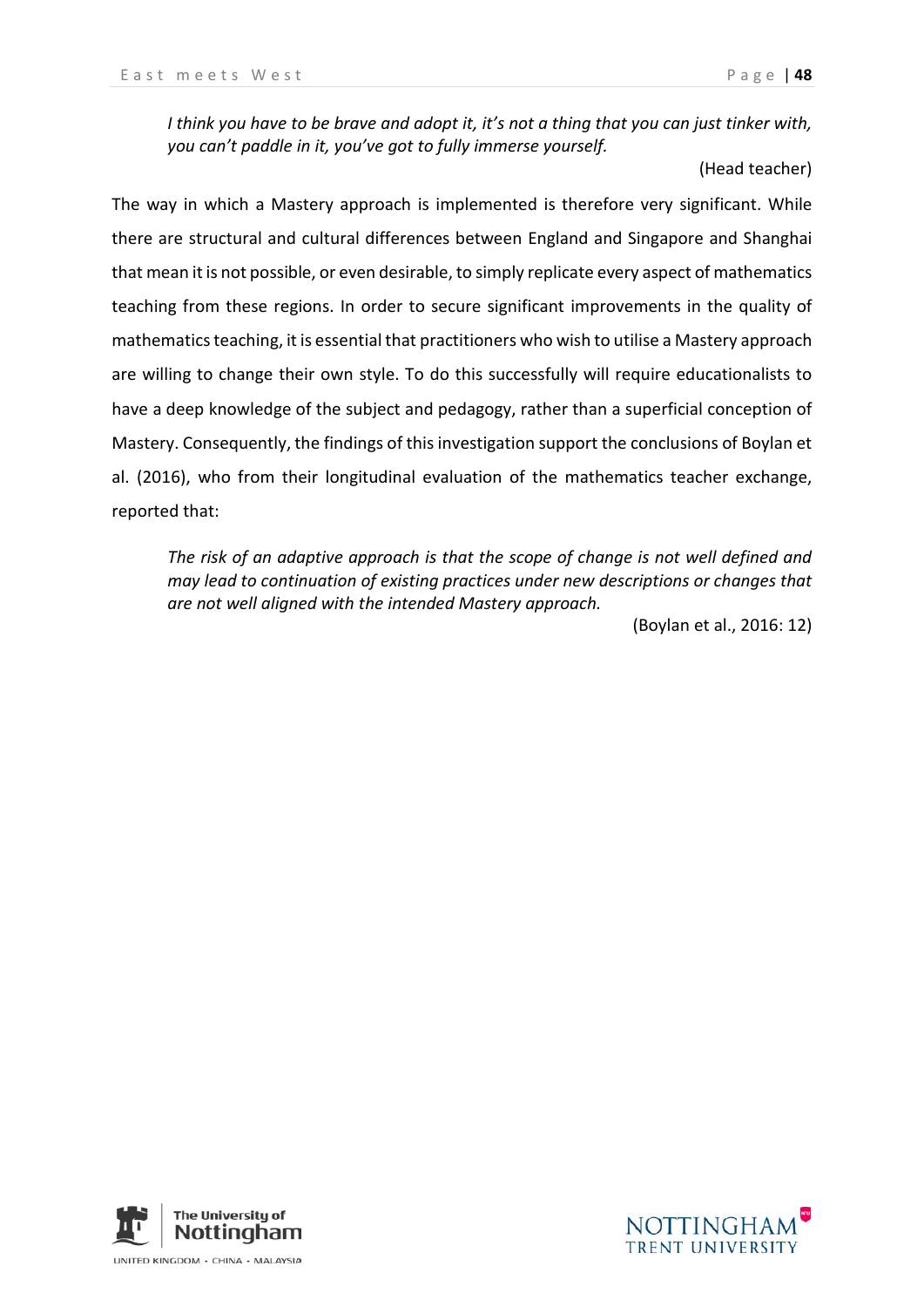*I think you have to be brave and adopt it, it's not a thing that you can just tinker with, you can't paddle in it, you've got to fully immerse yourself.*

(Head teacher)

The way in which a Mastery approach is implemented is therefore very significant. While there are structural and cultural differences between England and Singapore and Shanghai that mean it is not possible, or even desirable, to simply replicate every aspect of mathematics teaching from these regions. In order to secure significant improvements in the quality of mathematics teaching, it is essential that practitioners who wish to utilise a Mastery approach are willing to change their own style. To do this successfully will require educationalists to have a deep knowledge of the subject and pedagogy, rather than a superficial conception of Mastery. Consequently, the findings of this investigation support the conclusions of Boylan et al. (2016), who from their longitudinal evaluation of the mathematics teacher exchange, reported that:

*The risk of an adaptive approach is that the scope of change is not well defined and may lead to continuation of existing practices under new descriptions or changes that are not well aligned with the intended Mastery approach.*

(Boylan et al., 2016: 12)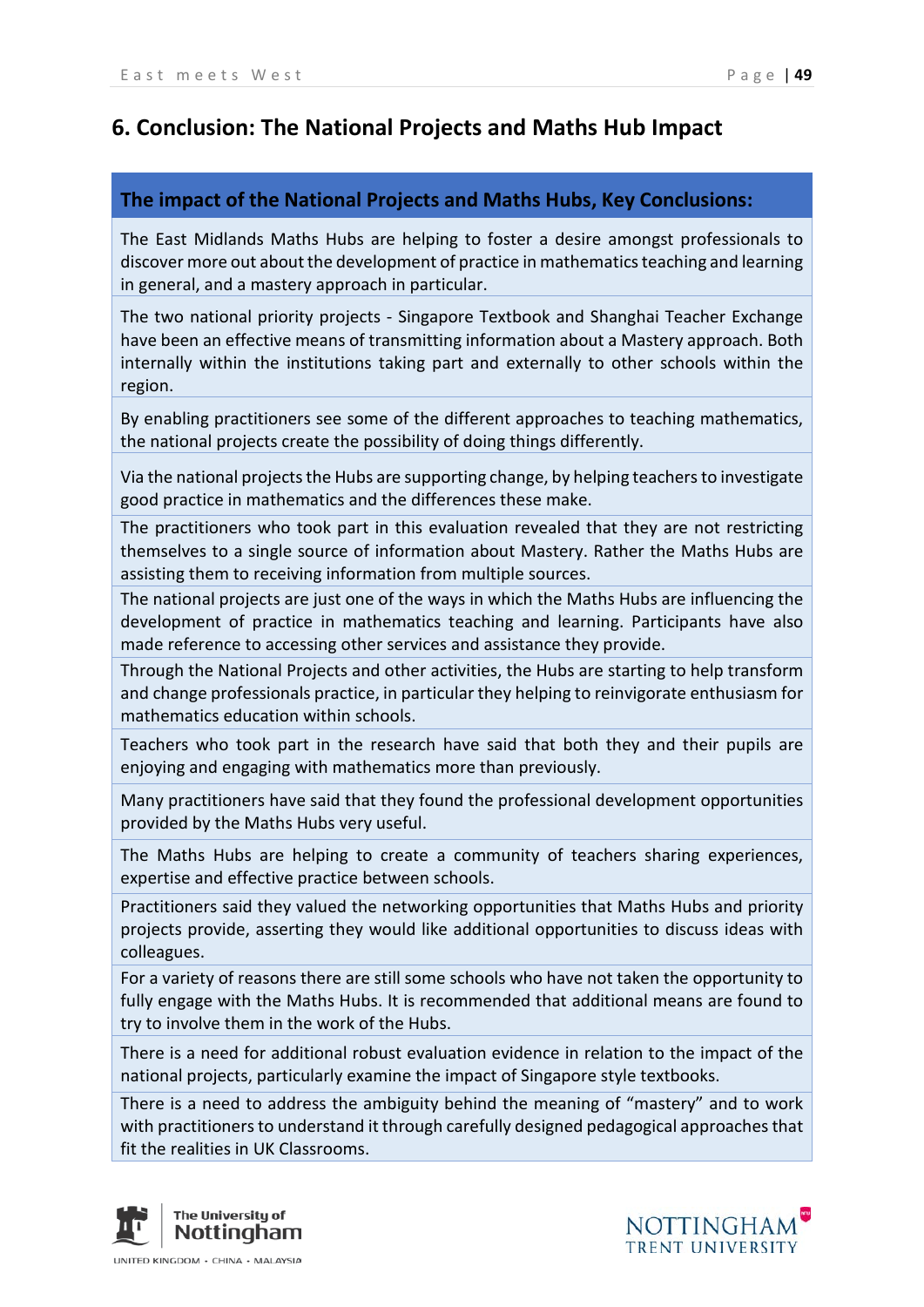## 6. Conclusion: The National Projects and Maths Hub Impact

| The impact of the National Projects and Maths Hubs, Key Conclusions: |
| --- |
| The East Midlands Maths Hubs are helping to foster a desire amongst professionals to discover more out about the development of practice in mathematics teaching and learning in general, and a mastery approach in particular. |
| The two national priority projects - Singapore Textbook and Shanghai Teacher Exchange have been an effective means of transmitting information about a Mastery approach. Both internally within the institutions taking part and externally to other schools within the region. |
| By enabling practitioners see some of the different approaches to teaching mathematics, the national projects create the possibility of doing things differently. |
| Via the national projects the Hubs are supporting change, by helping teachers to investigate good practice in mathematics and the differences these make. |
| The practitioners who took part in this evaluation revealed that they are not restricting themselves to a single source of information about Mastery. Rather the Maths Hubs are assisting them to receiving information from multiple sources. |
| The national projects are just one of the ways in which the Maths Hubs are influencing the development of practice in mathematics teaching and learning. Participants have also made reference to accessing other services and assistance they provide. |
| Through the National Projects and other activities, the Hubs are starting to help transform and change professionals practice, in particular they helping to reinvigorate enthusiasm for mathematics education within schools. |
| Teachers who took part in the research have said that both they and their pupils are enjoying and engaging with mathematics more than previously. |
| Many practitioners have said that they found the professional development opportunities provided by the Maths Hubs very useful. |
| The Maths Hubs are helping to create a community of teachers sharing experiences, expertise and effective practice between schools. |
| Practitioners said they valued the networking opportunities that Maths Hubs and priority projects provide, asserting they would like additional opportunities to discuss ideas with colleagues. |
| For a variety of reasons there are still some schools who have not taken the opportunity to fully engage with the Maths Hubs. It is recommended that additional means are found to try to involve them in the work of the Hubs. |
| There is a need for additional robust evaluation evidence in relation to the impact of the national projects, particularly examine the impact of Singapore style textbooks. |
| There is a need to address the ambiguity behind the meaning of “mastery” and to work with practitioners to understand it through carefully designed pedagogical approaches that fit the realities in UK Classrooms. |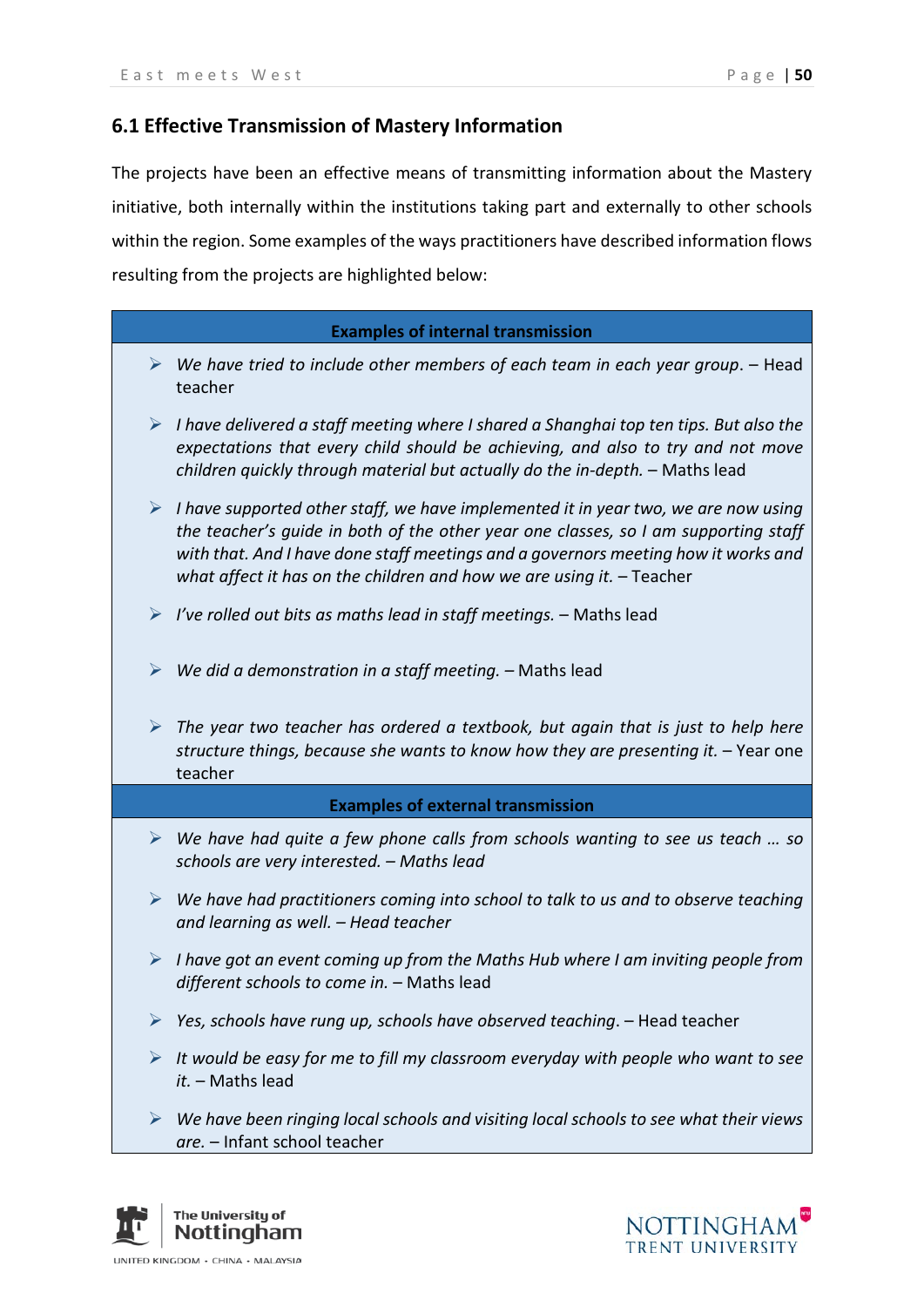## 6.1 Effective Transmission of Mastery Information

The projects have been an effective means of transmitting information about the Mastery initiative, both internally within the institutions taking part and externally to other schools within the region. Some examples of the ways practitioners have described information flows resulting from the projects are highlighted below:

| Examples of internal transmission |
|---|
| ➢ *We have tried to include other members of each team in each year group*. – Head teacher |
| ➢ *I have delivered a staff meeting where I shared a Shanghai top ten tips. But also the expectations that every child should be achieving, and also to try and not move children quickly through material but actually do the in-depth.* – Maths lead |
| ➢ *I have supported other staff, we have implemented it in year two, we are now using the teacher's guide in both of the other year one classes, so I am supporting staff with that. And I have done staff meetings and a governors meeting how it works and what affect it has on the children and how we are using it.* – Teacher |
| ➢ *I've rolled out bits as maths lead in staff meetings.* – Maths lead |
| ➢ *We did a demonstration in a staff meeting.* – Maths lead |
| ➢ *The year two teacher has ordered a textbook, but again that is just to help here structure things, because she wants to know how they are presenting it.* – Year one teacher |
| **Examples of external transmission** |
| ➢ *We have had quite a few phone calls from schools wanting to see us teach … so schools are very interested. – Maths lead* |
| ➢ *We have had practitioners coming into school to talk to us and to observe teaching and learning as well. – Head teacher* |
| ➢ *I have got an event coming up from the Maths Hub where I am inviting people from different schools to come in.* – Maths lead |
| ➢ *Yes, schools have rung up, schools have observed teaching*. – Head teacher |
| ➢ *It would be easy for me to fill my classroom everyday with people who want to see it.* – Maths lead |
| ➢ *We have been ringing local schools and visiting local schools to see what their views are.* – Infant school teacher |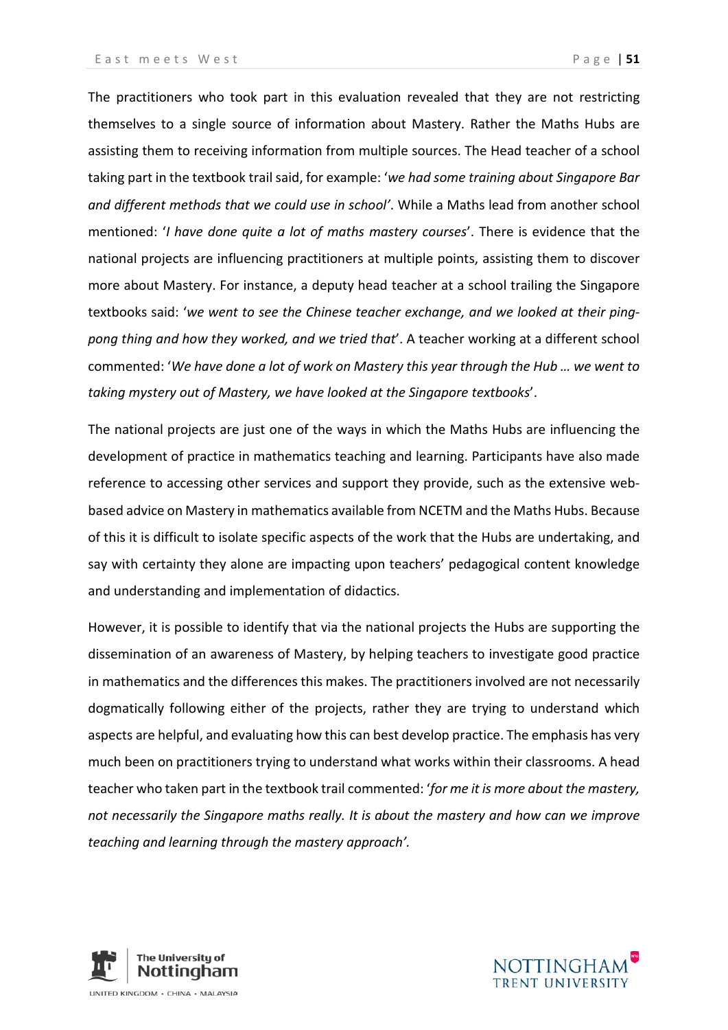The practitioners who took part in this evaluation revealed that they are not restricting themselves to a single source of information about Mastery. Rather the Maths Hubs are assisting them to receiving information from multiple sources. The Head teacher of a school taking part in the textbook trail said, for example: '*we had some training about Singapore Bar and different methods that we could use in school'*. While a Maths lead from another school mentioned: '*I have done quite a lot of maths mastery courses*'. There is evidence that the national projects are influencing practitioners at multiple points, assisting them to discover more about Mastery. For instance, a deputy head teacher at a school trailing the Singapore textbooks said: '*we went to see the Chinese teacher exchange, and we looked at their ping-pong thing and how they worked, and we tried that*'. A teacher working at a different school commented: '*We have done a lot of work on Mastery this year through the Hub … we went to taking mystery out of Mastery, we have looked at the Singapore textbooks*'.

The national projects are just one of the ways in which the Maths Hubs are influencing the development of practice in mathematics teaching and learning. Participants have also made reference to accessing other services and support they provide, such as the extensive web-based advice on Mastery in mathematics available from NCETM and the Maths Hubs. Because of this it is difficult to isolate specific aspects of the work that the Hubs are undertaking, and say with certainty they alone are impacting upon teachers' pedagogical content knowledge and understanding and implementation of didactics.

However, it is possible to identify that via the national projects the Hubs are supporting the dissemination of an awareness of Mastery, by helping teachers to investigate good practice in mathematics and the differences this makes. The practitioners involved are not necessarily dogmatically following either of the projects, rather they are trying to understand which aspects are helpful, and evaluating how this can best develop practice. The emphasis has very much been on practitioners trying to understand what works within their classrooms. A head teacher who taken part in the textbook trail commented: '*for me it is more about the mastery, not necessarily the Singapore maths really. It is about the mastery and how can we improve teaching and learning through the mastery approach'.*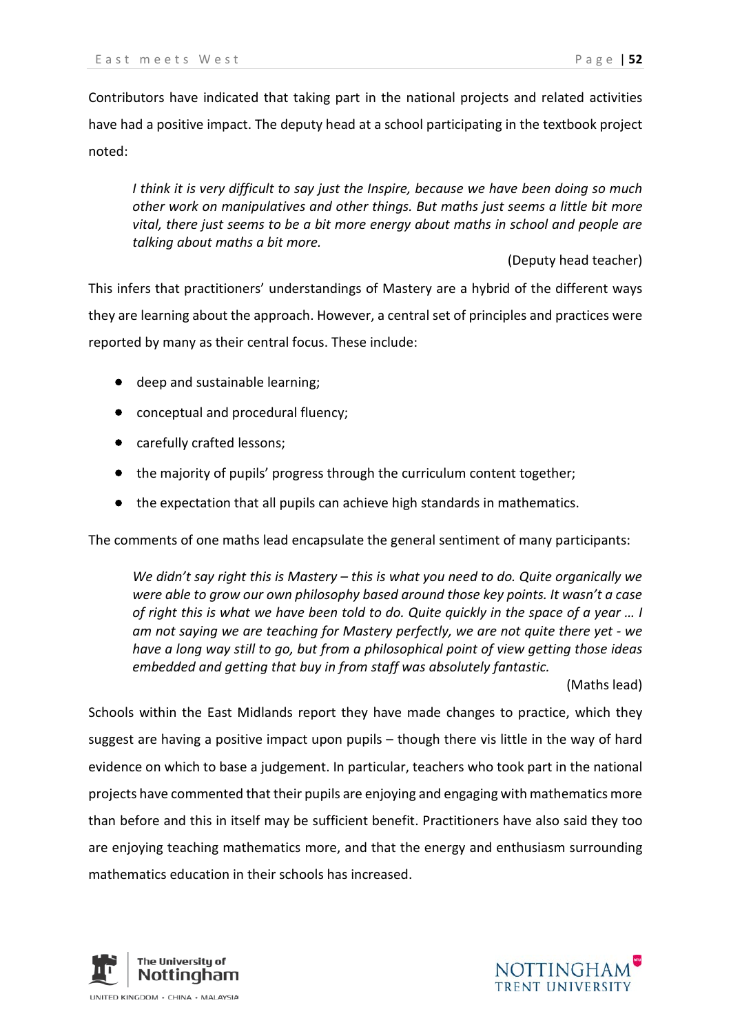Contributors have indicated that taking part in the national projects and related activities have had a positive impact. The deputy head at a school participating in the textbook project noted:

> *I think it is very difficult to say just the Inspire, because we have been doing so much other work on manipulatives and other things. But maths just seems a little bit more vital, there just seems to be a bit more energy about maths in school and people are talking about maths a bit more.*
>
> (Deputy head teacher)

This infers that practitioners' understandings of Mastery are a hybrid of the different ways they are learning about the approach. However, a central set of principles and practices were reported by many as their central focus. These include:

- deep and sustainable learning;
- conceptual and procedural fluency;
- carefully crafted lessons;
- the majority of pupils' progress through the curriculum content together;
- the expectation that all pupils can achieve high standards in mathematics.

The comments of one maths lead encapsulate the general sentiment of many participants:

> *We didn't say right this is Mastery – this is what you need to do. Quite organically we were able to grow our own philosophy based around those key points. It wasn't a case of right this is what we have been told to do. Quite quickly in the space of a year … I am not saying we are teaching for Mastery perfectly, we are not quite there yet - we have a long way still to go, but from a philosophical point of view getting those ideas embedded and getting that buy in from staff was absolutely fantastic.*
>
> (Maths lead)

Schools within the East Midlands report they have made changes to practice, which they suggest are having a positive impact upon pupils – though there vis little in the way of hard evidence on which to base a judgement. In particular, teachers who took part in the national projects have commented that their pupils are enjoying and engaging with mathematics more than before and this in itself may be sufficient benefit. Practitioners have also said they too are enjoying teaching mathematics more, and that the energy and enthusiasm surrounding mathematics education in their schools has increased.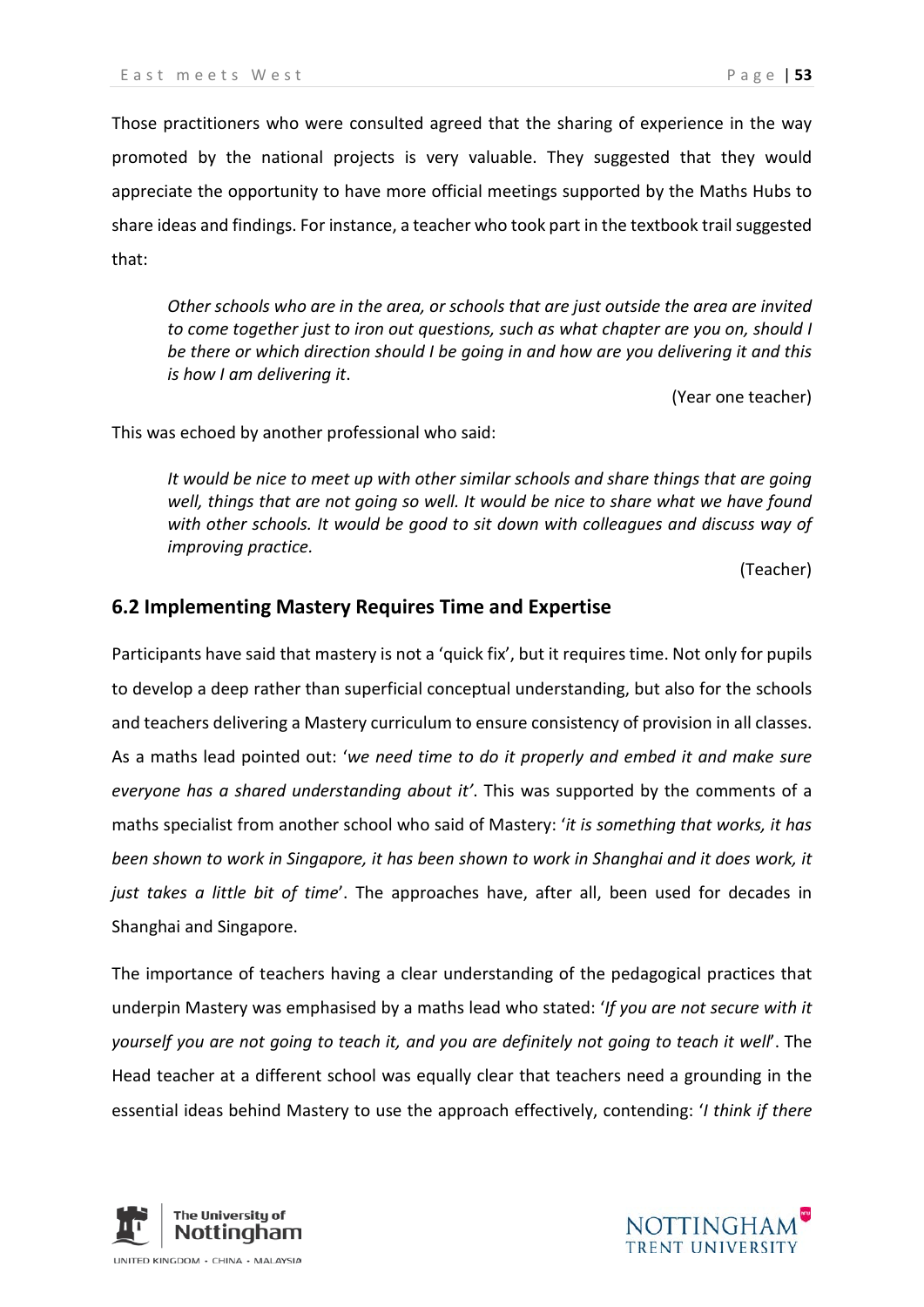Those practitioners who were consulted agreed that the sharing of experience in the way promoted by the national projects is very valuable. They suggested that they would appreciate the opportunity to have more official meetings supported by the Maths Hubs to share ideas and findings. For instance, a teacher who took part in the textbook trail suggested that:

> *Other schools who are in the area, or schools that are just outside the area are invited to come together just to iron out questions, such as what chapter are you on, should I be there or which direction should I be going in and how are you delivering it and this is how I am delivering it*.
>
> (Year one teacher)

This was echoed by another professional who said:

> *It would be nice to meet up with other similar schools and share things that are going well, things that are not going so well. It would be nice to share what we have found with other schools. It would be good to sit down with colleagues and discuss way of improving practice.*
>
> (Teacher)

## 6.2 Implementing Mastery Requires Time and Expertise

Participants have said that mastery is not a 'quick fix', but it requires time. Not only for pupils to develop a deep rather than superficial conceptual understanding, but also for the schools and teachers delivering a Mastery curriculum to ensure consistency of provision in all classes. As a maths lead pointed out: '*we need time to do it properly and embed it and make sure everyone has a shared understanding about it'*. This was supported by the comments of a maths specialist from another school who said of Mastery: '*it is something that works, it has been shown to work in Singapore, it has been shown to work in Shanghai and it does work, it just takes a little bit of time*'. The approaches have, after all, been used for decades in Shanghai and Singapore.

The importance of teachers having a clear understanding of the pedagogical practices that underpin Mastery was emphasised by a maths lead who stated: '*If you are not secure with it yourself you are not going to teach it, and you are definitely not going to teach it well*'. The Head teacher at a different school was equally clear that teachers need a grounding in the essential ideas behind Mastery to use the approach effectively, contending: '*I think if there*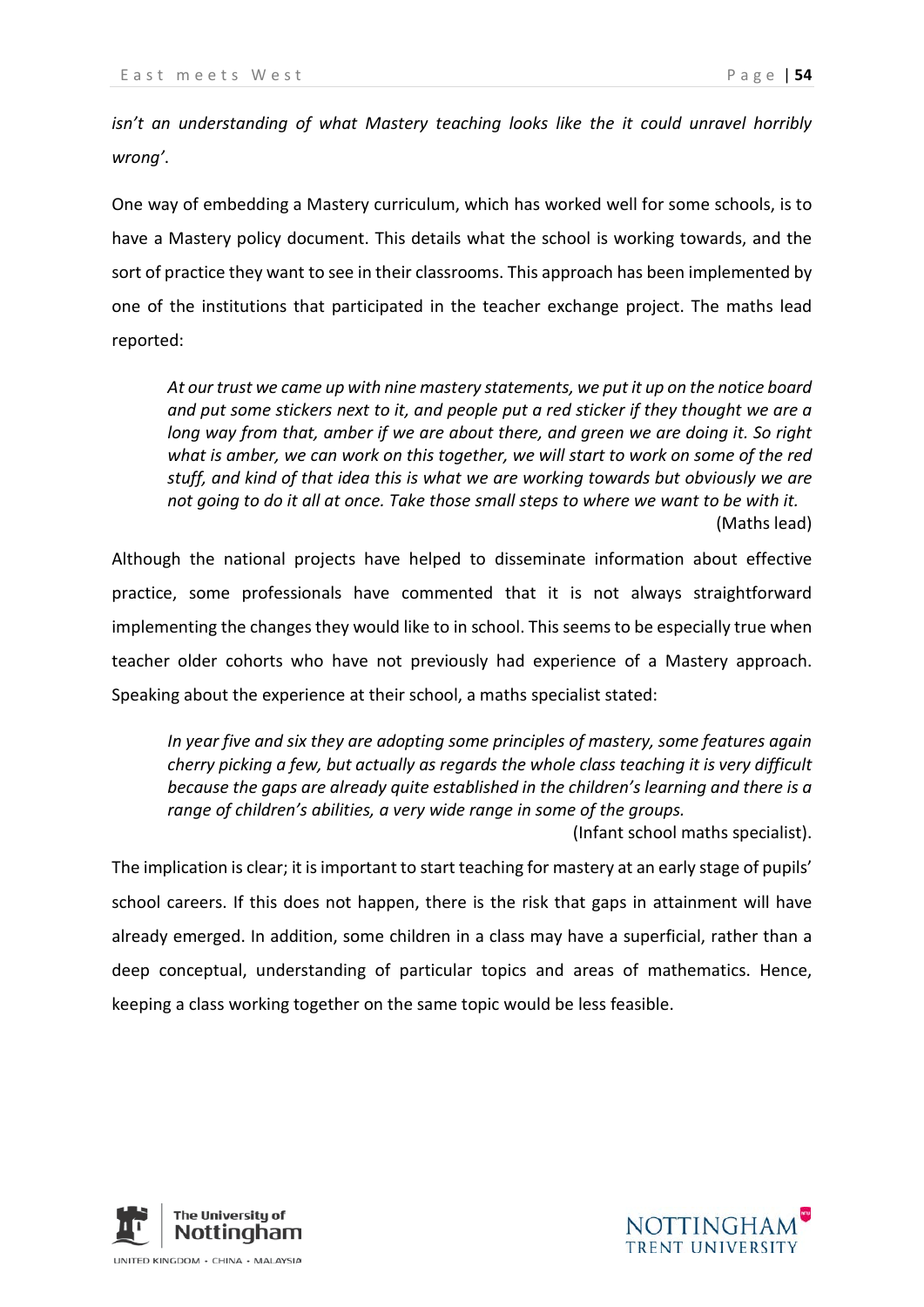*isn't an understanding of what Mastery teaching looks like the it could unravel horribly wrong'*.

One way of embedding a Mastery curriculum, which has worked well for some schools, is to have a Mastery policy document. This details what the school is working towards, and the sort of practice they want to see in their classrooms. This approach has been implemented by one of the institutions that participated in the teacher exchange project. The maths lead reported:

> *At our trust we came up with nine mastery statements, we put it up on the notice board and put some stickers next to it, and people put a red sticker if they thought we are a long way from that, amber if we are about there, and green we are doing it. So right what is amber, we can work on this together, we will start to work on some of the red stuff, and kind of that idea this is what we are working towards but obviously we are not going to do it all at once. Take those small steps to where we want to be with it.*
>
> (Maths lead)

Although the national projects have helped to disseminate information about effective practice, some professionals have commented that it is not always straightforward implementing the changes they would like to in school. This seems to be especially true when teacher older cohorts who have not previously had experience of a Mastery approach. Speaking about the experience at their school, a maths specialist stated:

> *In year five and six they are adopting some principles of mastery, some features again cherry picking a few, but actually as regards the whole class teaching it is very difficult because the gaps are already quite established in the children's learning and there is a range of children's abilities, a very wide range in some of the groups.*
>
> (Infant school maths specialist).

The implication is clear; it is important to start teaching for mastery at an early stage of pupils' school careers. If this does not happen, there is the risk that gaps in attainment will have already emerged. In addition, some children in a class may have a superficial, rather than a deep conceptual, understanding of particular topics and areas of mathematics. Hence, keeping a class working together on the same topic would be less feasible.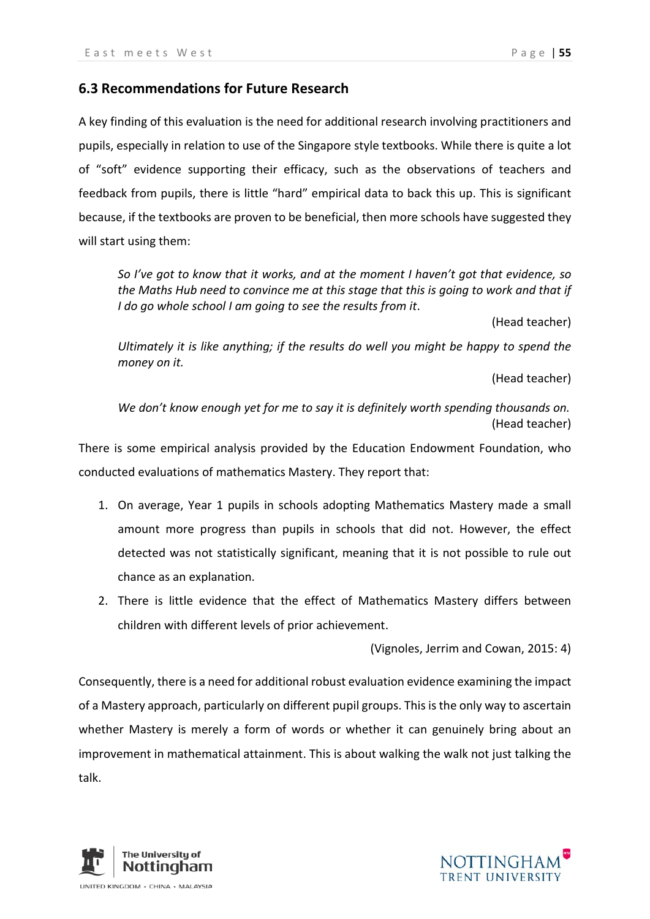## 6.3 Recommendations for Future Research

A key finding of this evaluation is the need for additional research involving practitioners and pupils, especially in relation to use of the Singapore style textbooks. While there is quite a lot of "soft" evidence supporting their efficacy, such as the observations of teachers and feedback from pupils, there is little "hard" empirical data to back this up. This is significant because, if the textbooks are proven to be beneficial, then more schools have suggested they will start using them:

> *So I've got to know that it works, and at the moment I haven't got that evidence, so the Maths Hub need to convince me at this stage that this is going to work and that if I do go whole school I am going to see the results from it.*
>
> (Head teacher)
>
> *Ultimately it is like anything; if the results do well you might be happy to spend the money on it.*
>
> (Head teacher)
>
> *We don't know enough yet for me to say it is definitely worth spending thousands on.*
>
> (Head teacher)

There is some empirical analysis provided by the Education Endowment Foundation, who conducted evaluations of mathematics Mastery. They report that:

> 1. On average, Year 1 pupils in schools adopting Mathematics Mastery made a small amount more progress than pupils in schools that did not. However, the effect detected was not statistically significant, meaning that it is not possible to rule out chance as an explanation.
> 2. There is little evidence that the effect of Mathematics Mastery differs between children with different levels of prior achievement.
>
> (Vignoles, Jerrim and Cowan, 2015: 4)

Consequently, there is a need for additional robust evaluation evidence examining the impact of a Mastery approach, particularly on different pupil groups. This is the only way to ascertain whether Mastery is merely a form of words or whether it can genuinely bring about an improvement in mathematical attainment. This is about walking the walk not just talking the talk.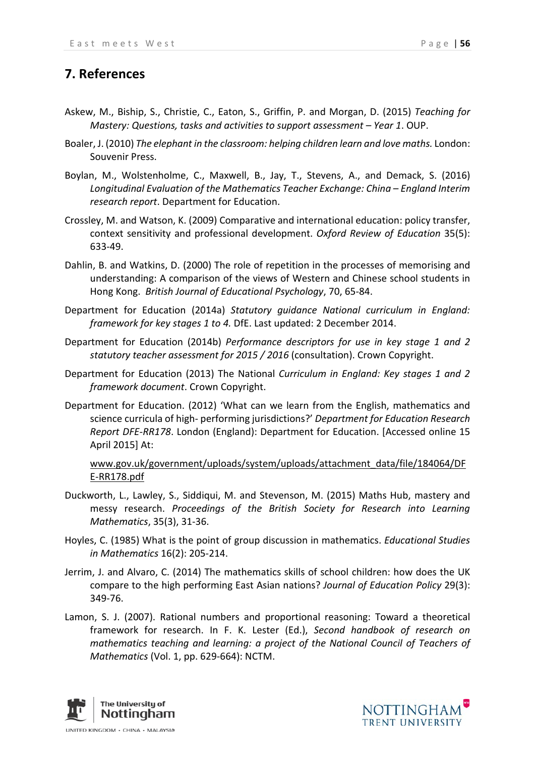## 7. References

Askew, M., Biship, S., Christie, C., Eaton, S., Griffin, P. and Morgan, D. (2015) *Teaching for Mastery: Questions, tasks and activities to support assessment – Year 1*. OUP.

Boaler, J. (2010) *The elephant in the classroom: helping children learn and love maths.* London: Souvenir Press.

Boylan, M., Wolstenholme, C., Maxwell, B., Jay, T., Stevens, A., and Demack, S. (2016) *Longitudinal Evaluation of the Mathematics Teacher Exchange: China – England Interim research report*. Department for Education.

Crossley, M. and Watson, K. (2009) Comparative and international education: policy transfer, context sensitivity and professional development. *Oxford Review of Education* 35(5): 633-49.

Dahlin, B. and Watkins, D. (2000) The role of repetition in the processes of memorising and understanding: A comparison of the views of Western and Chinese school students in Hong Kong. *British Journal of Educational Psychology*, 70, 65-84.

Department for Education (2014a) *Statutory guidance National curriculum in England: framework for key stages 1 to 4.* DfE. Last updated: 2 December 2014.

Department for Education (2014b) *Performance descriptors for use in key stage 1 and 2 statutory teacher assessment for 2015 / 2016* (consultation). Crown Copyright.

Department for Education (2013) The National *Curriculum in England: Key stages 1 and 2 framework document*. Crown Copyright.

Department for Education. (2012) 'What can we learn from the English, mathematics and science curricula of high- performing jurisdictions?' *Department for Education Research Report DFE-RR178*. London (England): Department for Education. [Accessed online 15 April 2015] At:

www.gov.uk/government/uploads/system/uploads/attachment_data/file/184064/DFE-RR178.pdf

Duckworth, L., Lawley, S., Siddiqui, M. and Stevenson, M. (2015) Maths Hub, mastery and messy research. *Proceedings of the British Society for Research into Learning Mathematics*, 35(3), 31-36.

Hoyles, C. (1985) What is the point of group discussion in mathematics. *Educational Studies in Mathematics* 16(2): 205-214.

Jerrim, J. and Alvaro, C. (2014) The mathematics skills of school children: how does the UK compare to the high performing East Asian nations? *Journal of Education Policy* 29(3): 349-76.

Lamon, S. J. (2007). Rational numbers and proportional reasoning: Toward a theoretical framework for research. In F. K. Lester (Ed.), *Second handbook of research on mathematics teaching and learning: a project of the National Council of Teachers of Mathematics* (Vol. 1, pp. 629-664): NCTM.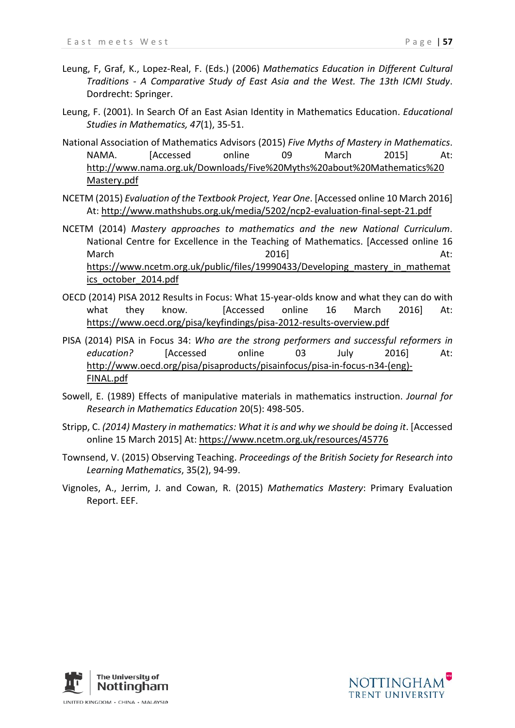Leung, F, Graf, K., Lopez-Real, F. (Eds.) (2006) *Mathematics Education in Different Cultural Traditions - A Comparative Study of East Asia and the West. The 13th ICMI Study*. Dordrecht: Springer.

Leung, F. (2001). In Search Of an East Asian Identity in Mathematics Education. *Educational Studies in Mathematics, 47*(1), 35-51.

National Association of Mathematics Advisors (2015) *Five Myths of Mastery in Mathematics*. NAMA. [Accessed online 09 March 2015] At: http://www.nama.org.uk/Downloads/Five%20Myths%20about%20Mathematics%20Mastery.pdf

NCETM (2015) *Evaluation of the Textbook Project, Year One*. [Accessed online 10 March 2016] At: http://www.mathshubs.org.uk/media/5202/ncp2-evaluation-final-sept-21.pdf

NCETM (2014) *Mastery approaches to mathematics and the new National Curriculum*. National Centre for Excellence in the Teaching of Mathematics. [Accessed online 16 March 2016] At: https://www.ncetm.org.uk/public/files/19990433/Developing_mastery_in_mathematics_october_2014.pdf

OECD (2014) PISA 2012 Results in Focus: What 15-year-olds know and what they can do with what they know. [Accessed online 16 March 2016] At: https://www.oecd.org/pisa/keyfindings/pisa-2012-results-overview.pdf

PISA (2014) PISA in Focus 34: *Who are the strong performers and successful reformers in education?* [Accessed online 03 July 2016] At: http://www.oecd.org/pisa/pisaproducts/pisainfocus/pisa-in-focus-n34-(eng)-FINAL.pdf

Sowell, E. (1989) Effects of manipulative materials in mathematics instruction. *Journal for Research in Mathematics Education* 20(5): 498-505.

Stripp, C. *(2014) Mastery in mathematics: What it is and why we should be doing it*. [Accessed online 15 March 2015] At: https://www.ncetm.org.uk/resources/45776

Townsend, V. (2015) Observing Teaching. *Proceedings of the British Society for Research into Learning Mathematics*, 35(2), 94-99.

Vignoles, A., Jerrim, J. and Cowan, R. (2015) *Mathematics Mastery*: Primary Evaluation Report. EEF.